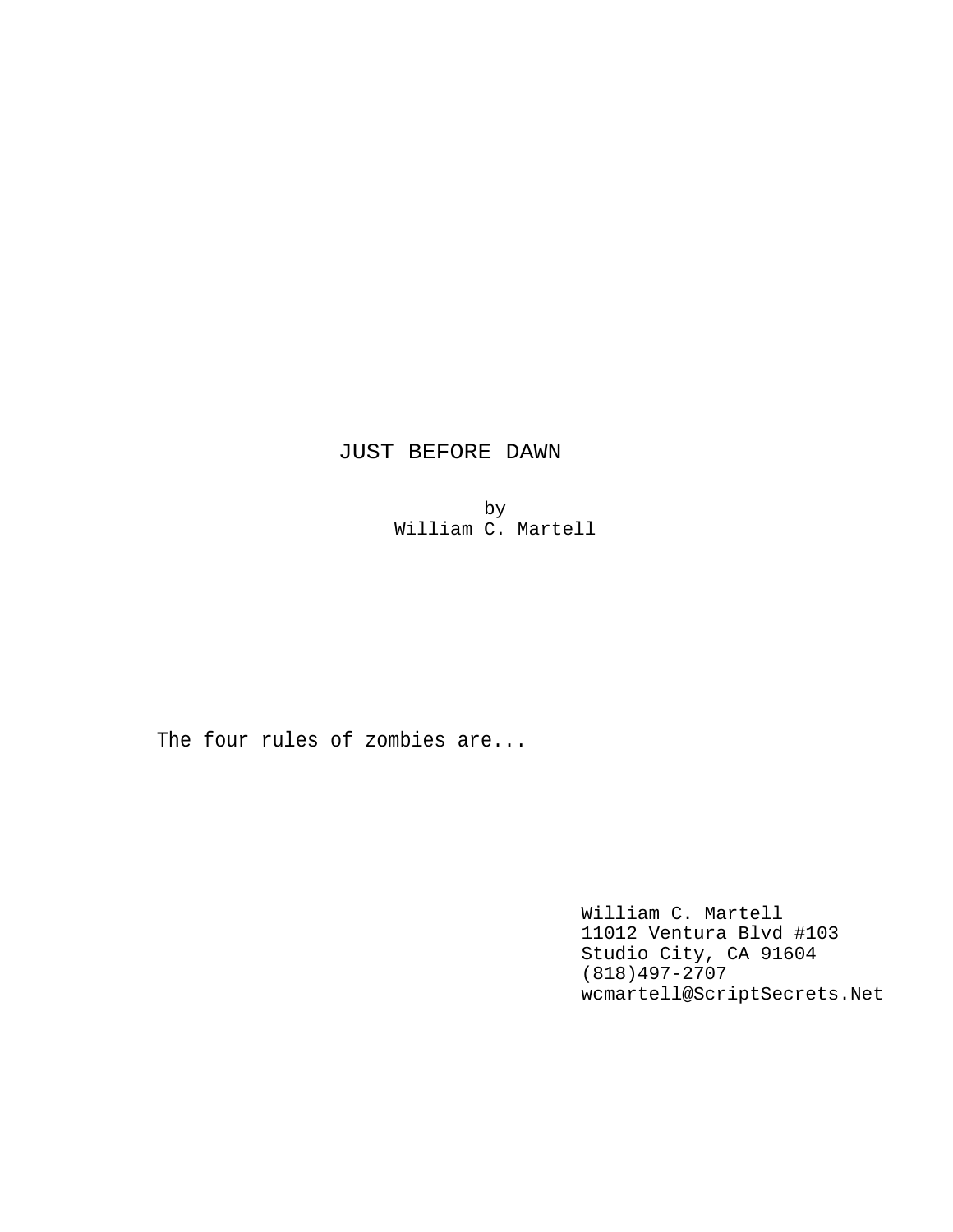# JUST BEFORE DAWN

by
William C. Martell

The four rules of zombies are...

William C. Martell
11012 Ventura Blvd #103
Studio City, CA 91604
(818)497-2707
wcmartell@ScriptSecrets.Net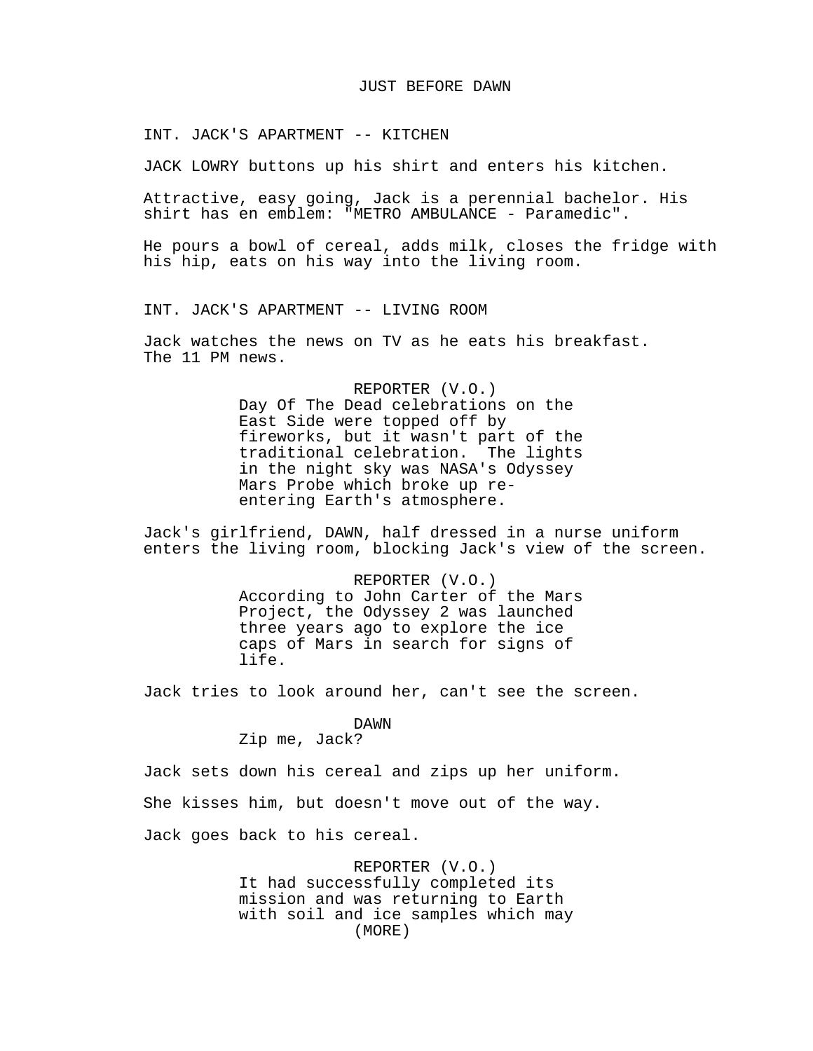# JUST BEFORE DAWN

INT. JACK'S APARTMENT -- KITCHEN

JACK LOWRY buttons up his shirt and enters his kitchen.

Attractive, easy going, Jack is a perennial bachelor. His shirt has en emblem: "METRO AMBULANCE - Paramedic".

He pours a bowl of cereal, adds milk, closes the fridge with his hip, eats on his way into the living room.

INT. JACK'S APARTMENT -- LIVING ROOM

Jack watches the news on TV as he eats his breakfast. The 11 PM news.

REPORTER (V.O.)
Day Of The Dead celebrations on the East Side were topped off by fireworks, but it wasn't part of the traditional celebration. The lights in the night sky was NASA's Odyssey Mars Probe which broke up re-entering Earth's atmosphere.

Jack's girlfriend, DAWN, half dressed in a nurse uniform enters the living room, blocking Jack's view of the screen.

REPORTER (V.O.)
According to John Carter of the Mars Project, the Odyssey 2 was launched three years ago to explore the ice caps of Mars in search for signs of life.

Jack tries to look around her, can't see the screen.

DAWN
Zip me, Jack?

Jack sets down his cereal and zips up her uniform.

She kisses him, but doesn't move out of the way.

Jack goes back to his cereal.

REPORTER (V.O.)
It had successfully completed its mission and was returning to Earth with soil and ice samples which may
(MORE)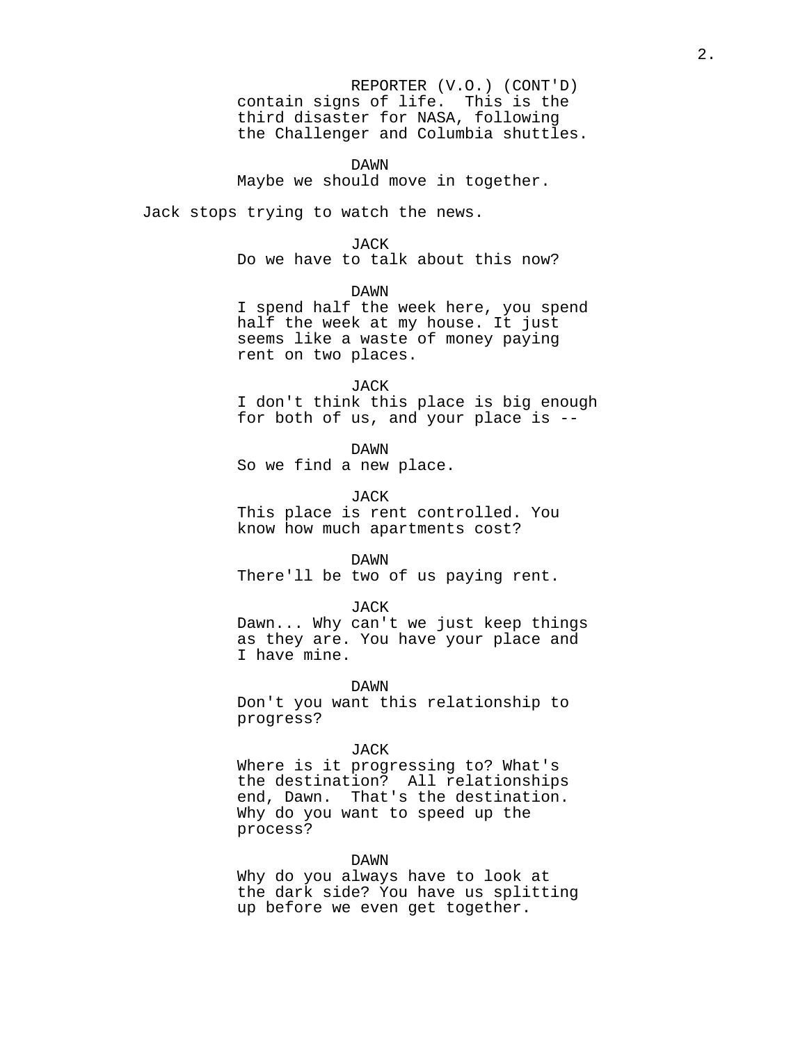REPORTER (V.O.) (CONT'D)
contain signs of life. This is the third disaster for NASA, following the Challenger and Columbia shuttles.

DAWN
Maybe we should move in together.

Jack stops trying to watch the news.

JACK
Do we have to talk about this now?

DAWN
I spend half the week here, you spend half the week at my house. It just seems like a waste of money paying rent on two places.

JACK
I don't think this place is big enough for both of us, and your place is --

DAWN
So we find a new place.

JACK
This place is rent controlled. You know how much apartments cost?

DAWN
There'll be two of us paying rent.

JACK
Dawn... Why can't we just keep things as they are. You have your place and I have mine.

DAWN
Don't you want this relationship to progress?

JACK
Where is it progressing to? What's the destination? All relationships end, Dawn. That's the destination. Why do you want to speed up the process?

DAWN
Why do you always have to look at the dark side? You have us splitting up before we even get together.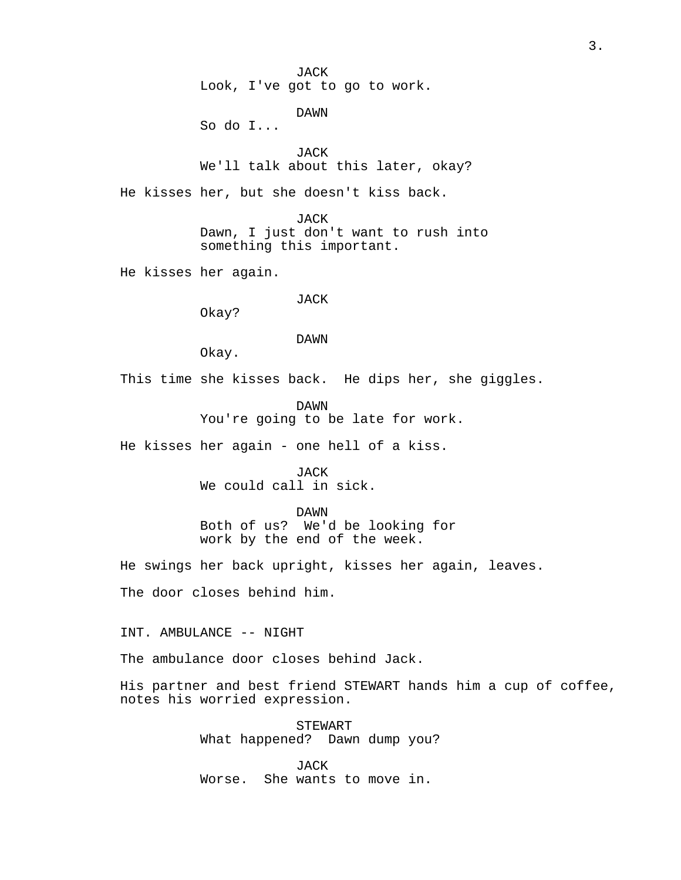JACK
Look, I've got to go to work.

DAWN
So do I...

JACK
We'll talk about this later, okay?

He kisses her, but she doesn't kiss back.

JACK
Dawn, I just don't want to rush into something this important.

He kisses her again.

JACK
Okay?

DAWN
Okay.

This time she kisses back. He dips her, she giggles.

DAWN
You're going to be late for work.

He kisses her again - one hell of a kiss.

JACK
We could call in sick.

DAWN
Both of us? We'd be looking for work by the end of the week.

He swings her back upright, kisses her again, leaves.

The door closes behind him.

INT. AMBULANCE -- NIGHT

The ambulance door closes behind Jack.

His partner and best friend STEWART hands him a cup of coffee, notes his worried expression.

STEWART
What happened? Dawn dump you?

JACK
Worse. She wants to move in.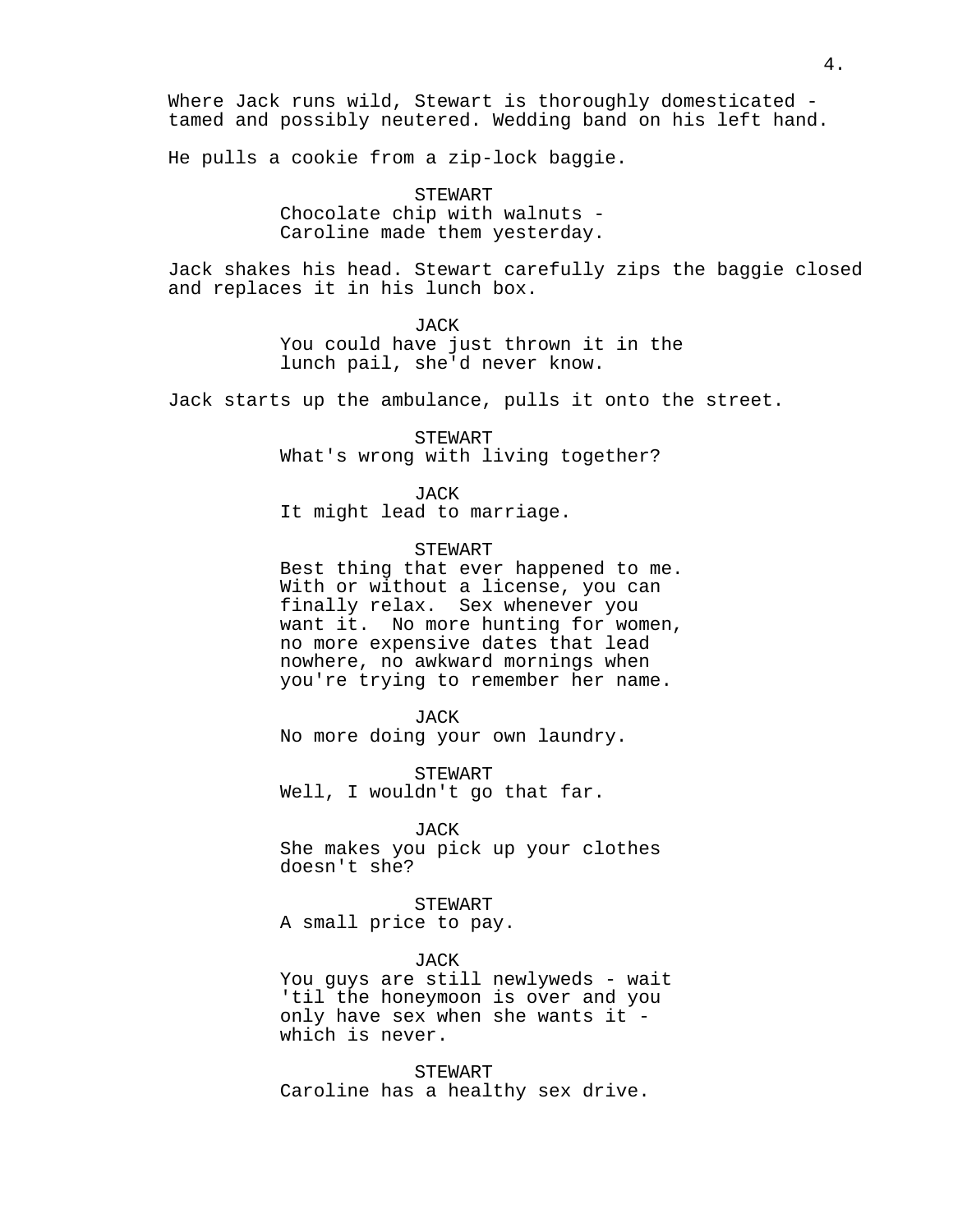Where Jack runs wild, Stewart is thoroughly domesticated - tamed and possibly neutered. Wedding band on his left hand.

He pulls a cookie from a zip-lock baggie.

STEWART
Chocolate chip with walnuts - Caroline made them yesterday.

Jack shakes his head. Stewart carefully zips the baggie closed and replaces it in his lunch box.

JACK
You could have just thrown it in the lunch pail, she'd never know.

Jack starts up the ambulance, pulls it onto the street.

STEWART
What's wrong with living together?

JACK
It might lead to marriage.

STEWART
Best thing that ever happened to me. With or without a license, you can finally relax. Sex whenever you want it. No more hunting for women, no more expensive dates that lead nowhere, no awkward mornings when you're trying to remember her name.

JACK
No more doing your own laundry.

STEWART
Well, I wouldn't go that far.

JACK
She makes you pick up your clothes doesn't she?

STEWART
A small price to pay.

JACK
You guys are still newlyweds - wait 'til the honeymoon is over and you only have sex when she wants it - which is never.

STEWART
Caroline has a healthy sex drive.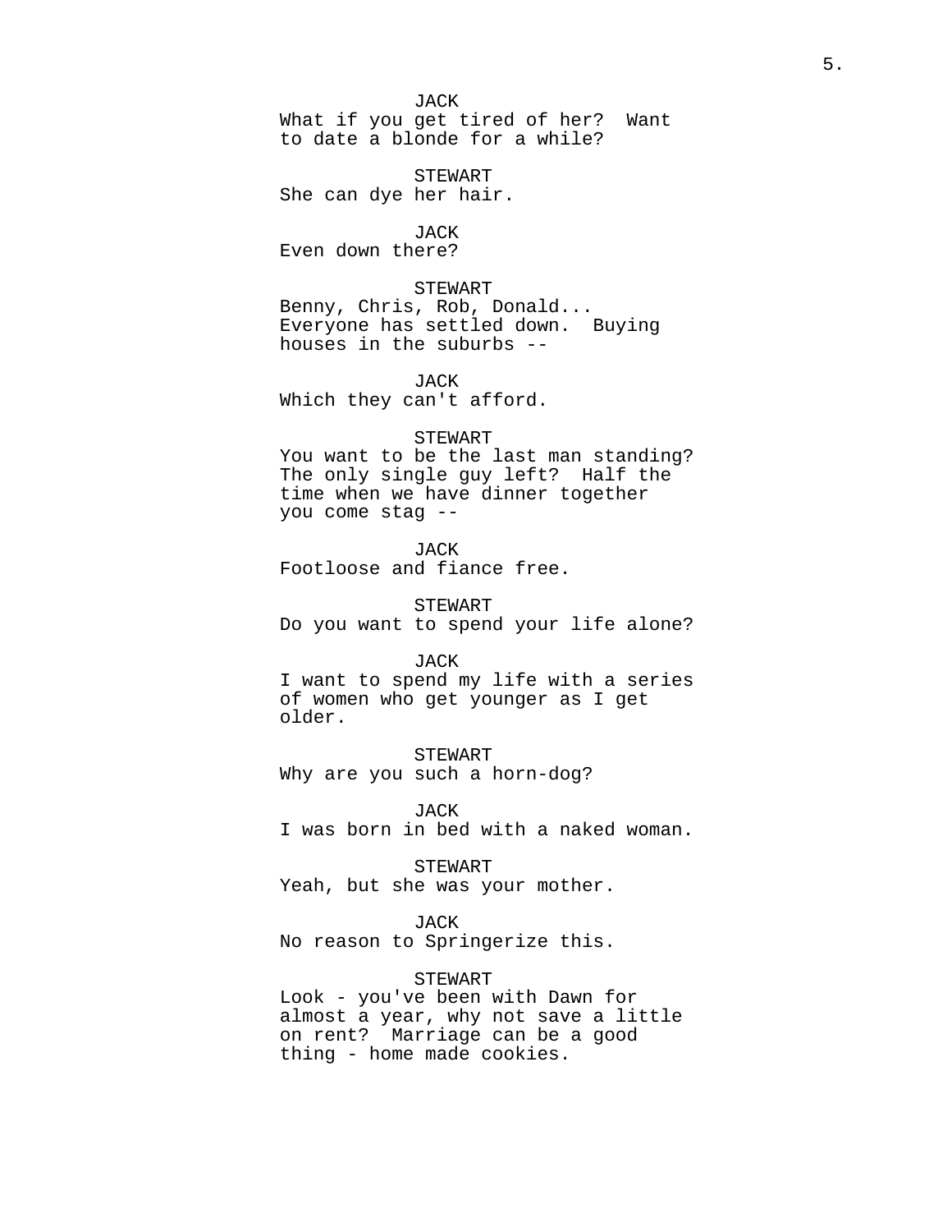JACK
What if you get tired of her?  Want to date a blonde for a while?

STEWART
She can dye her hair.

JACK
Even down there?

STEWART
Benny, Chris, Rob, Donald... Everyone has settled down.  Buying houses in the suburbs --

JACK
Which they can't afford.

STEWART
You want to be the last man standing? The only single guy left?  Half the time when we have dinner together you come stag --

JACK
Footloose and fiance free.

STEWART
Do you want to spend your life alone?

JACK
I want to spend my life with a series of women who get younger as I get older.

STEWART
Why are you such a horn-dog?

JACK
I was born in bed with a naked woman.

STEWART
Yeah, but she was your mother.

JACK
No reason to Springerize this.

STEWART
Look - you've been with Dawn for almost a year, why not save a little on rent?  Marriage can be a good thing - home made cookies.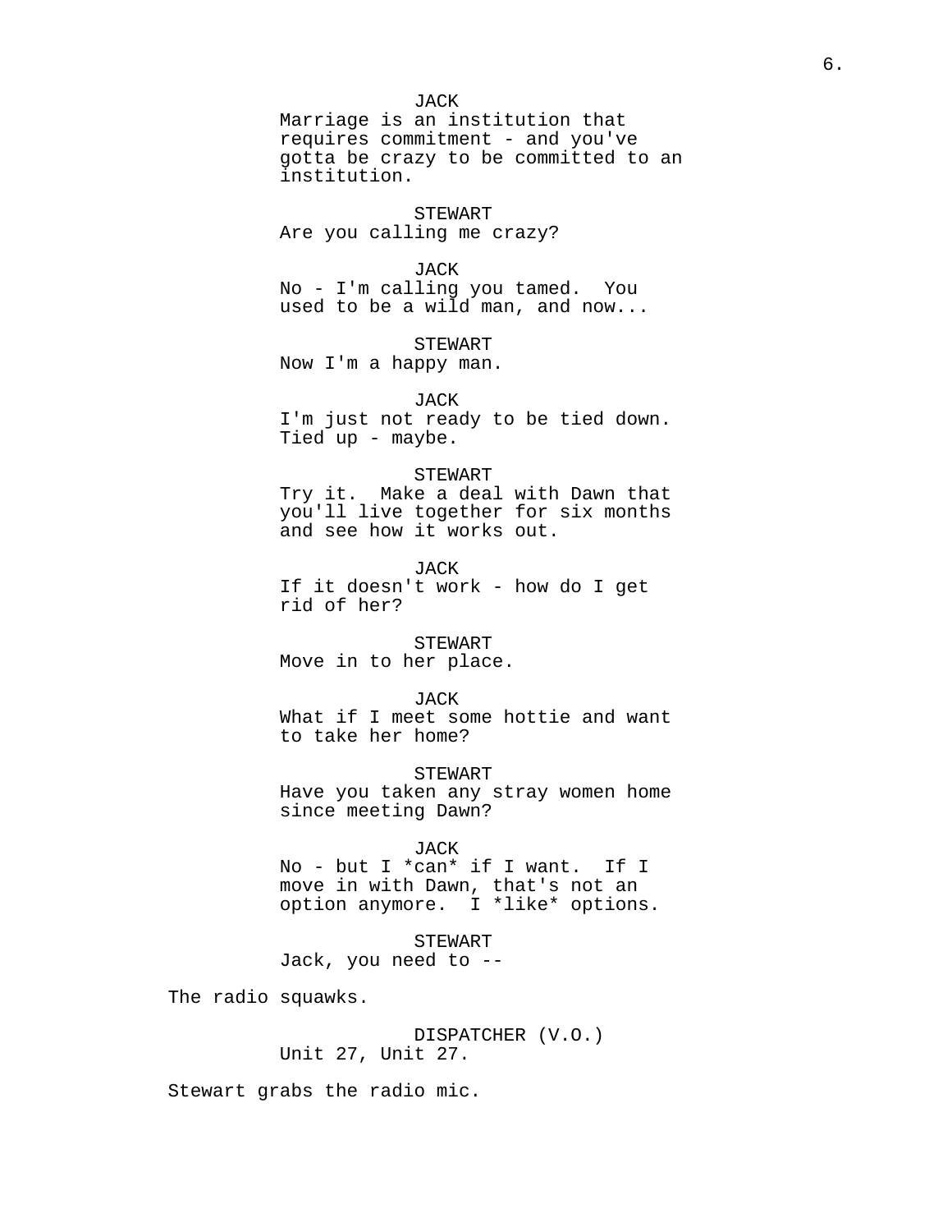JACK
Marriage is an institution that requires commitment - and you've gotta be crazy to be committed to an institution.

STEWART
Are you calling me crazy?

JACK
No - I'm calling you tamed. You used to be a wild man, and now...

STEWART
Now I'm a happy man.

JACK
I'm just not ready to be tied down. Tied up - maybe.

STEWART
Try it. Make a deal with Dawn that you'll live together for six months and see how it works out.

JACK
If it doesn't work - how do I get rid of her?

STEWART
Move in to her place.

JACK
What if I meet some hottie and want to take her home?

STEWART
Have you taken any stray women home since meeting Dawn?

JACK
No - but I *can* if I want. If I move in with Dawn, that's not an option anymore. I *like* options.

STEWART
Jack, you need to --

The radio squawks.

DISPATCHER (V.O.)
Unit 27, Unit 27.

Stewart grabs the radio mic.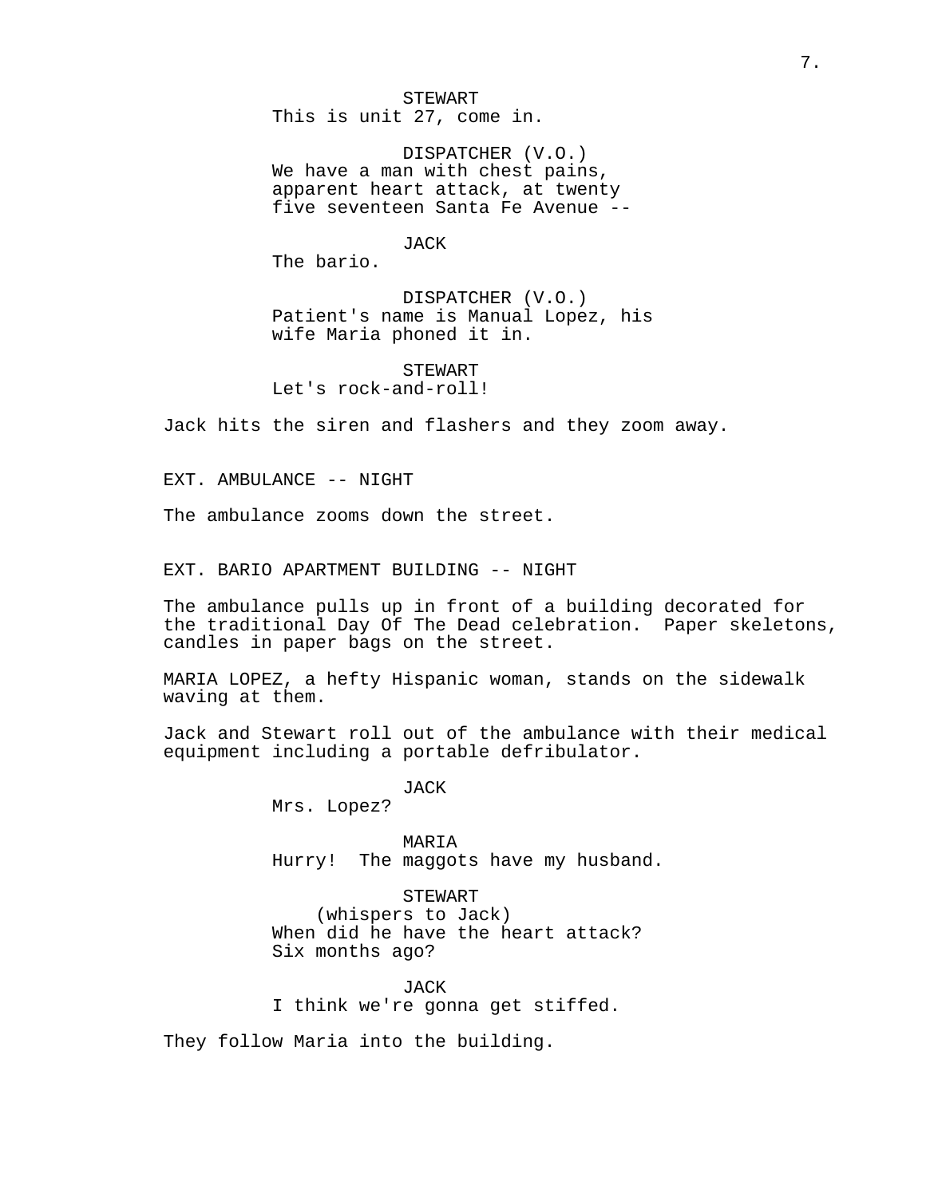STEWART
This is unit 27, come in.

DISPATCHER (V.O.)
We have a man with chest pains, apparent heart attack, at twenty five seventeen Santa Fe Avenue --

JACK
The bario.

DISPATCHER (V.O.)
Patient's name is Manual Lopez, his wife Maria phoned it in.

STEWART
Let's rock-and-roll!

Jack hits the siren and flashers and they zoom away.

EXT. AMBULANCE -- NIGHT

The ambulance zooms down the street.

EXT. BARIO APARTMENT BUILDING -- NIGHT

The ambulance pulls up in front of a building decorated for the traditional Day Of The Dead celebration. Paper skeletons, candles in paper bags on the street.

MARIA LOPEZ, a hefty Hispanic woman, stands on the sidewalk waving at them.

Jack and Stewart roll out of the ambulance with their medical equipment including a portable defribulator.

JACK
Mrs. Lopez?

MARIA
Hurry! The maggots have my husband.

STEWART
(whispers to Jack)
When did he have the heart attack? Six months ago?

JACK
I think we're gonna get stiffed.

They follow Maria into the building.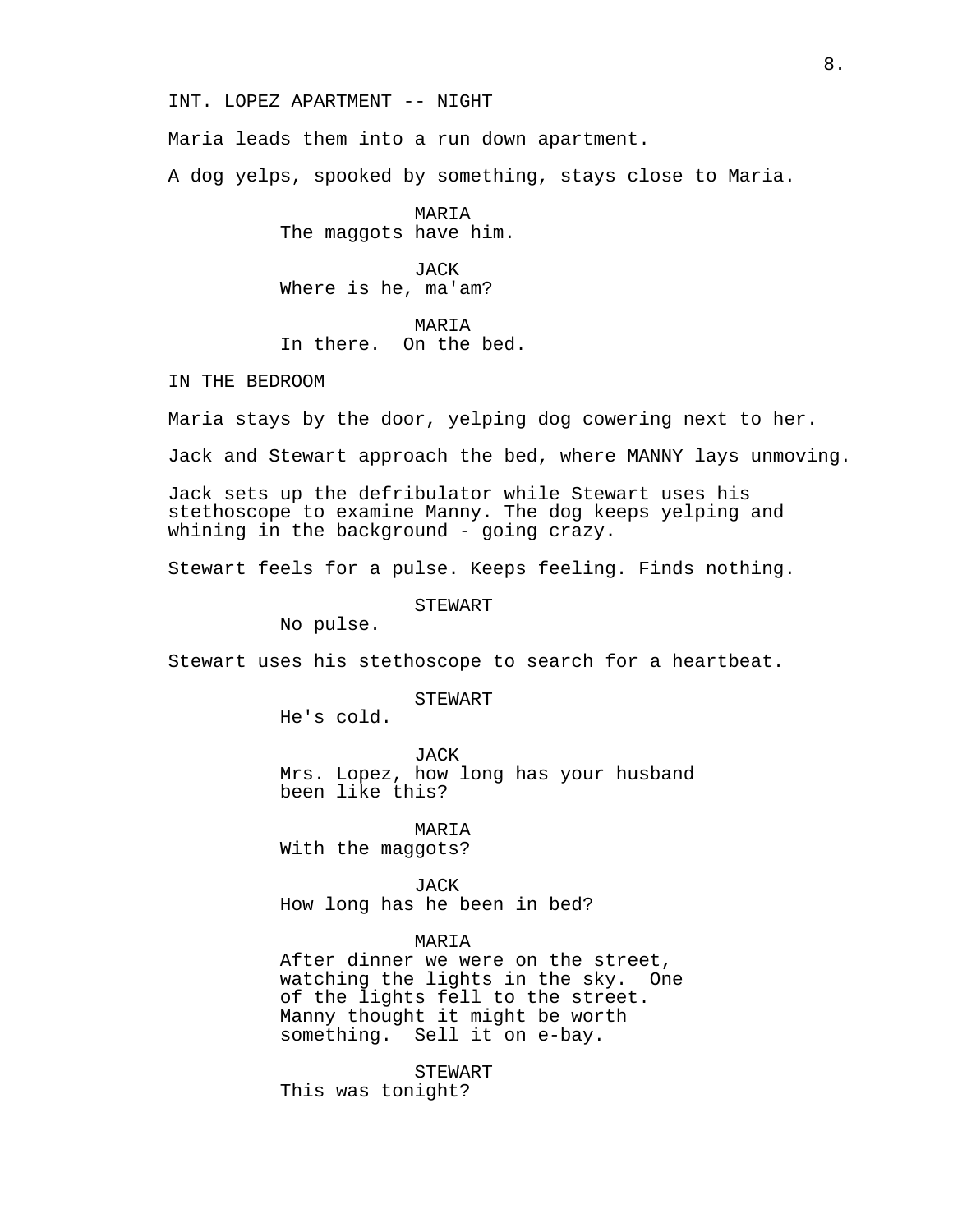INT. LOPEZ APARTMENT -- NIGHT

Maria leads them into a run down apartment.

A dog yelps, spooked by something, stays close to Maria.

MARIA
The maggots have him.

JACK
Where is he, ma'am?

MARIA
In there. On the bed.

IN THE BEDROOM

Maria stays by the door, yelping dog cowering next to her.

Jack and Stewart approach the bed, where MANNY lays unmoving.

Jack sets up the defribulator while Stewart uses his stethoscope to examine Manny. The dog keeps yelping and whining in the background - going crazy.

Stewart feels for a pulse. Keeps feeling. Finds nothing.

STEWART
No pulse.

Stewart uses his stethoscope to search for a heartbeat.

STEWART
He's cold.

JACK
Mrs. Lopez, how long has your husband been like this?

MARIA
With the maggots?

JACK
How long has he been in bed?

MARIA
After dinner we were on the street, watching the lights in the sky. One of the lights fell to the street. Manny thought it might be worth something. Sell it on e-bay.

STEWART
This was tonight?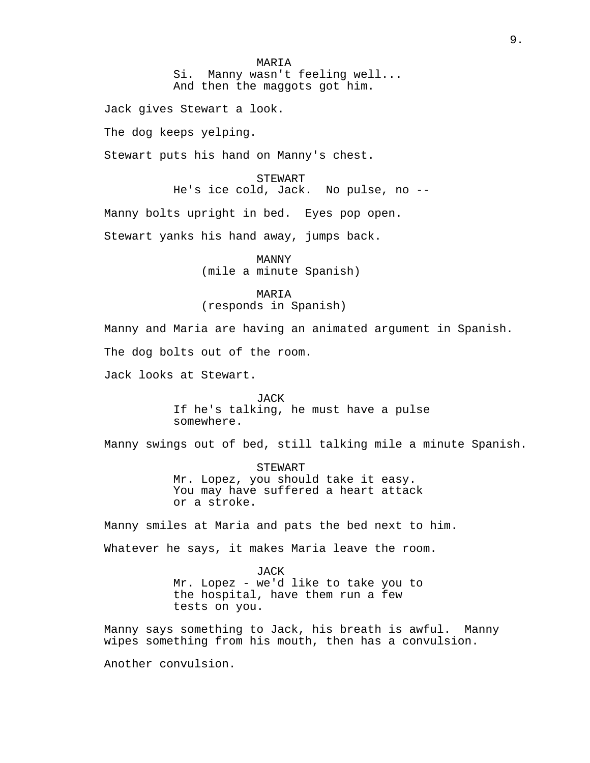MARIA
Si.  Manny wasn't feeling well...
And then the maggots got him.

Jack gives Stewart a look.

The dog keeps yelping.

Stewart puts his hand on Manny's chest.

STEWART
He's ice cold, Jack.  No pulse, no --

Manny bolts upright in bed.  Eyes pop open.

Stewart yanks his hand away, jumps back.

MANNY
(mile a minute Spanish)

MARIA
(responds in Spanish)

Manny and Maria are having an animated argument in Spanish.

The dog bolts out of the room.

Jack looks at Stewart.

JACK
If he's talking, he must have a pulse
somewhere.

Manny swings out of bed, still talking mile a minute Spanish.

STEWART
Mr. Lopez, you should take it easy.
You may have suffered a heart attack
or a stroke.

Manny smiles at Maria and pats the bed next to him.

Whatever he says, it makes Maria leave the room.

JACK
Mr. Lopez - we'd like to take you to
the hospital, have them run a few
tests on you.

Manny says something to Jack, his breath is awful.  Manny
wipes something from his mouth, then has a convulsion.

Another convulsion.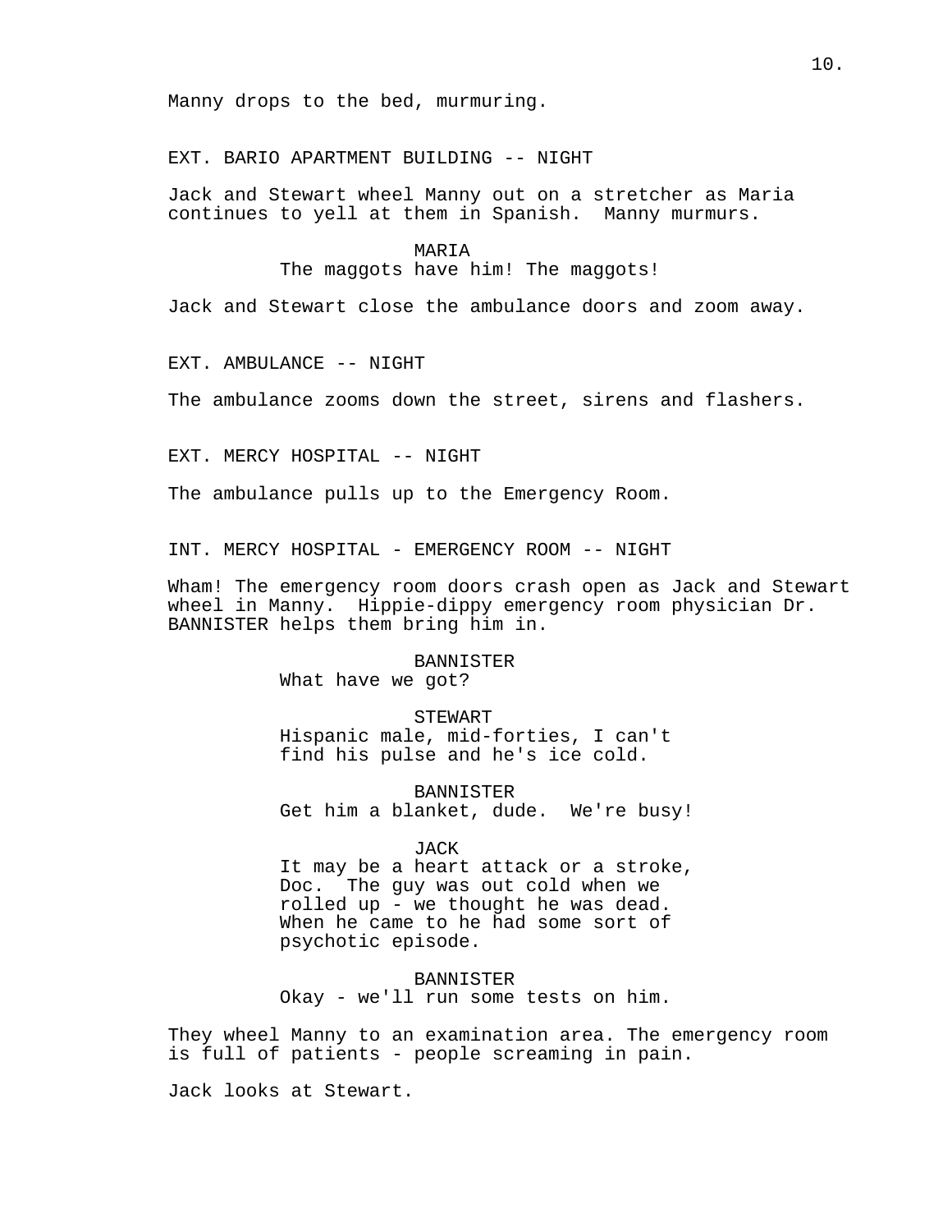Manny drops to the bed, murmuring.

EXT. BARIO APARTMENT BUILDING -- NIGHT

Jack and Stewart wheel Manny out on a stretcher as Maria continues to yell at them in Spanish.  Manny murmurs.

MARIA
The maggots have him! The maggots!

Jack and Stewart close the ambulance doors and zoom away.

EXT. AMBULANCE -- NIGHT

The ambulance zooms down the street, sirens and flashers.

EXT. MERCY HOSPITAL -- NIGHT

The ambulance pulls up to the Emergency Room.

INT. MERCY HOSPITAL - EMERGENCY ROOM -- NIGHT

Wham! The emergency room doors crash open as Jack and Stewart wheel in Manny.  Hippie-dippy emergency room physician Dr. BANNISTER helps them bring him in.

BANNISTER
What have we got?

STEWART
Hispanic male, mid-forties, I can't find his pulse and he's ice cold.

BANNISTER
Get him a blanket, dude.  We're busy!

JACK
It may be a heart attack or a stroke, Doc.  The guy was out cold when we rolled up - we thought he was dead. When he came to he had some sort of psychotic episode.

BANNISTER
Okay - we'll run some tests on him.

They wheel Manny to an examination area. The emergency room is full of patients - people screaming in pain.

Jack looks at Stewart.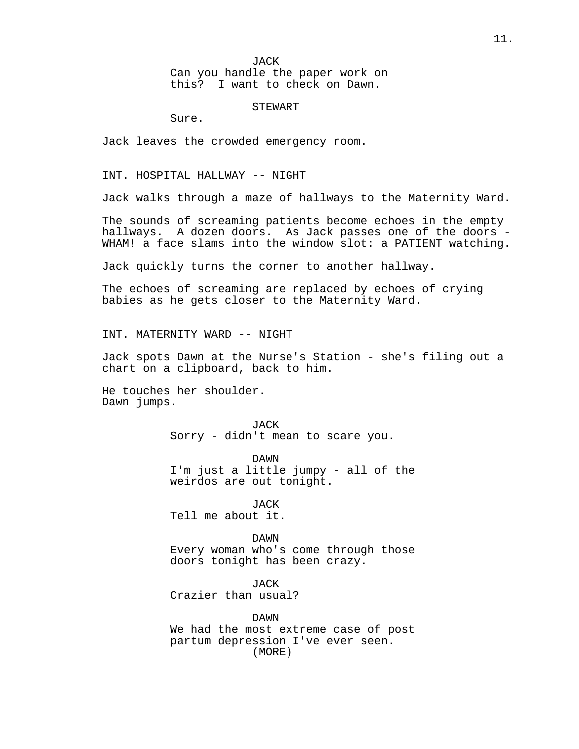JACK
Can you handle the paper work on this? I want to check on Dawn.

STEWART
Sure.

Jack leaves the crowded emergency room.

INT. HOSPITAL HALLWAY -- NIGHT

Jack walks through a maze of hallways to the Maternity Ward.

The sounds of screaming patients become echoes in the empty hallways. A dozen doors. As Jack passes one of the doors - WHAM! a face slams into the window slot: a PATIENT watching.

Jack quickly turns the corner to another hallway.

The echoes of screaming are replaced by echoes of crying babies as he gets closer to the Maternity Ward.

INT. MATERNITY WARD -- NIGHT

Jack spots Dawn at the Nurse's Station - she's filing out a chart on a clipboard, back to him.

He touches her shoulder.
Dawn jumps.

JACK
Sorry - didn't mean to scare you.

DAWN
I'm just a little jumpy - all of the weirdos are out tonight.

JACK
Tell me about it.

DAWN
Every woman who's come through those doors tonight has been crazy.

JACK
Crazier than usual?

DAWN
We had the most extreme case of post partum depression I've ever seen.
(MORE)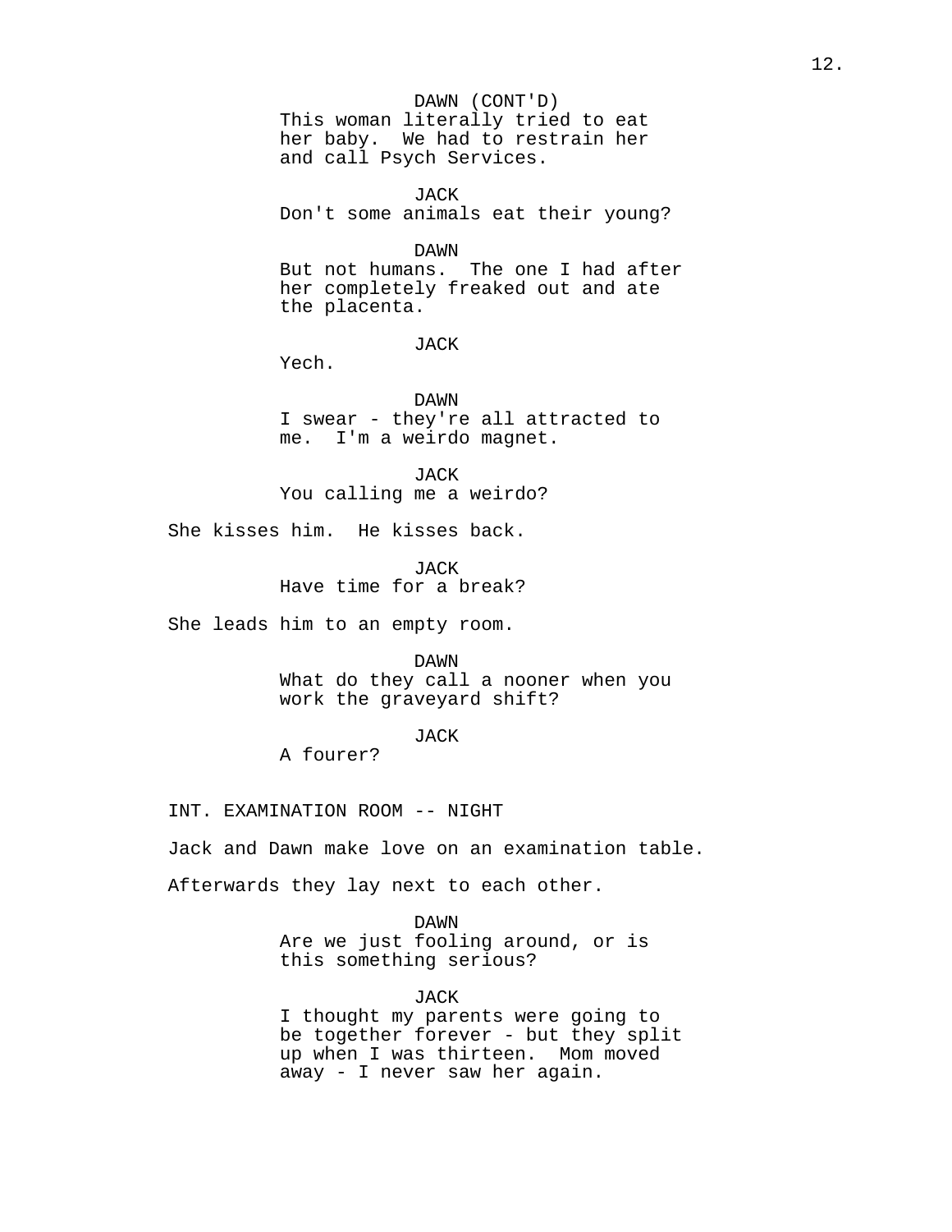DAWN (CONT'D)
This woman literally tried to eat her baby. We had to restrain her and call Psych Services.

JACK
Don't some animals eat their young?

DAWN
But not humans. The one I had after her completely freaked out and ate the placenta.

JACK
Yech.

DAWN
I swear - they're all attracted to me. I'm a weirdo magnet.

JACK
You calling me a weirdo?

She kisses him. He kisses back.

JACK
Have time for a break?

She leads him to an empty room.

DAWN
What do they call a nooner when you work the graveyard shift?

JACK
A fourer?

INT. EXAMINATION ROOM -- NIGHT

Jack and Dawn make love on an examination table.

Afterwards they lay next to each other.

DAWN
Are we just fooling around, or is this something serious?

JACK
I thought my parents were going to be together forever - but they split up when I was thirteen. Mom moved away - I never saw her again.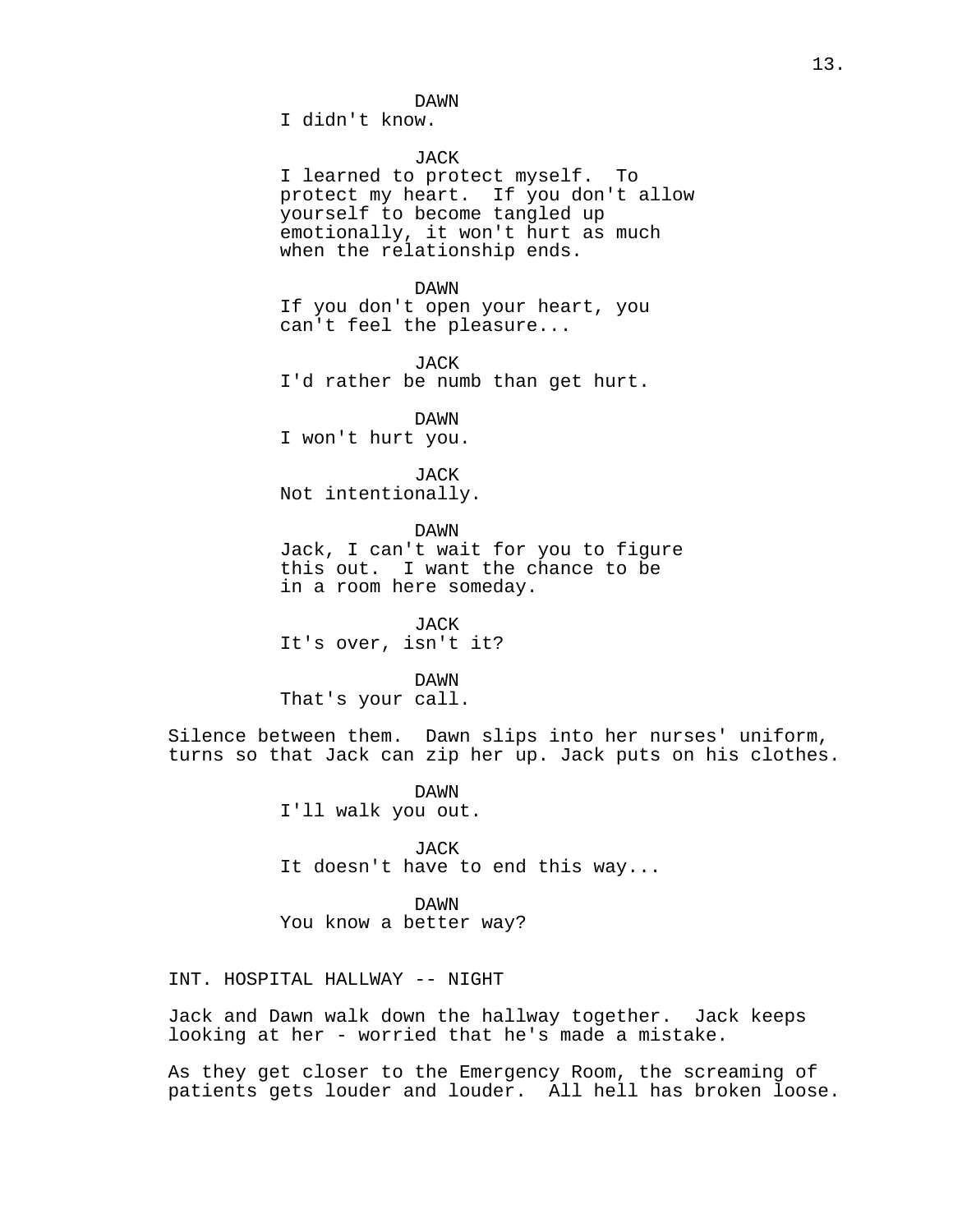DAWN

I didn't know.

JACK

I learned to protect myself. To protect my heart. If you don't allow yourself to become tangled up emotionally, it won't hurt as much when the relationship ends.

DAWN

If you don't open your heart, you can't feel the pleasure...

JACK

I'd rather be numb than get hurt.

DAWN

I won't hurt you.

JACK

Not intentionally.

DAWN

Jack, I can't wait for you to figure this out. I want the chance to be in a room here someday.

JACK

It's over, isn't it?

DAWN

That's your call.

Silence between them. Dawn slips into her nurses' uniform, turns so that Jack can zip her up. Jack puts on his clothes.

DAWN

I'll walk you out.

JACK

It doesn't have to end this way...

DAWN

You know a better way?

INT. HOSPITAL HALLWAY -- NIGHT

Jack and Dawn walk down the hallway together. Jack keeps looking at her - worried that he's made a mistake.

As they get closer to the Emergency Room, the screaming of patients gets louder and louder. All hell has broken loose.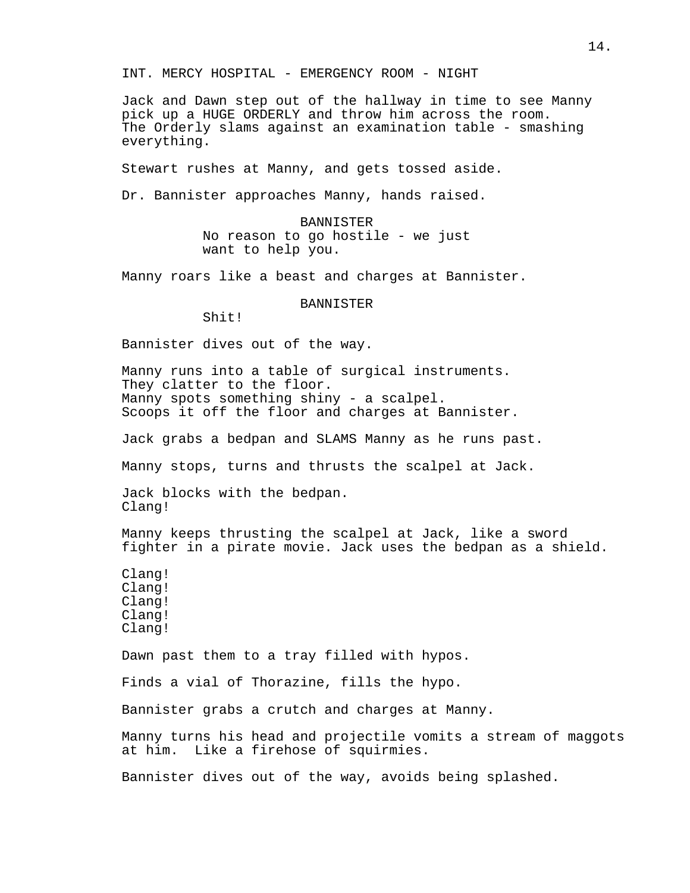INT. MERCY HOSPITAL - EMERGENCY ROOM - NIGHT

Jack and Dawn step out of the hallway in time to see Manny pick up a HUGE ORDERLY and throw him across the room. The Orderly slams against an examination table - smashing everything.

Stewart rushes at Manny, and gets tossed aside.

Dr. Bannister approaches Manny, hands raised.

BANNISTER
No reason to go hostile - we just want to help you.

Manny roars like a beast and charges at Bannister.

BANNISTER
Shit!

Bannister dives out of the way.

Manny runs into a table of surgical instruments.
They clatter to the floor.
Manny spots something shiny - a scalpel.
Scoops it off the floor and charges at Bannister.

Jack grabs a bedpan and SLAMS Manny as he runs past.

Manny stops, turns and thrusts the scalpel at Jack.

Jack blocks with the bedpan.
Clang!

Manny keeps thrusting the scalpel at Jack, like a sword fighter in a pirate movie. Jack uses the bedpan as a shield.

Clang!
Clang!
Clang!
Clang!
Clang!

Dawn past them to a tray filled with hypos.

Finds a vial of Thorazine, fills the hypo.

Bannister grabs a crutch and charges at Manny.

Manny turns his head and projectile vomits a stream of maggots at him. Like a firehose of squirmies.

Bannister dives out of the way, avoids being splashed.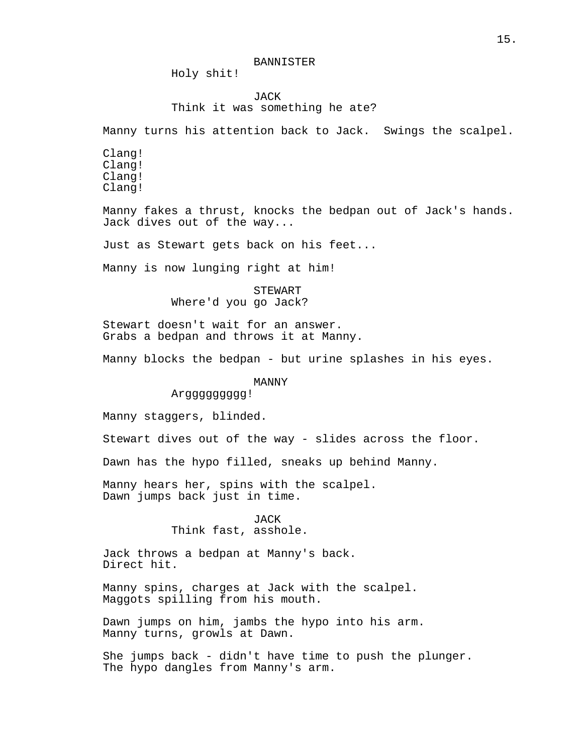BANNISTER
Holy shit!

JACK
Think it was something he ate?

Manny turns his attention back to Jack. Swings the scalpel.

Clang!
Clang!
Clang!
Clang!

Manny fakes a thrust, knocks the bedpan out of Jack's hands.
Jack dives out of the way...

Just as Stewart gets back on his feet...

Manny is now lunging right at him!

STEWART
Where'd you go Jack?

Stewart doesn't wait for an answer.
Grabs a bedpan and throws it at Manny.

Manny blocks the bedpan - but urine splashes in his eyes.

MANNY
Argggggggggg!

Manny staggers, blinded.

Stewart dives out of the way - slides across the floor.

Dawn has the hypo filled, sneaks up behind Manny.

Manny hears her, spins with the scalpel.
Dawn jumps back just in time.

JACK
Think fast, asshole.

Jack throws a bedpan at Manny's back.
Direct hit.

Manny spins, charges at Jack with the scalpel.
Maggots spilling from his mouth.

Dawn jumps on him, jambs the hypo into his arm.
Manny turns, growls at Dawn.

She jumps back - didn't have time to push the plunger.
The hypo dangles from Manny's arm.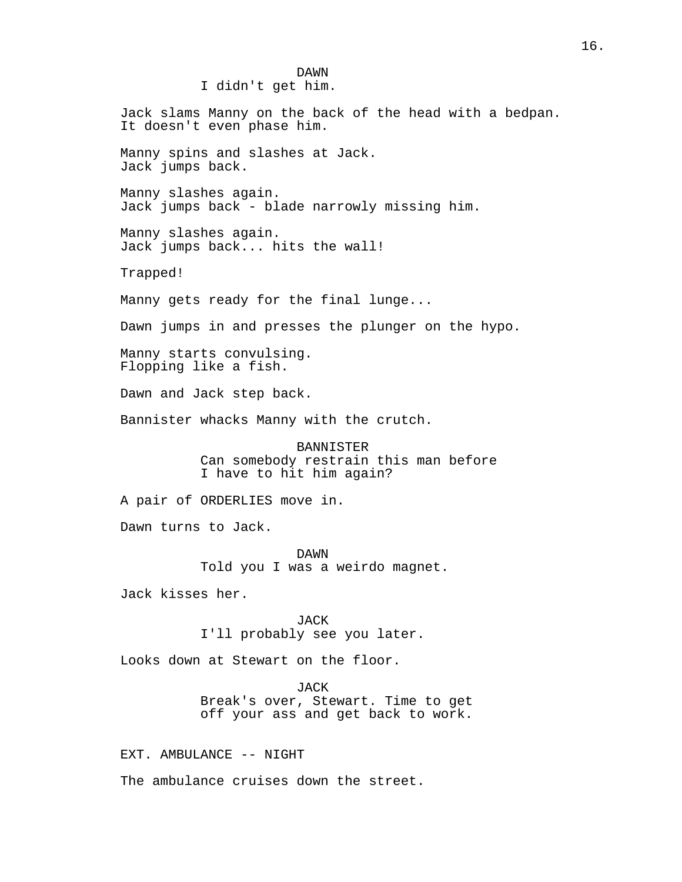DAWN
I didn't get him.

Jack slams Manny on the back of the head with a bedpan.
It doesn't even phase him.

Manny spins and slashes at Jack.
Jack jumps back.

Manny slashes again.
Jack jumps back - blade narrowly missing him.

Manny slashes again.
Jack jumps back... hits the wall!

Trapped!

Manny gets ready for the final lunge...

Dawn jumps in and presses the plunger on the hypo.

Manny starts convulsing.
Flopping like a fish.

Dawn and Jack step back.

Bannister whacks Manny with the crutch.

BANNISTER
Can somebody restrain this man before
I have to hit him again?

A pair of ORDERLIES move in.

Dawn turns to Jack.

DAWN
Told you I was a weirdo magnet.

Jack kisses her.

JACK
I'll probably see you later.

Looks down at Stewart on the floor.

JACK
Break's over, Stewart. Time to get
off your ass and get back to work.

EXT. AMBULANCE -- NIGHT

The ambulance cruises down the street.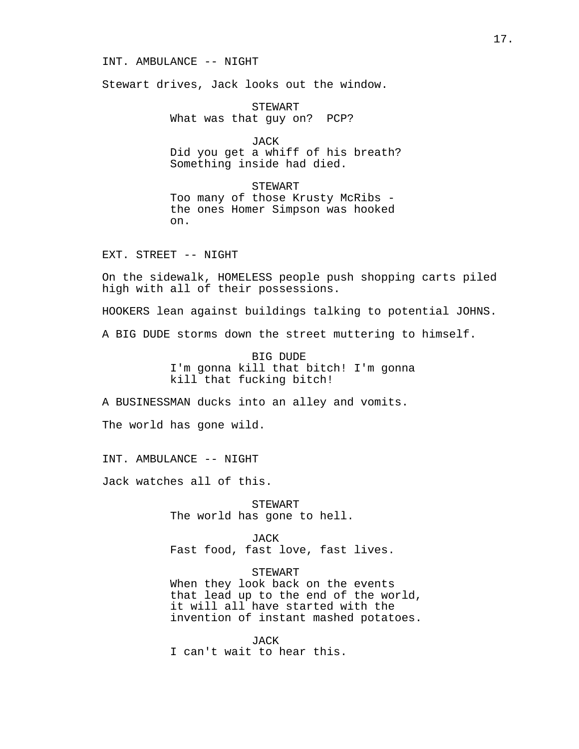INT. AMBULANCE -- NIGHT

Stewart drives, Jack looks out the window.

STEWART
What was that guy on?  PCP?

JACK
Did you get a whiff of his breath?
Something inside had died.

STEWART
Too many of those Krusty McRibs -
the ones Homer Simpson was hooked
on.

EXT. STREET -- NIGHT

On the sidewalk, HOMELESS people push shopping carts piled high with all of their possessions.

HOOKERS lean against buildings talking to potential JOHNS.

A BIG DUDE storms down the street muttering to himself.

BIG DUDE
I'm gonna kill that bitch! I'm gonna
kill that fucking bitch!

A BUSINESSMAN ducks into an alley and vomits.

The world has gone wild.

INT. AMBULANCE -- NIGHT

Jack watches all of this.

STEWART
The world has gone to hell.

JACK
Fast food, fast love, fast lives.

STEWART
When they look back on the events
that lead up to the end of the world,
it will all have started with the
invention of instant mashed potatoes.

JACK
I can't wait to hear this.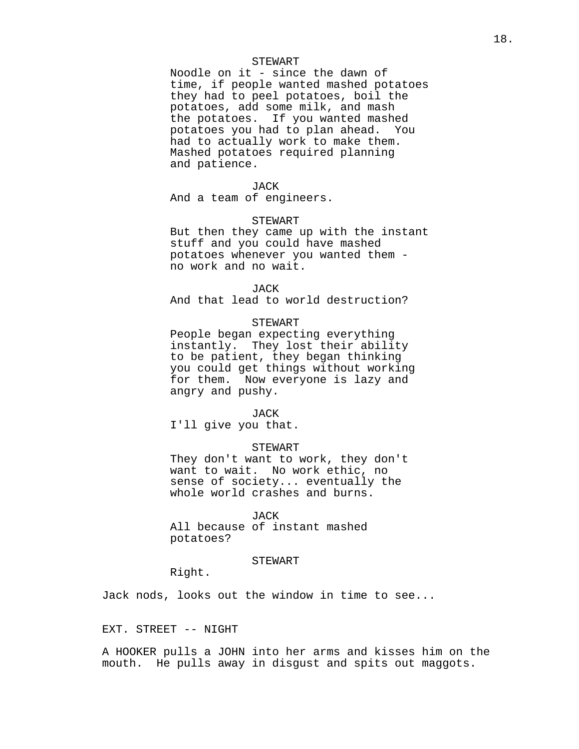STEWART
Noodle on it - since the dawn of time, if people wanted mashed potatoes they had to peel potatoes, boil the potatoes, add some milk, and mash the potatoes. If you wanted mashed potatoes you had to plan ahead. You had to actually work to make them. Mashed potatoes required planning and patience.

JACK
And a team of engineers.

STEWART
But then they came up with the instant stuff and you could have mashed potatoes whenever you wanted them - no work and no wait.

JACK
And that lead to world destruction?

STEWART
People began expecting everything instantly. They lost their ability to be patient, they began thinking you could get things without working for them. Now everyone is lazy and angry and pushy.

JACK
I'll give you that.

STEWART
They don't want to work, they don't want to wait. No work ethic, no sense of society... eventually the whole world crashes and burns.

JACK
All because of instant mashed potatoes?

STEWART
Right.

Jack nods, looks out the window in time to see...

EXT. STREET -- NIGHT

A HOOKER pulls a JOHN into her arms and kisses him on the mouth. He pulls away in disgust and spits out maggots.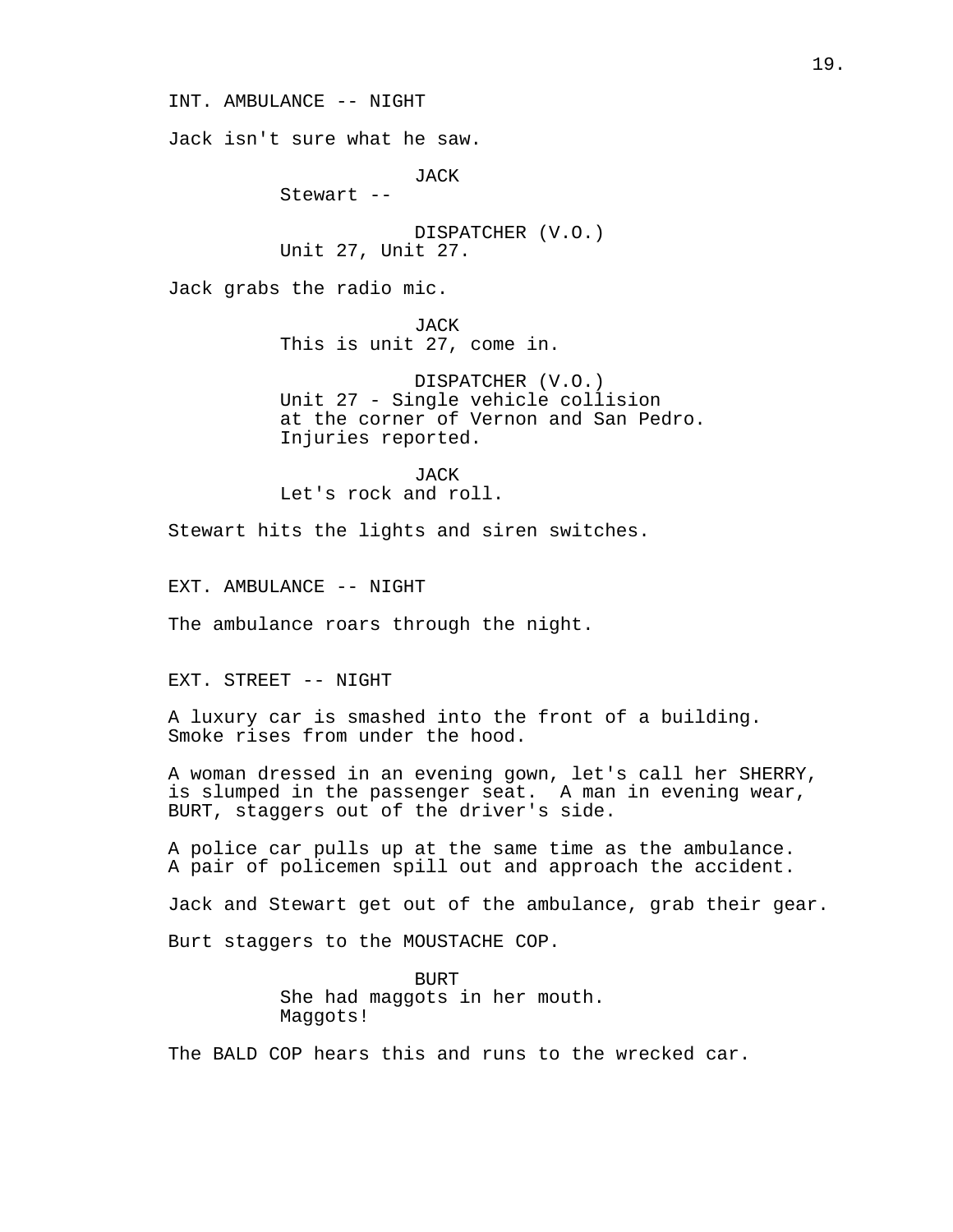INT. AMBULANCE -- NIGHT

Jack isn't sure what he saw.

JACK
Stewart --

DISPATCHER (V.O.)
Unit 27, Unit 27.

Jack grabs the radio mic.

JACK
This is unit 27, come in.

DISPATCHER (V.O.)
Unit 27 - Single vehicle collision at the corner of Vernon and San Pedro. Injuries reported.

JACK
Let's rock and roll.

Stewart hits the lights and siren switches.

EXT. AMBULANCE -- NIGHT

The ambulance roars through the night.

EXT. STREET -- NIGHT

A luxury car is smashed into the front of a building. Smoke rises from under the hood.

A woman dressed in an evening gown, let's call her SHERRY, is slumped in the passenger seat. A man in evening wear, BURT, staggers out of the driver's side.

A police car pulls up at the same time as the ambulance. A pair of policemen spill out and approach the accident.

Jack and Stewart get out of the ambulance, grab their gear.

Burt staggers to the MOUSTACHE COP.

BURT
She had maggots in her mouth. Maggots!

The BALD COP hears this and runs to the wrecked car.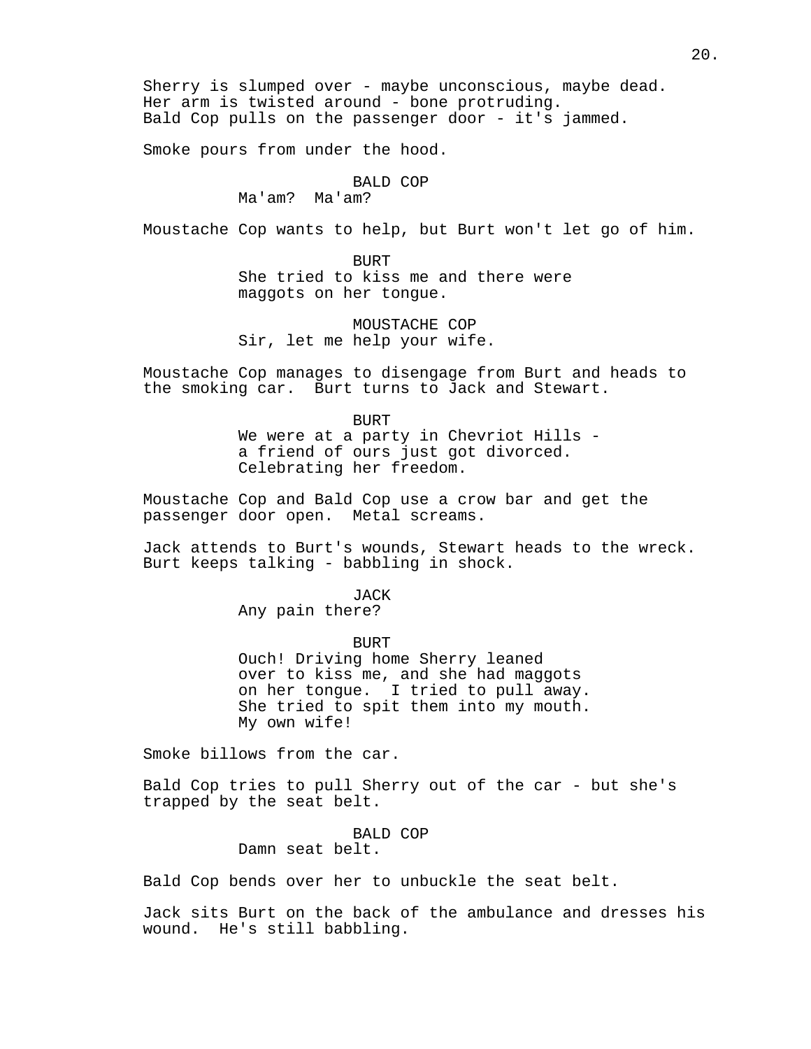Sherry is slumped over - maybe unconscious, maybe dead. Her arm is twisted around - bone protruding. Bald Cop pulls on the passenger door - it's jammed.

Smoke pours from under the hood.

BALD COP
Ma'am? Ma'am?

Moustache Cop wants to help, but Burt won't let go of him.

BURT
She tried to kiss me and there were maggots on her tongue.

MOUSTACHE COP
Sir, let me help your wife.

Moustache Cop manages to disengage from Burt and heads to the smoking car. Burt turns to Jack and Stewart.

BURT
We were at a party in Chevriot Hills - a friend of ours just got divorced. Celebrating her freedom.

Moustache Cop and Bald Cop use a crow bar and get the passenger door open. Metal screams.

Jack attends to Burt's wounds, Stewart heads to the wreck. Burt keeps talking - babbling in shock.

JACK
Any pain there?

BURT
Ouch! Driving home Sherry leaned over to kiss me, and she had maggots on her tongue. I tried to pull away. She tried to spit them into my mouth. My own wife!

Smoke billows from the car.

Bald Cop tries to pull Sherry out of the car - but she's trapped by the seat belt.

BALD COP
Damn seat belt.

Bald Cop bends over her to unbuckle the seat belt.

Jack sits Burt on the back of the ambulance and dresses his wound. He's still babbling.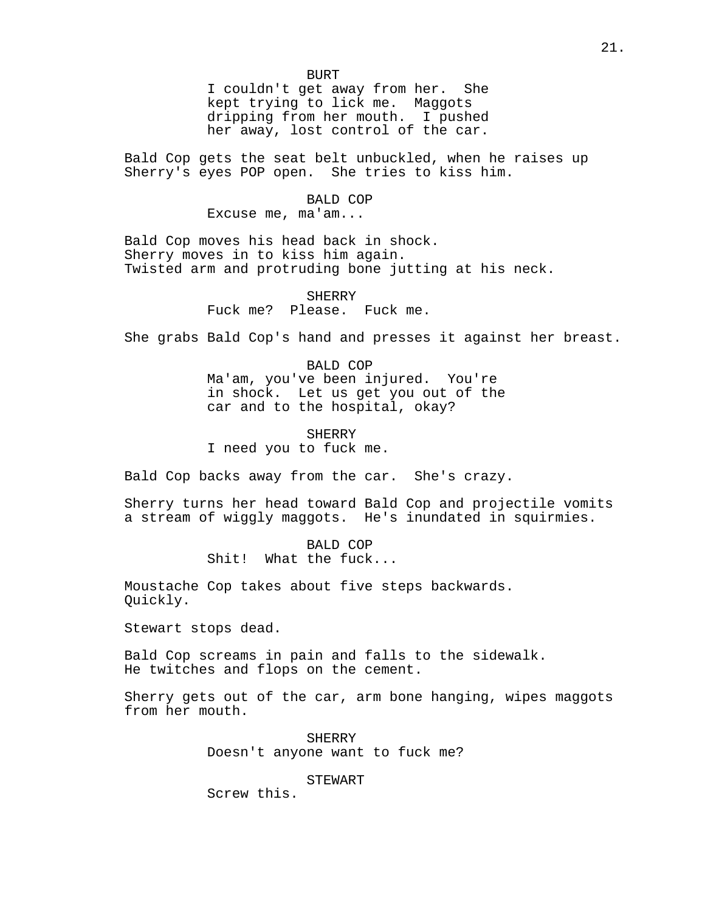BURT
I couldn't get away from her. She kept trying to lick me. Maggots dripping from her mouth. I pushed her away, lost control of the car.

Bald Cop gets the seat belt unbuckled, when he raises up Sherry's eyes POP open. She tries to kiss him.

BALD COP
Excuse me, ma'am...

Bald Cop moves his head back in shock.
Sherry moves in to kiss him again.
Twisted arm and protruding bone jutting at his neck.

SHERRY
Fuck me? Please. Fuck me.

She grabs Bald Cop's hand and presses it against her breast.

BALD COP
Ma'am, you've been injured. You're in shock. Let us get you out of the car and to the hospital, okay?

SHERRY
I need you to fuck me.

Bald Cop backs away from the car. She's crazy.

Sherry turns her head toward Bald Cop and projectile vomits a stream of wiggly maggots. He's inundated in squirmies.

BALD COP
Shit! What the fuck...

Moustache Cop takes about five steps backwards. Quickly.

Stewart stops dead.

Bald Cop screams in pain and falls to the sidewalk. He twitches and flops on the cement.

Sherry gets out of the car, arm bone hanging, wipes maggots from her mouth.

SHERRY
Doesn't anyone want to fuck me?

STEWART
Screw this.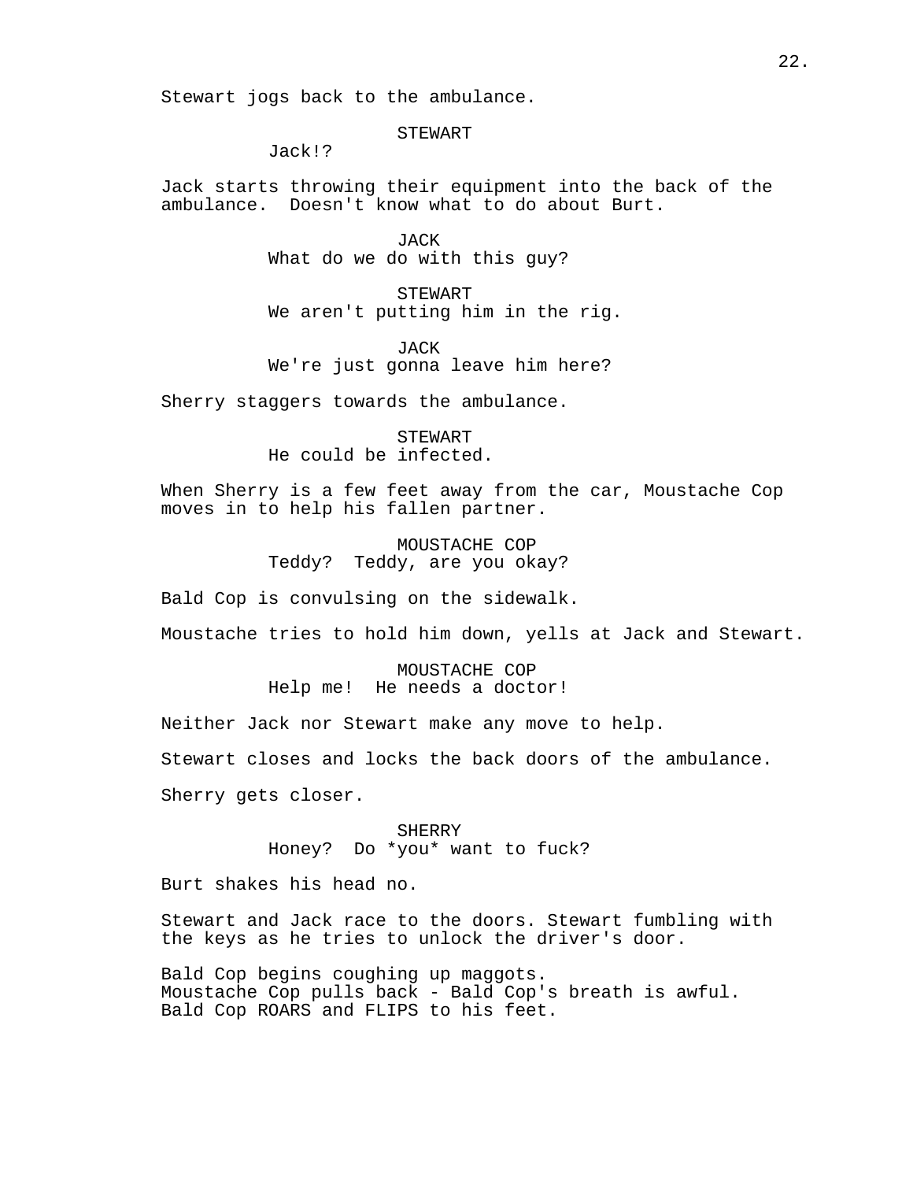Stewart jogs back to the ambulance.

STEWART
Jack!?

Jack starts throwing their equipment into the back of the ambulance.  Doesn't know what to do about Burt.

JACK
What do we do with this guy?

STEWART
We aren't putting him in the rig.

JACK
We're just gonna leave him here?

Sherry staggers towards the ambulance.

STEWART
He could be infected.

When Sherry is a few feet away from the car, Moustache Cop moves in to help his fallen partner.

MOUSTACHE COP
Teddy?  Teddy, are you okay?

Bald Cop is convulsing on the sidewalk.

Moustache tries to hold him down, yells at Jack and Stewart.

MOUSTACHE COP
Help me!  He needs a doctor!

Neither Jack nor Stewart make any move to help.

Stewart closes and locks the back doors of the ambulance.

Sherry gets closer.

SHERRY
Honey?  Do *you* want to fuck?

Burt shakes his head no.

Stewart and Jack race to the doors. Stewart fumbling with the keys as he tries to unlock the driver's door.

Bald Cop begins coughing up maggots.
Moustache Cop pulls back - Bald Cop's breath is awful.
Bald Cop ROARS and FLIPS to his feet.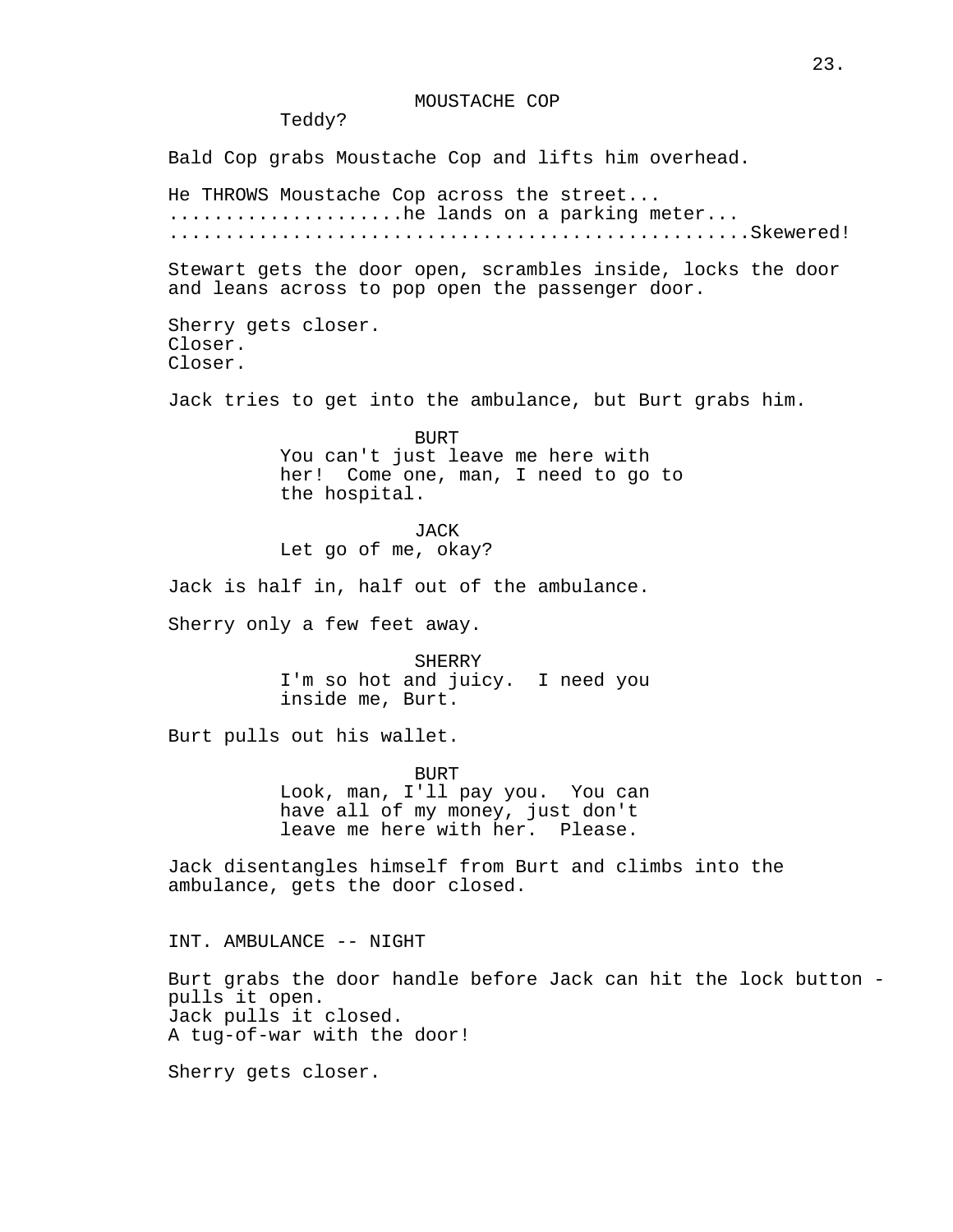MOUSTACHE COP

Teddy?

Bald Cop grabs Moustache Cop and lifts him overhead.

He THROWS Moustache Cop across the street...
....................he lands on a parking meter...
.................................................Skewered!

Stewart gets the door open, scrambles inside, locks the door and leans across to pop open the passenger door.

Sherry gets closer.
Closer.
Closer.

Jack tries to get into the ambulance, but Burt grabs him.

BURT

You can't just leave me here with her! Come one, man, I need to go to the hospital.

JACK

Let go of me, okay?

Jack is half in, half out of the ambulance.

Sherry only a few feet away.

SHERRY

I'm so hot and juicy. I need you inside me, Burt.

Burt pulls out his wallet.

BURT

Look, man, I'll pay you. You can have all of my money, just don't leave me here with her. Please.

Jack disentangles himself from Burt and climbs into the ambulance, gets the door closed.

INT. AMBULANCE -- NIGHT

Burt grabs the door handle before Jack can hit the lock button - pulls it open.
Jack pulls it closed.
A tug-of-war with the door!

Sherry gets closer.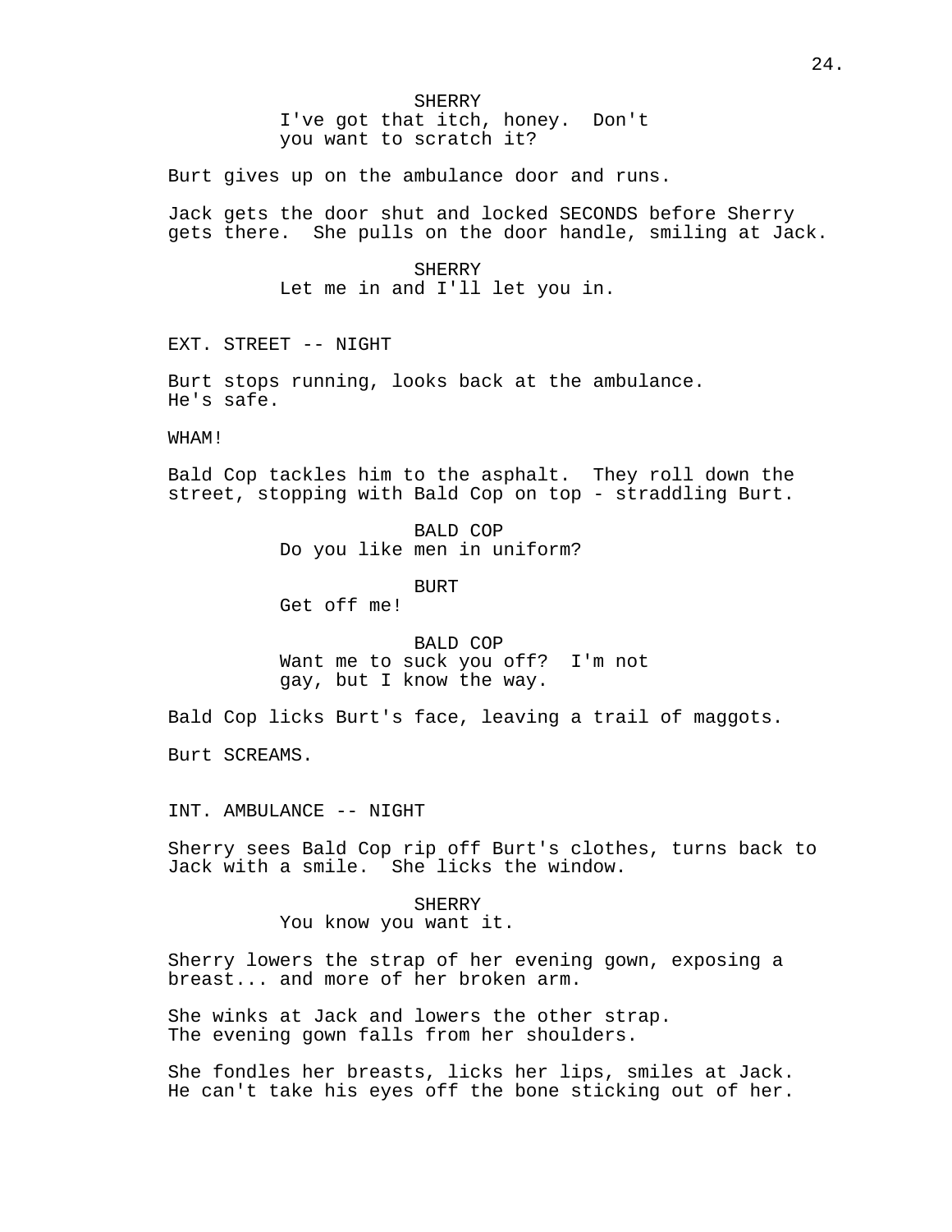SHERRY
I've got that itch, honey. Don't you want to scratch it?

Burt gives up on the ambulance door and runs.

Jack gets the door shut and locked SECONDS before Sherry gets there. She pulls on the door handle, smiling at Jack.

SHERRY
Let me in and I'll let you in.

EXT. STREET -- NIGHT

Burt stops running, looks back at the ambulance. He's safe.

WHAM!

Bald Cop tackles him to the asphalt. They roll down the street, stopping with Bald Cop on top - straddling Burt.

BALD COP
Do you like men in uniform?

BURT
Get off me!

BALD COP
Want me to suck you off? I'm not gay, but I know the way.

Bald Cop licks Burt's face, leaving a trail of maggots.

Burt SCREAMS.

INT. AMBULANCE -- NIGHT

Sherry sees Bald Cop rip off Burt's clothes, turns back to Jack with a smile. She licks the window.

SHERRY
You know you want it.

Sherry lowers the strap of her evening gown, exposing a breast... and more of her broken arm.

She winks at Jack and lowers the other strap. The evening gown falls from her shoulders.

She fondles her breasts, licks her lips, smiles at Jack. He can't take his eyes off the bone sticking out of her.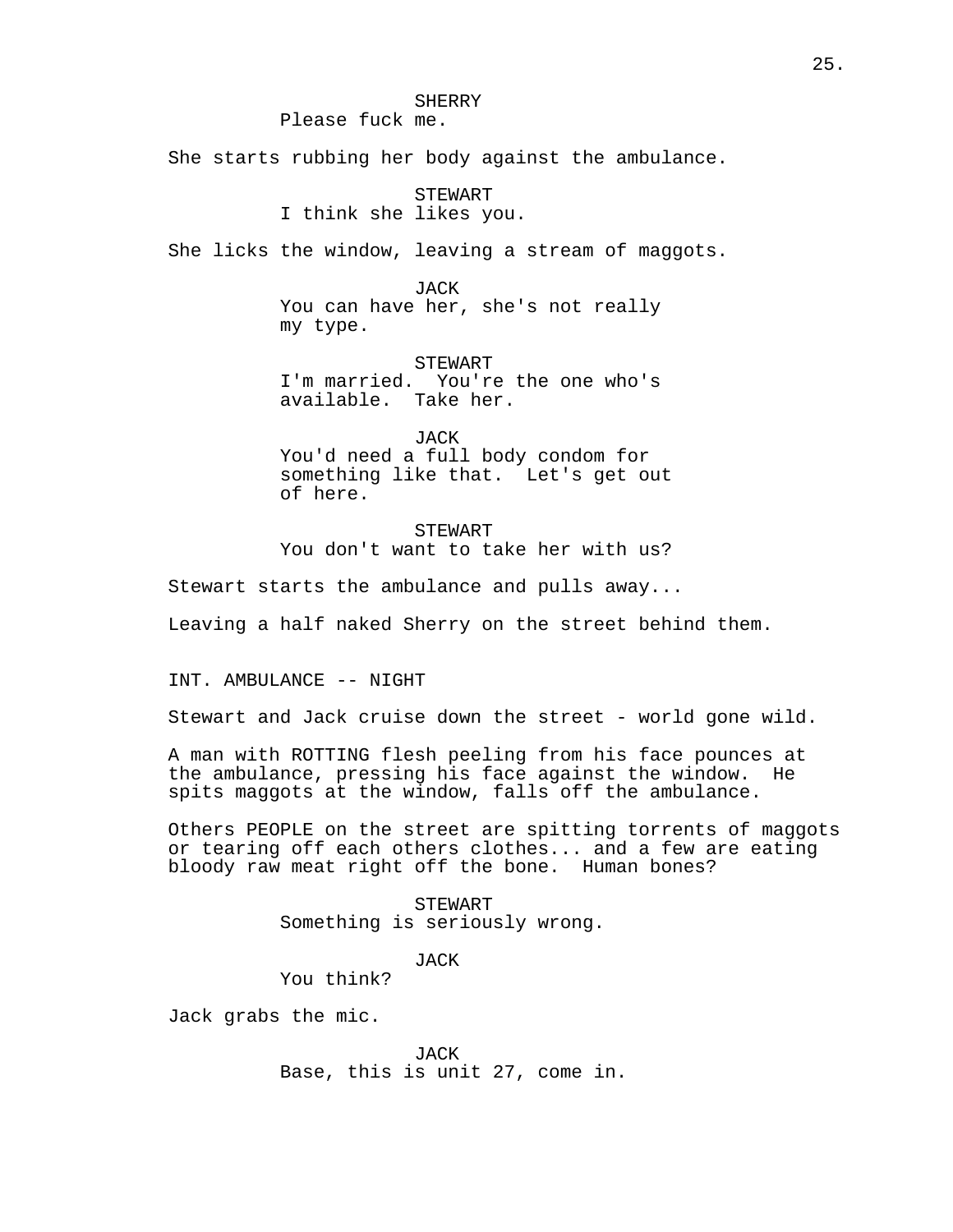SHERRY
Please fuck me.

She starts rubbing her body against the ambulance.

STEWART
I think she likes you.

She licks the window, leaving a stream of maggots.

JACK
You can have her, she's not really my type.

STEWART
I'm married. You're the one who's available. Take her.

JACK
You'd need a full body condom for something like that. Let's get out of here.

STEWART
You don't want to take her with us?

Stewart starts the ambulance and pulls away...

Leaving a half naked Sherry on the street behind them.

INT. AMBULANCE -- NIGHT

Stewart and Jack cruise down the street - world gone wild.

A man with ROTTING flesh peeling from his face pounces at the ambulance, pressing his face against the window. He spits maggots at the window, falls off the ambulance.

Others PEOPLE on the street are spitting torrents of maggots or tearing off each others clothes... and a few are eating bloody raw meat right off the bone. Human bones?

STEWART
Something is seriously wrong.

JACK
You think?

Jack grabs the mic.

JACK
Base, this is unit 27, come in.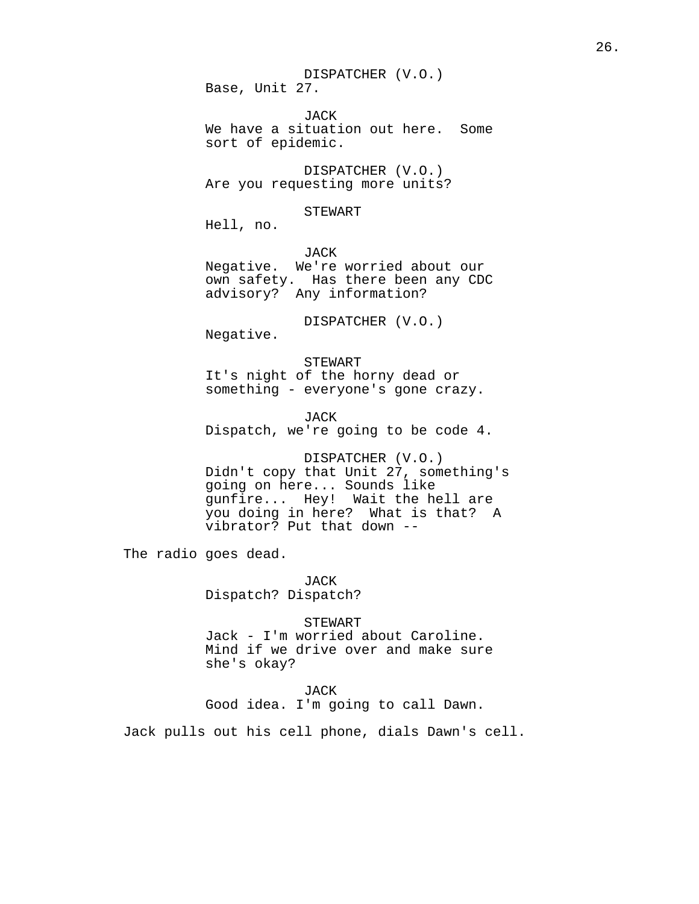DISPATCHER (V.O.)
Base, Unit 27.

JACK
We have a situation out here. Some sort of epidemic.

DISPATCHER (V.O.)
Are you requesting more units?

STEWART
Hell, no.

JACK
Negative. We're worried about our own safety. Has there been any CDC advisory? Any information?

DISPATCHER (V.O.)
Negative.

STEWART
It's night of the horny dead or something - everyone's gone crazy.

JACK
Dispatch, we're going to be code 4.

DISPATCHER (V.O.)
Didn't copy that Unit 27, something's going on here... Sounds like gunfire... Hey! Wait the hell are you doing in here? What is that? A vibrator? Put that down --

The radio goes dead.

JACK
Dispatch? Dispatch?

STEWART
Jack - I'm worried about Caroline. Mind if we drive over and make sure she's okay?

JACK
Good idea. I'm going to call Dawn.

Jack pulls out his cell phone, dials Dawn's cell.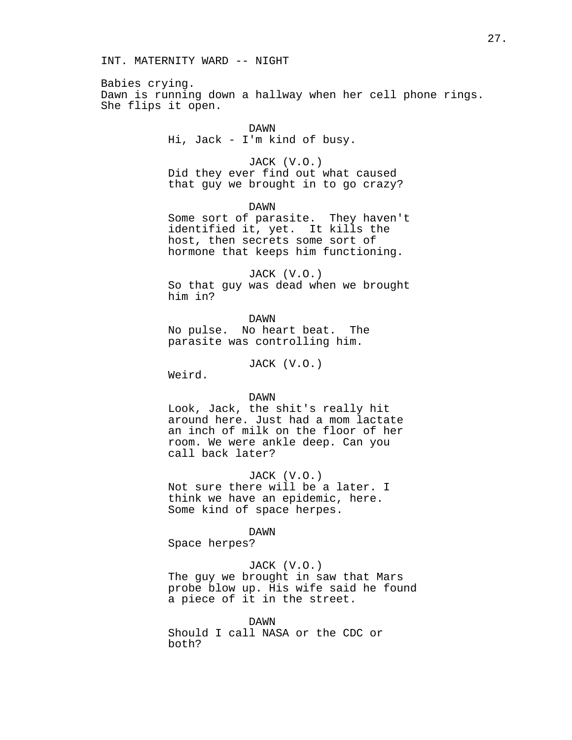INT. MATERNITY WARD -- NIGHT

Babies crying.
Dawn is running down a hallway when her cell phone rings. She flips it open.

DAWN
Hi, Jack - I'm kind of busy.

JACK (V.O.)
Did they ever find out what caused that guy we brought in to go crazy?

DAWN
Some sort of parasite. They haven't identified it, yet. It kills the host, then secrets some sort of hormone that keeps him functioning.

JACK (V.O.)
So that guy was dead when we brought him in?

DAWN
No pulse. No heart beat. The parasite was controlling him.

JACK (V.O.)
Weird.

DAWN
Look, Jack, the shit's really hit around here. Just had a mom lactate an inch of milk on the floor of her room. We were ankle deep. Can you call back later?

JACK (V.O.)
Not sure there will be a later. I think we have an epidemic, here. Some kind of space herpes.

DAWN
Space herpes?

JACK (V.O.)
The guy we brought in saw that Mars probe blow up. His wife said he found a piece of it in the street.

DAWN
Should I call NASA or the CDC or both?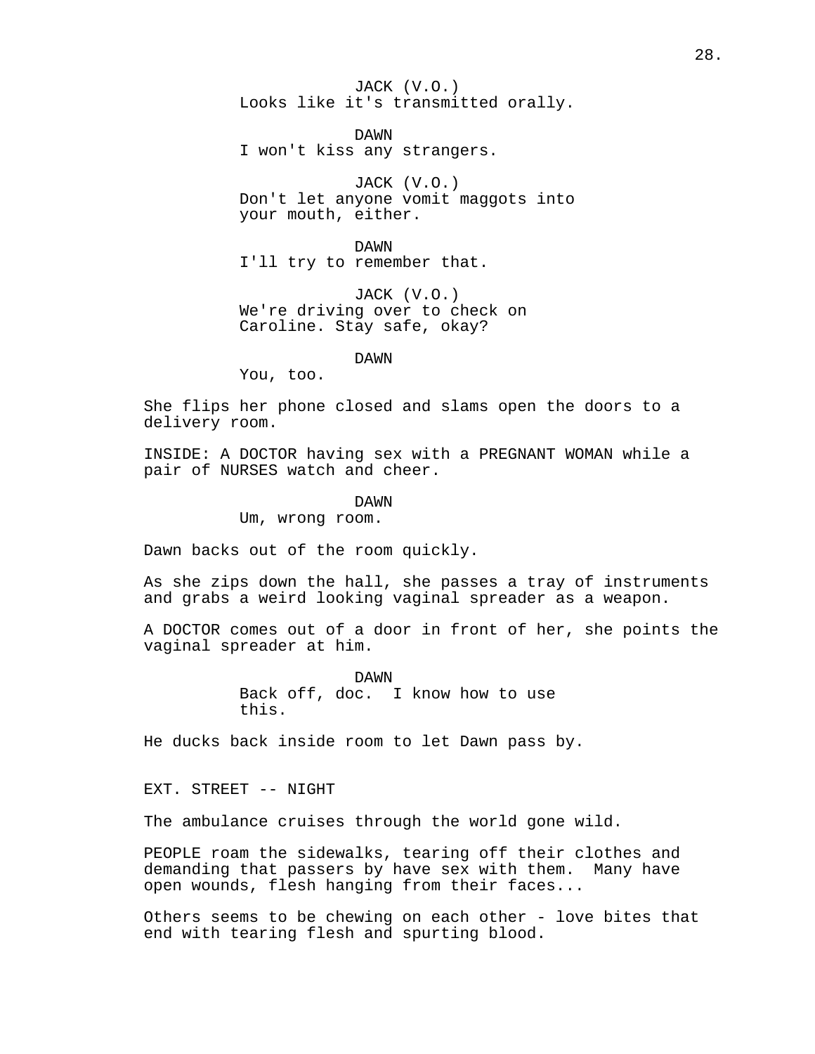JACK (V.O.)
Looks like it's transmitted orally.

DAWN
I won't kiss any strangers.

JACK (V.O.)
Don't let anyone vomit maggots into your mouth, either.

DAWN
I'll try to remember that.

JACK (V.O.)
We're driving over to check on Caroline. Stay safe, okay?

DAWN
You, too.

She flips her phone closed and slams open the doors to a delivery room.

INSIDE: A DOCTOR having sex with a PREGNANT WOMAN while a pair of NURSES watch and cheer.

DAWN
Um, wrong room.

Dawn backs out of the room quickly.

As she zips down the hall, she passes a tray of instruments and grabs a weird looking vaginal spreader as a weapon.

A DOCTOR comes out of a door in front of her, she points the vaginal spreader at him.

DAWN
Back off, doc. I know how to use this.

He ducks back inside room to let Dawn pass by.

EXT. STREET -- NIGHT

The ambulance cruises through the world gone wild.

PEOPLE roam the sidewalks, tearing off their clothes and demanding that passers by have sex with them. Many have open wounds, flesh hanging from their faces...

Others seems to be chewing on each other - love bites that end with tearing flesh and spurting blood.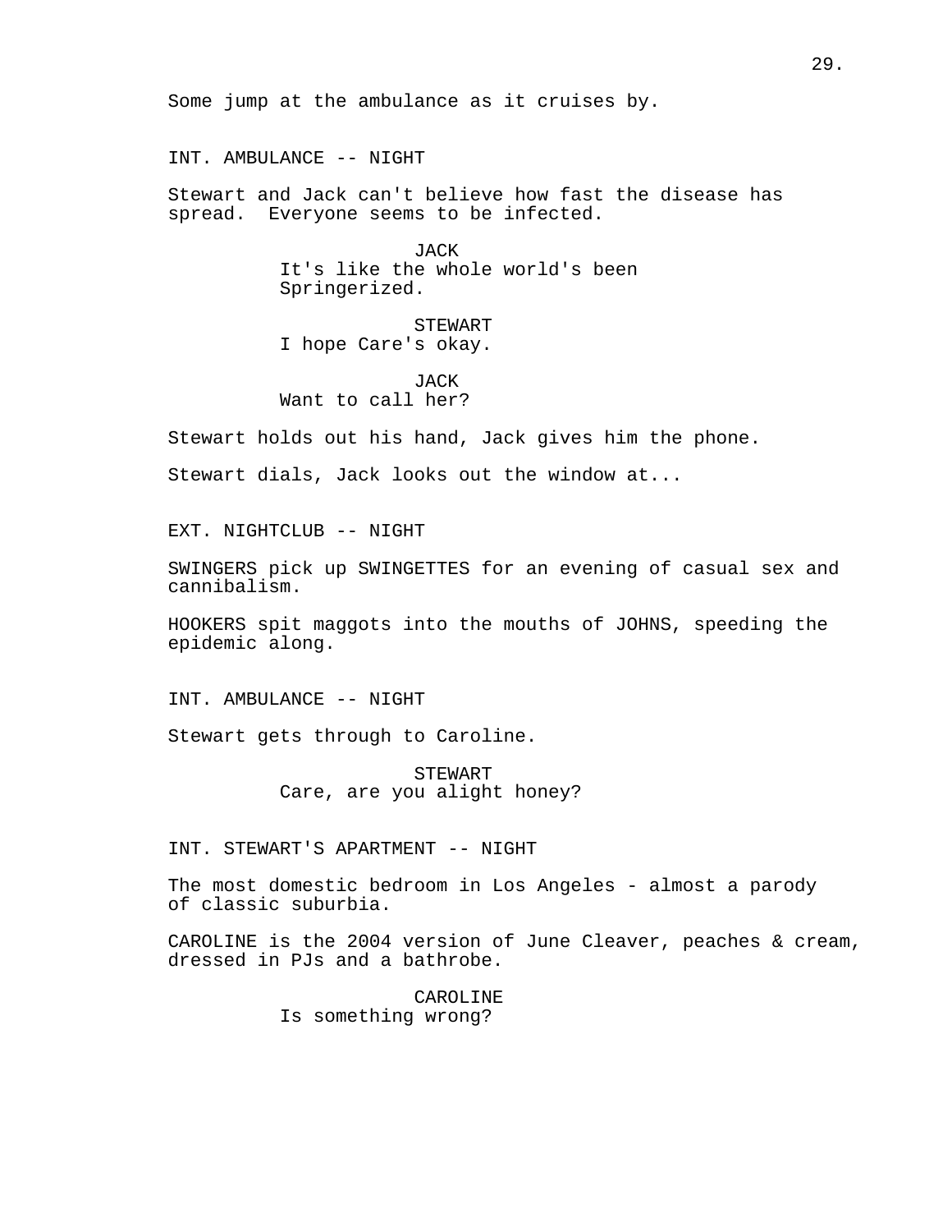Some jump at the ambulance as it cruises by.

INT. AMBULANCE -- NIGHT

Stewart and Jack can't believe how fast the disease has spread.  Everyone seems to be infected.

JACK
It's like the whole world's been Springerized.

STEWART
I hope Care's okay.

JACK
Want to call her?

Stewart holds out his hand, Jack gives him the phone.

Stewart dials, Jack looks out the window at...

EXT. NIGHTCLUB -- NIGHT

SWINGERS pick up SWINGETTES for an evening of casual sex and cannibalism.

HOOKERS spit maggots into the mouths of JOHNS, speeding the epidemic along.

INT. AMBULANCE -- NIGHT

Stewart gets through to Caroline.

STEWART
Care, are you alight honey?

INT. STEWART'S APARTMENT -- NIGHT

The most domestic bedroom in Los Angeles - almost a parody of classic suburbia.

CAROLINE is the 2004 version of June Cleaver, peaches & cream, dressed in PJs and a bathrobe.

CAROLINE
Is something wrong?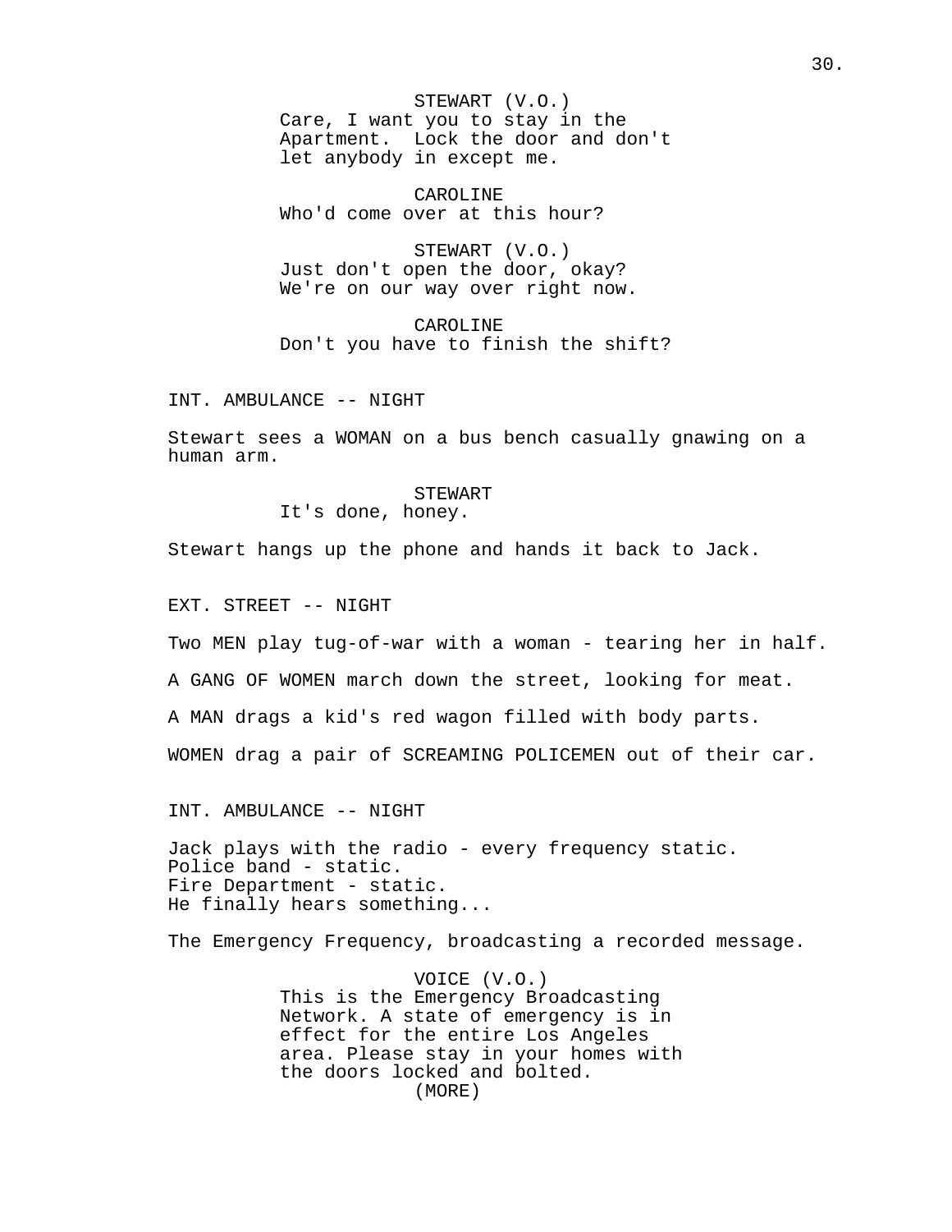STEWART (V.O.)
Care, I want you to stay in the Apartment.  Lock the door and don't let anybody in except me.

CAROLINE
Who'd come over at this hour?

STEWART (V.O.)
Just don't open the door, okay? We're on our way over right now.

CAROLINE
Don't you have to finish the shift?

INT. AMBULANCE -- NIGHT

Stewart sees a WOMAN on a bus bench casually gnawing on a human arm.

STEWART
It's done, honey.

Stewart hangs up the phone and hands it back to Jack.

EXT. STREET -- NIGHT

Two MEN play tug-of-war with a woman - tearing her in half.

A GANG OF WOMEN march down the street, looking for meat.

A MAN drags a kid's red wagon filled with body parts.

WOMEN drag a pair of SCREAMING POLICEMEN out of their car.

INT. AMBULANCE -- NIGHT

Jack plays with the radio - every frequency static.
Police band - static.
Fire Department - static.
He finally hears something...

The Emergency Frequency, broadcasting a recorded message.

VOICE (V.O.)
This is the Emergency Broadcasting Network. A state of emergency is in effect for the entire Los Angeles area. Please stay in your homes with the doors locked and bolted.
(MORE)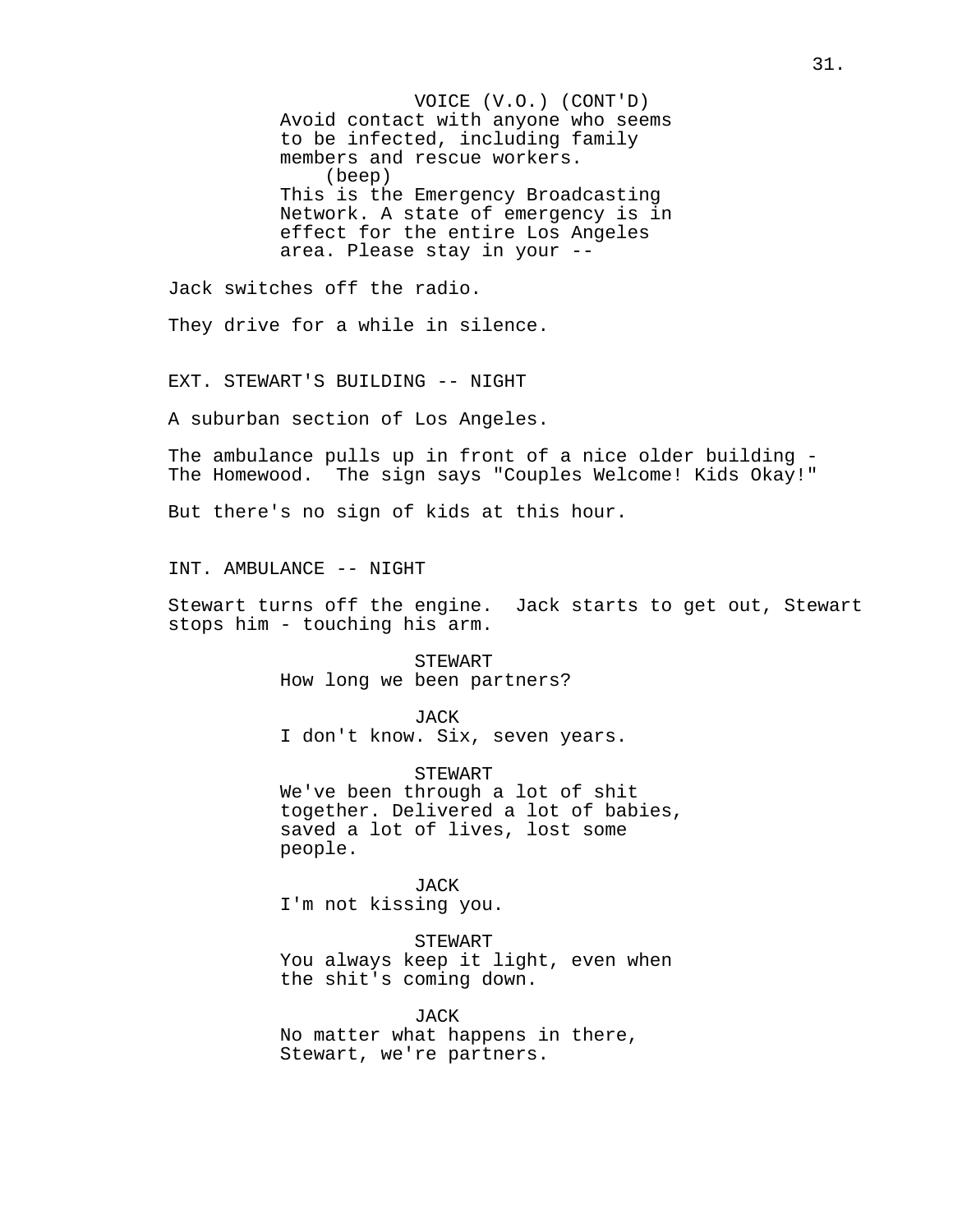VOICE (V.O.) (CONT'D)
Avoid contact with anyone who seems to be infected, including family members and rescue workers.
(beep)
This is the Emergency Broadcasting Network. A state of emergency is in effect for the entire Los Angeles area. Please stay in your --

Jack switches off the radio.

They drive for a while in silence.

EXT. STEWART'S BUILDING -- NIGHT

A suburban section of Los Angeles.

The ambulance pulls up in front of a nice older building - The Homewood. The sign says "Couples Welcome! Kids Okay!"

But there's no sign of kids at this hour.

INT. AMBULANCE -- NIGHT

Stewart turns off the engine. Jack starts to get out, Stewart stops him - touching his arm.

STEWART
How long we been partners?

JACK
I don't know. Six, seven years.

STEWART
We've been through a lot of shit together. Delivered a lot of babies, saved a lot of lives, lost some people.

JACK
I'm not kissing you.

STEWART
You always keep it light, even when the shit's coming down.

JACK
No matter what happens in there, Stewart, we're partners.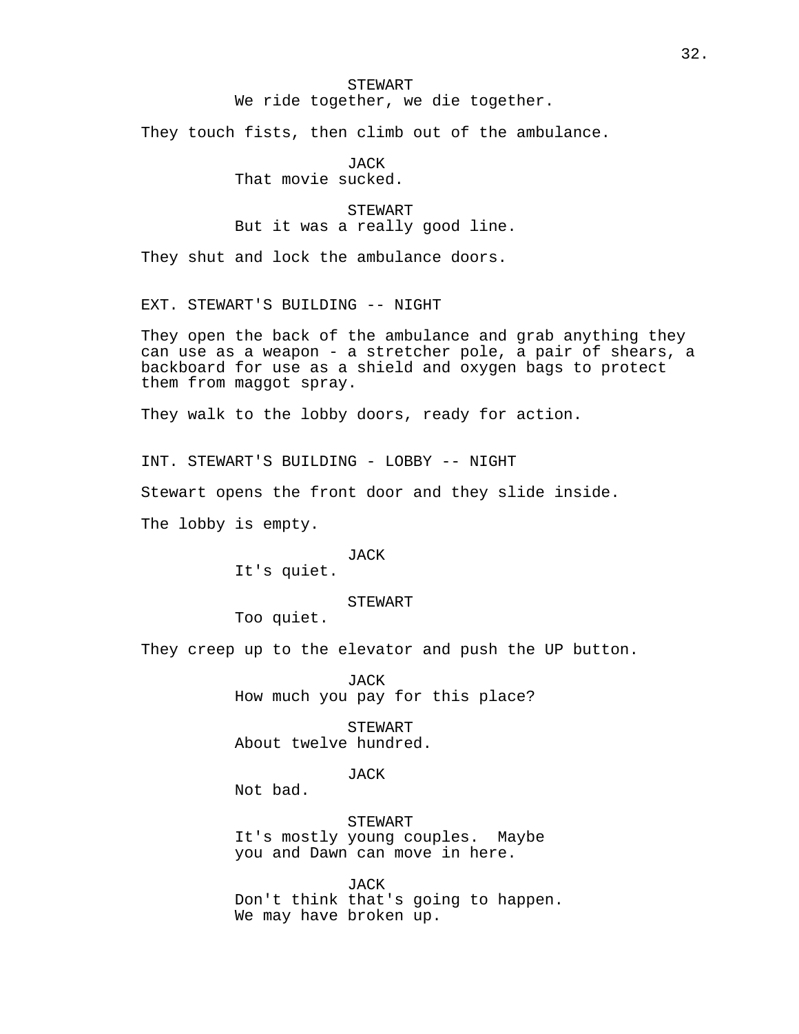STEWART
We ride together, we die together.

They touch fists, then climb out of the ambulance.

JACK
That movie sucked.

STEWART
But it was a really good line.

They shut and lock the ambulance doors.

EXT. STEWART'S BUILDING -- NIGHT

They open the back of the ambulance and grab anything they can use as a weapon - a stretcher pole, a pair of shears, a backboard for use as a shield and oxygen bags to protect them from maggot spray.

They walk to the lobby doors, ready for action.

INT. STEWART'S BUILDING - LOBBY -- NIGHT

Stewart opens the front door and they slide inside.

The lobby is empty.

JACK
It's quiet.

STEWART
Too quiet.

They creep up to the elevator and push the UP button.

JACK
How much you pay for this place?

STEWART
About twelve hundred.

JACK
Not bad.

STEWART
It's mostly young couples. Maybe you and Dawn can move in here.

JACK
Don't think that's going to happen. We may have broken up.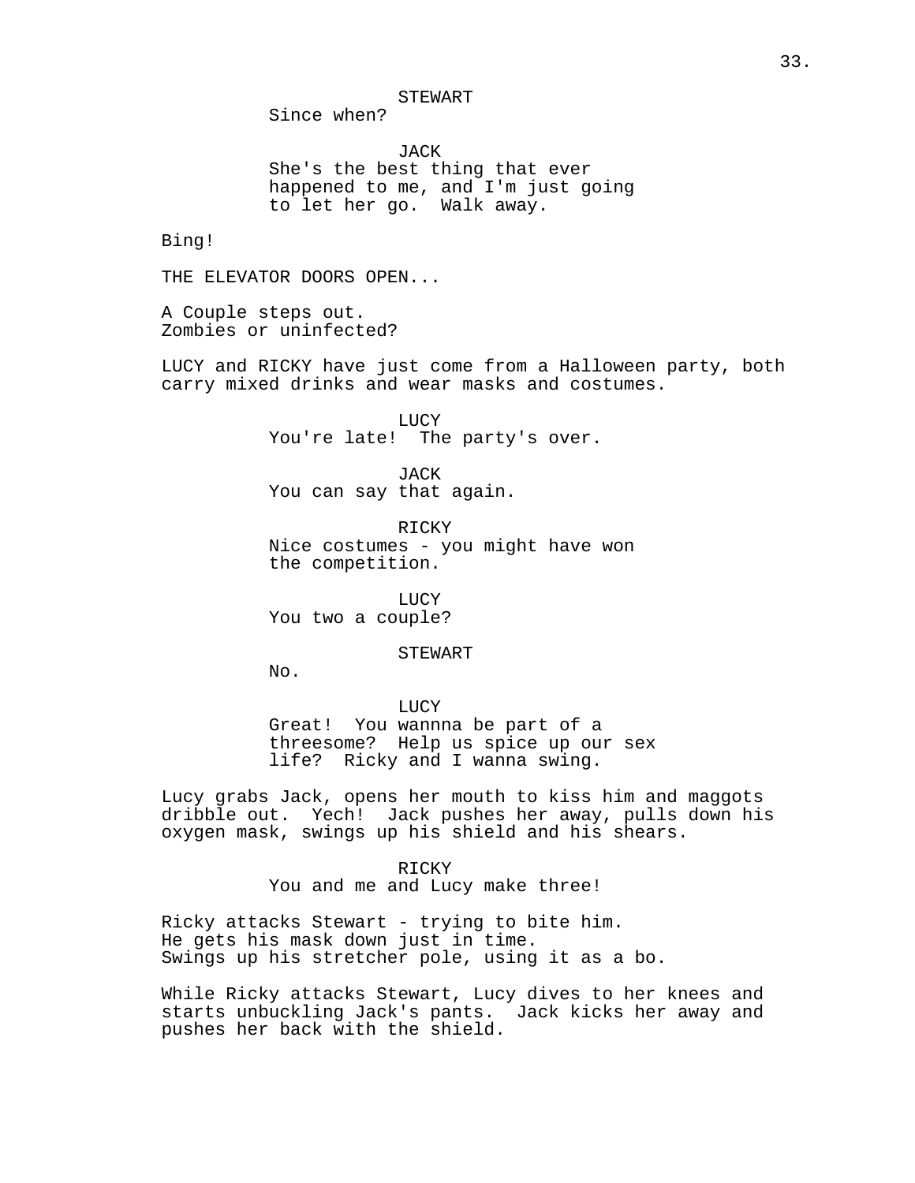STEWART
Since when?

JACK
She's the best thing that ever happened to me, and I'm just going to let her go.  Walk away.

Bing!

THE ELEVATOR DOORS OPEN...

A Couple steps out.
Zombies or uninfected?

LUCY and RICKY have just come from a Halloween party, both carry mixed drinks and wear masks and costumes.

LUCY
You're late!  The party's over.

JACK
You can say that again.

RICKY
Nice costumes - you might have won the competition.

LUCY
You two a couple?

STEWART
No.

LUCY
Great!  You wannna be part of a threesome?  Help us spice up our sex life?  Ricky and I wanna swing.

Lucy grabs Jack, opens her mouth to kiss him and maggots dribble out.  Yech!  Jack pushes her away, pulls down his oxygen mask, swings up his shield and his shears.

RICKY
You and me and Lucy make three!

Ricky attacks Stewart - trying to bite him.
He gets his mask down just in time.
Swings up his stretcher pole, using it as a bo.

While Ricky attacks Stewart, Lucy dives to her knees and starts unbuckling Jack's pants.  Jack kicks her away and pushes her back with the shield.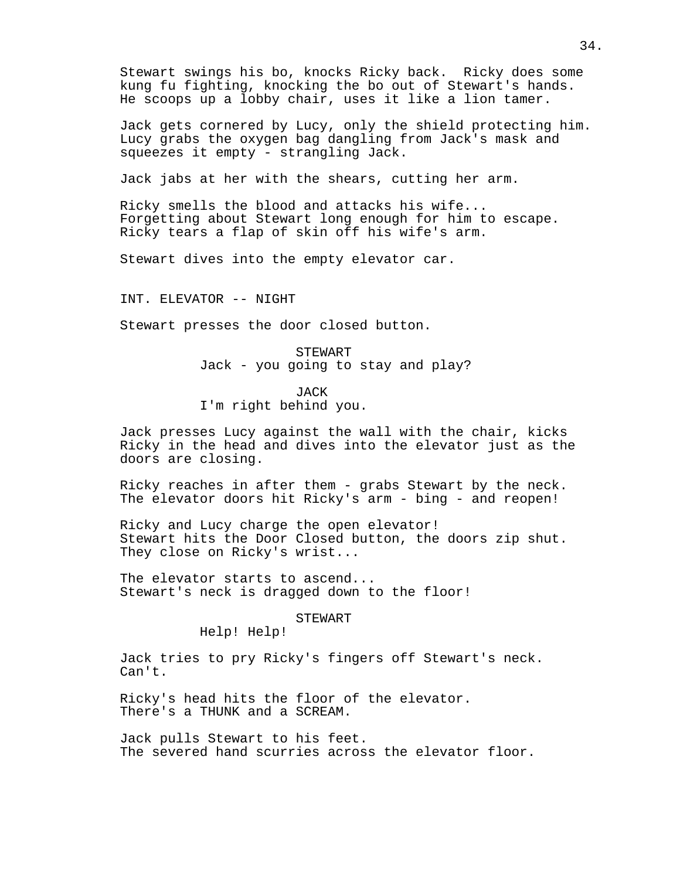Stewart swings his bo, knocks Ricky back. Ricky does some kung fu fighting, knocking the bo out of Stewart's hands. He scoops up a lobby chair, uses it like a lion tamer.

Jack gets cornered by Lucy, only the shield protecting him. Lucy grabs the oxygen bag dangling from Jack's mask and squeezes it empty - strangling Jack.

Jack jabs at her with the shears, cutting her arm.

Ricky smells the blood and attacks his wife...
Forgetting about Stewart long enough for him to escape.
Ricky tears a flap of skin off his wife's arm.

Stewart dives into the empty elevator car.

INT. ELEVATOR -- NIGHT

Stewart presses the door closed button.

STEWART
Jack - you going to stay and play?

JACK
I'm right behind you.

Jack presses Lucy against the wall with the chair, kicks Ricky in the head and dives into the elevator just as the doors are closing.

Ricky reaches in after them - grabs Stewart by the neck.
The elevator doors hit Ricky's arm - bing - and reopen!

Ricky and Lucy charge the open elevator!
Stewart hits the Door Closed button, the doors zip shut.
They close on Ricky's wrist...

The elevator starts to ascend...
Stewart's neck is dragged down to the floor!

STEWART
Help! Help!

Jack tries to pry Ricky's fingers off Stewart's neck.
Can't.

Ricky's head hits the floor of the elevator.
There's a THUNK and a SCREAM.

Jack pulls Stewart to his feet.
The severed hand scurries across the elevator floor.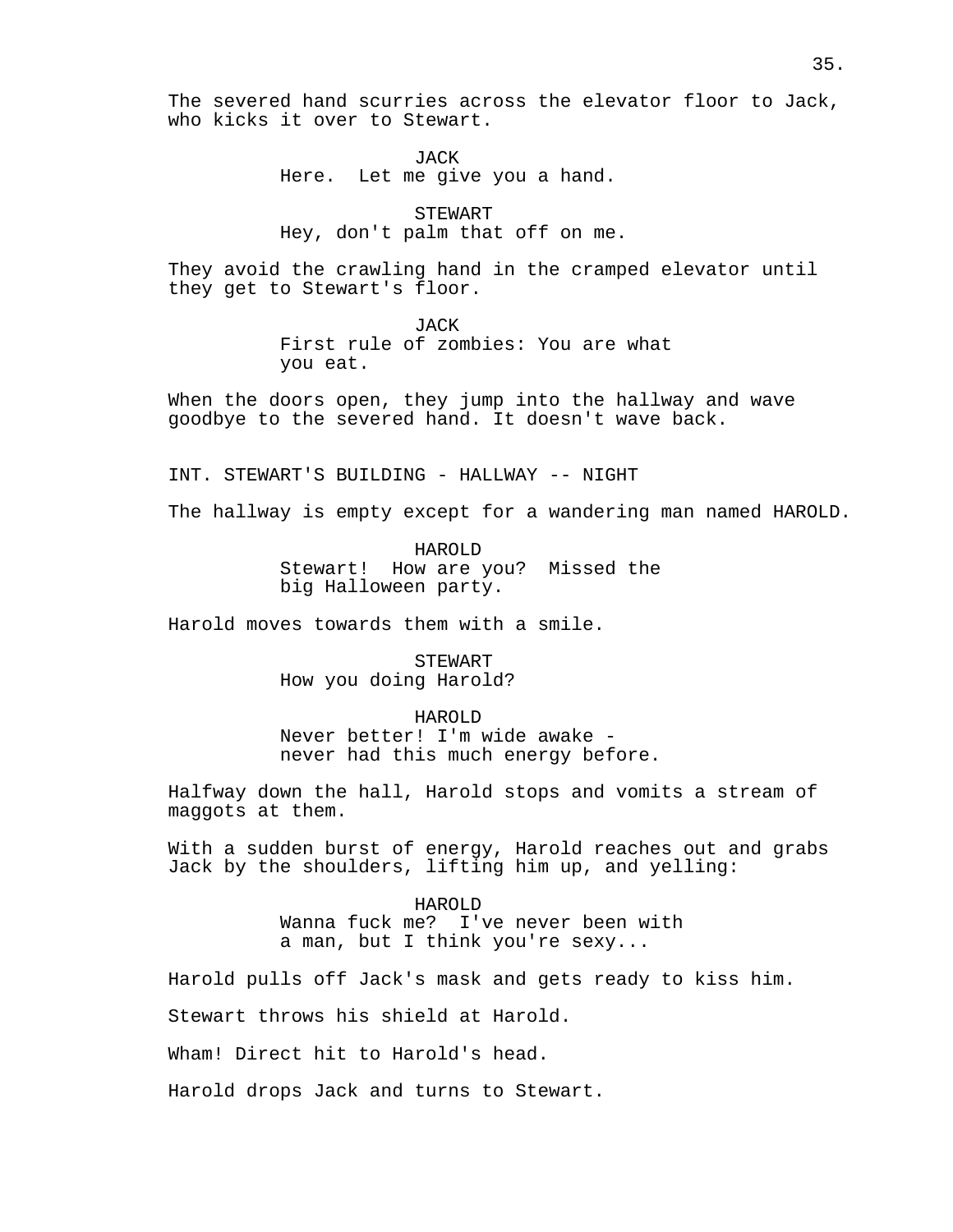The severed hand scurries across the elevator floor to Jack, who kicks it over to Stewart.

JACK
Here.  Let me give you a hand.

STEWART
Hey, don't palm that off on me.

They avoid the crawling hand in the cramped elevator until they get to Stewart's floor.

JACK
First rule of zombies: You are what you eat.

When the doors open, they jump into the hallway and wave goodbye to the severed hand. It doesn't wave back.

INT. STEWART'S BUILDING - HALLWAY -- NIGHT

The hallway is empty except for a wandering man named HAROLD.

HAROLD
Stewart!  How are you?  Missed the big Halloween party.

Harold moves towards them with a smile.

STEWART
How you doing Harold?

HAROLD
Never better! I'm wide awake - never had this much energy before.

Halfway down the hall, Harold stops and vomits a stream of maggots at them.

With a sudden burst of energy, Harold reaches out and grabs Jack by the shoulders, lifting him up, and yelling:

HAROLD
Wanna fuck me?  I've never been with a man, but I think you're sexy...

Harold pulls off Jack's mask and gets ready to kiss him.

Stewart throws his shield at Harold.

Wham! Direct hit to Harold's head.

Harold drops Jack and turns to Stewart.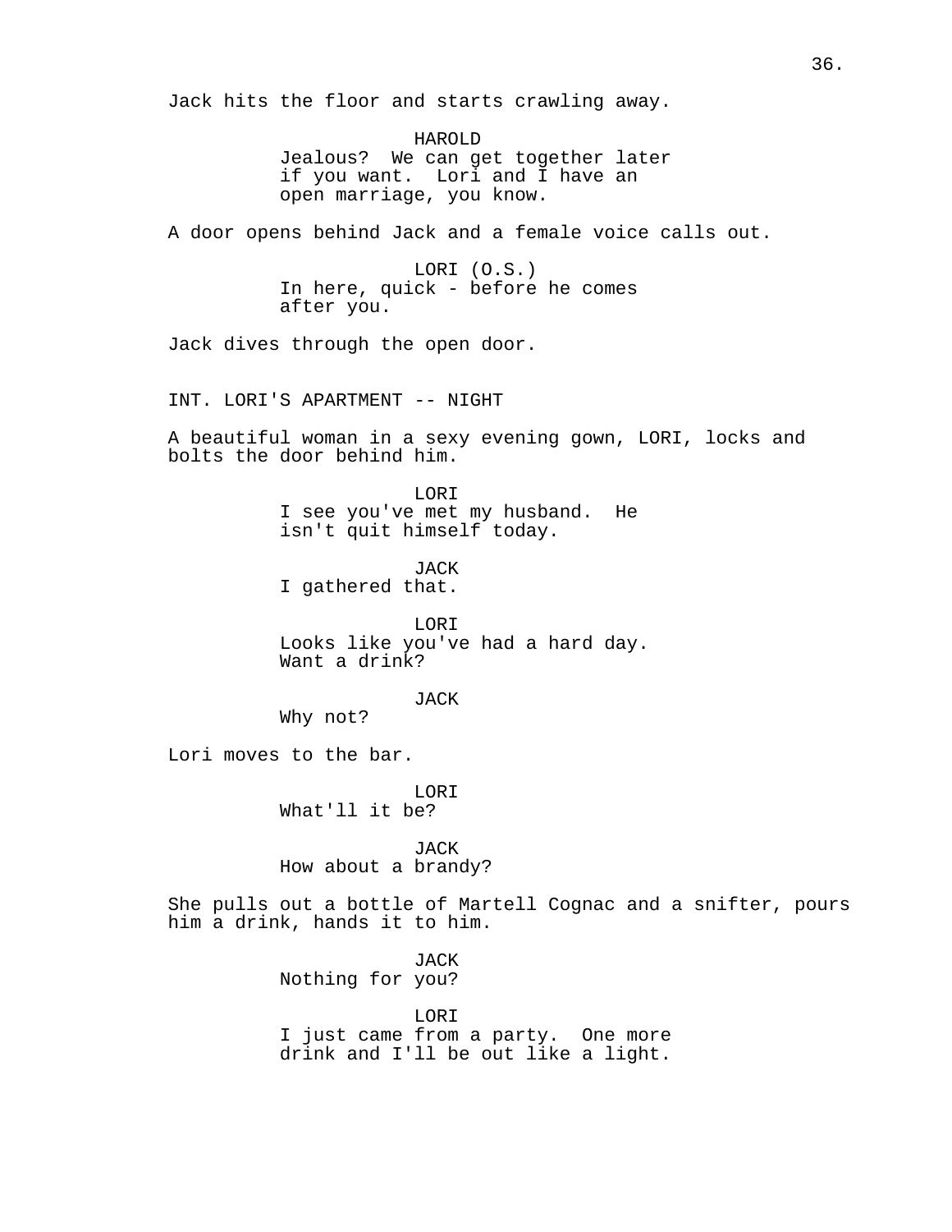Jack hits the floor and starts crawling away.

HAROLD
Jealous? We can get together later if you want. Lori and I have an open marriage, you know.

A door opens behind Jack and a female voice calls out.

LORI (O.S.)
In here, quick - before he comes after you.

Jack dives through the open door.

INT. LORI'S APARTMENT -- NIGHT

A beautiful woman in a sexy evening gown, LORI, locks and bolts the door behind him.

LORI
I see you've met my husband. He isn't quit himself today.

JACK
I gathered that.

LORI
Looks like you've had a hard day. Want a drink?

JACK
Why not?

Lori moves to the bar.

LORI
What'll it be?

JACK
How about a brandy?

She pulls out a bottle of Martell Cognac and a snifter, pours him a drink, hands it to him.

JACK
Nothing for you?

LORI
I just came from a party. One more drink and I'll be out like a light.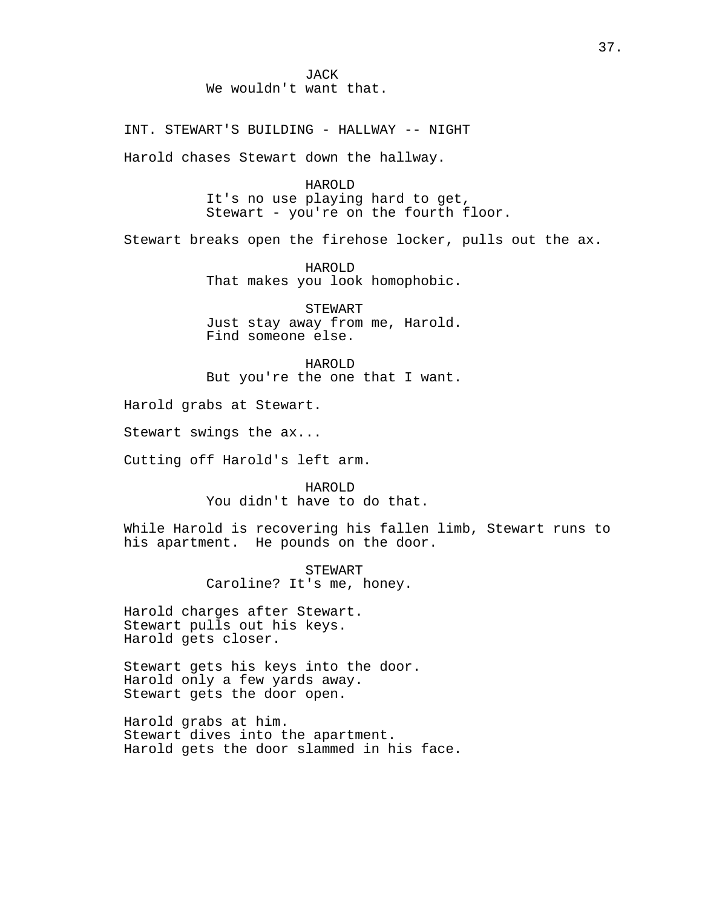JACK
We wouldn't want that.

INT. STEWART'S BUILDING - HALLWAY -- NIGHT

Harold chases Stewart down the hallway.

HAROLD
It's no use playing hard to get,
Stewart - you're on the fourth floor.

Stewart breaks open the firehose locker, pulls out the ax.

HAROLD
That makes you look homophobic.

STEWART
Just stay away from me, Harold.
Find someone else.

HAROLD
But you're the one that I want.

Harold grabs at Stewart.

Stewart swings the ax...

Cutting off Harold's left arm.

HAROLD
You didn't have to do that.

While Harold is recovering his fallen limb, Stewart runs to his apartment. He pounds on the door.

STEWART
Caroline? It's me, honey.

Harold charges after Stewart.
Stewart pulls out his keys.
Harold gets closer.

Stewart gets his keys into the door.
Harold only a few yards away.
Stewart gets the door open.

Harold grabs at him.
Stewart dives into the apartment.
Harold gets the door slammed in his face.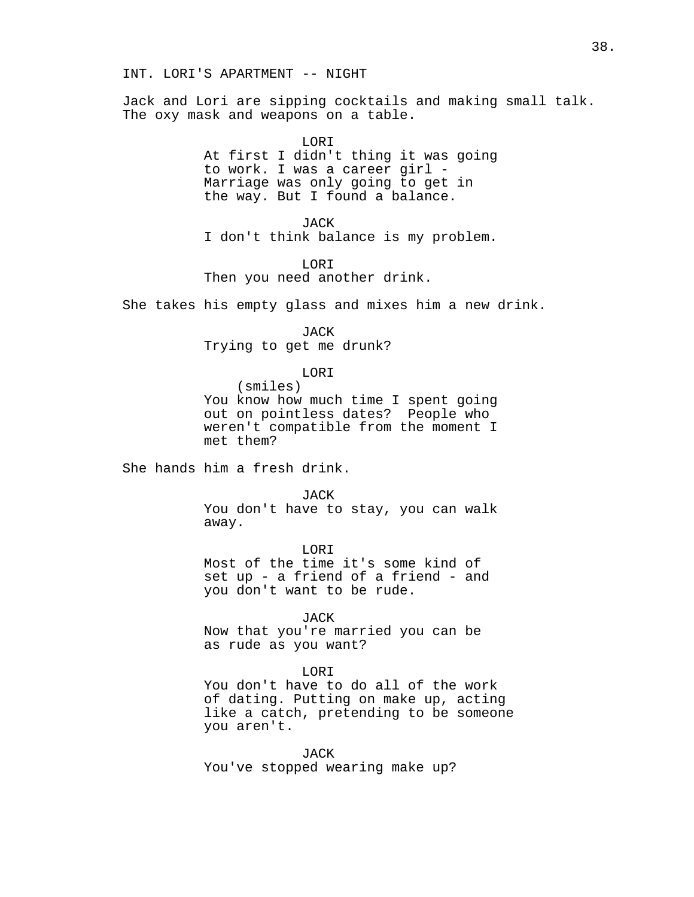INT. LORI'S APARTMENT -- NIGHT

Jack and Lori are sipping cocktails and making small talk. The oxy mask and weapons on a table.

LORI
At first I didn't thing it was going to work. I was a career girl - Marriage was only going to get in the way. But I found a balance.

JACK
I don't think balance is my problem.

LORI
Then you need another drink.

She takes his empty glass and mixes him a new drink.

JACK
Trying to get me drunk?

LORI
(smiles)
You know how much time I spent going out on pointless dates? People who weren't compatible from the moment I met them?

She hands him a fresh drink.

JACK
You don't have to stay, you can walk away.

LORI
Most of the time it's some kind of set up - a friend of a friend - and you don't want to be rude.

JACK
Now that you're married you can be as rude as you want?

LORI
You don't have to do all of the work of dating. Putting on make up, acting like a catch, pretending to be someone you aren't.

JACK
You've stopped wearing make up?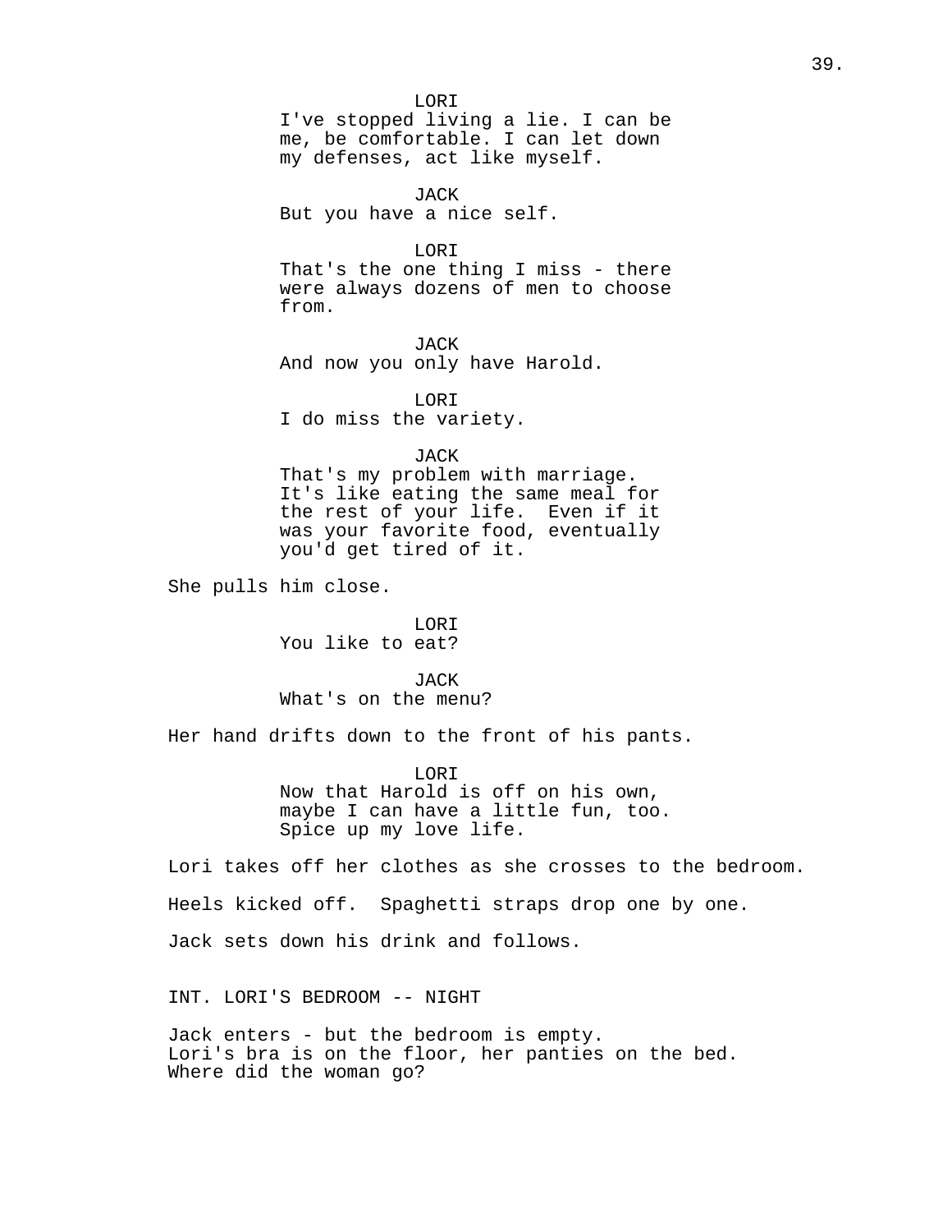LORI
I've stopped living a lie. I can be me, be comfortable. I can let down my defenses, act like myself.

JACK
But you have a nice self.

LORI
That's the one thing I miss - there were always dozens of men to choose from.

JACK
And now you only have Harold.

LORI
I do miss the variety.

JACK
That's my problem with marriage. It's like eating the same meal for the rest of your life. Even if it was your favorite food, eventually you'd get tired of it.

She pulls him close.

LORI
You like to eat?

JACK
What's on the menu?

Her hand drifts down to the front of his pants.

LORI
Now that Harold is off on his own, maybe I can have a little fun, too. Spice up my love life.

Lori takes off her clothes as she crosses to the bedroom.

Heels kicked off. Spaghetti straps drop one by one.

Jack sets down his drink and follows.

INT. LORI'S BEDROOM -- NIGHT

Jack enters - but the bedroom is empty.
Lori's bra is on the floor, her panties on the bed.
Where did the woman go?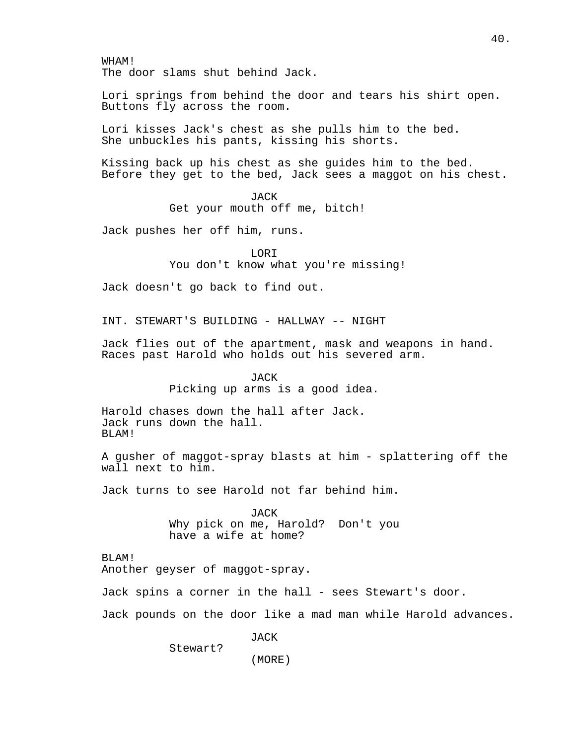WHAM!
The door slams shut behind Jack.

Lori springs from behind the door and tears his shirt open. Buttons fly across the room.

Lori kisses Jack's chest as she pulls him to the bed. She unbuckles his pants, kissing his shorts.

Kissing back up his chest as she guides him to the bed. Before they get to the bed, Jack sees a maggot on his chest.

JACK
Get your mouth off me, bitch!

Jack pushes her off him, runs.

LORI
You don't know what you're missing!

Jack doesn't go back to find out.

INT. STEWART'S BUILDING - HALLWAY -- NIGHT

Jack flies out of the apartment, mask and weapons in hand. Races past Harold who holds out his severed arm.

JACK
Picking up arms is a good idea.

Harold chases down the hall after Jack.
Jack runs down the hall.
BLAM!

A gusher of maggot-spray blasts at him - splattering off the wall next to him.

Jack turns to see Harold not far behind him.

JACK
Why pick on me, Harold? Don't you have a wife at home?

BLAM!
Another geyser of maggot-spray.

Jack spins a corner in the hall - sees Stewart's door.

Jack pounds on the door like a mad man while Harold advances.

JACK
Stewart?
(MORE)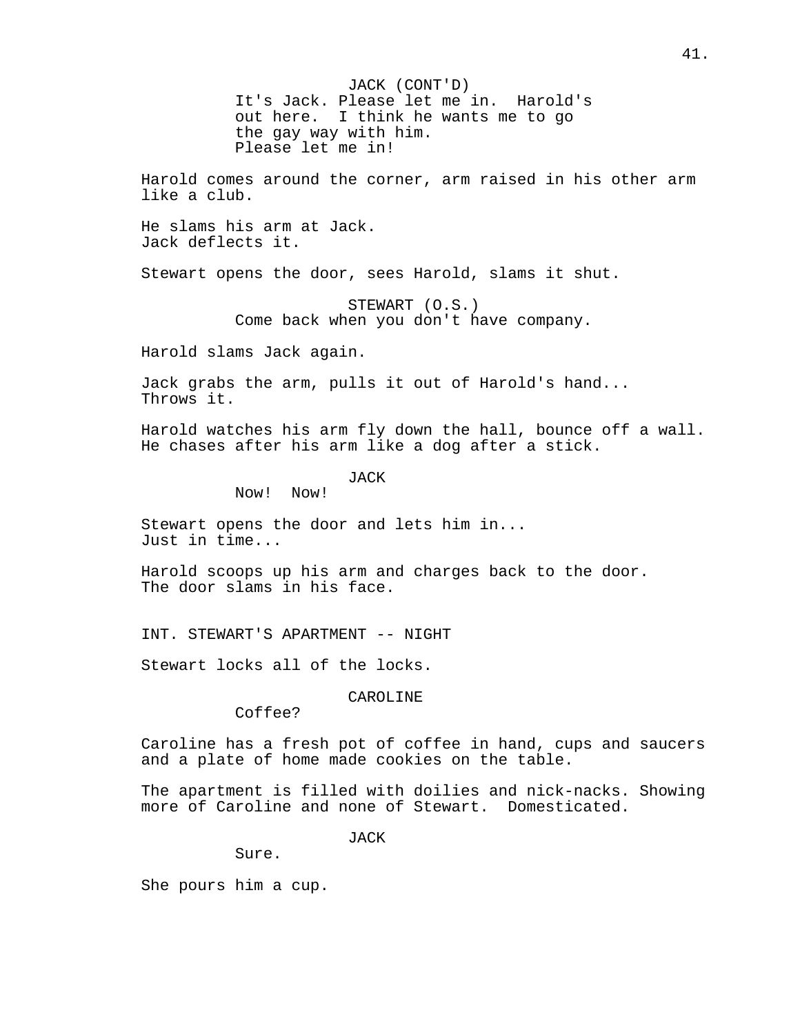JACK (CONT'D)
It's Jack. Please let me in. Harold's out here. I think he wants me to go the gay way with him.
Please let me in!

Harold comes around the corner, arm raised in his other arm like a club.

He slams his arm at Jack.
Jack deflects it.

Stewart opens the door, sees Harold, slams it shut.

STEWART (O.S.)
Come back when you don't have company.

Harold slams Jack again.

Jack grabs the arm, pulls it out of Harold's hand...
Throws it.

Harold watches his arm fly down the hall, bounce off a wall.
He chases after his arm like a dog after a stick.

JACK
Now! Now!

Stewart opens the door and lets him in...
Just in time...

Harold scoops up his arm and charges back to the door.
The door slams in his face.

INT. STEWART'S APARTMENT -- NIGHT

Stewart locks all of the locks.

CAROLINE
Coffee?

Caroline has a fresh pot of coffee in hand, cups and saucers and a plate of home made cookies on the table.

The apartment is filled with doilies and nick-nacks. Showing more of Caroline and none of Stewart. Domesticated.

JACK
Sure.

She pours him a cup.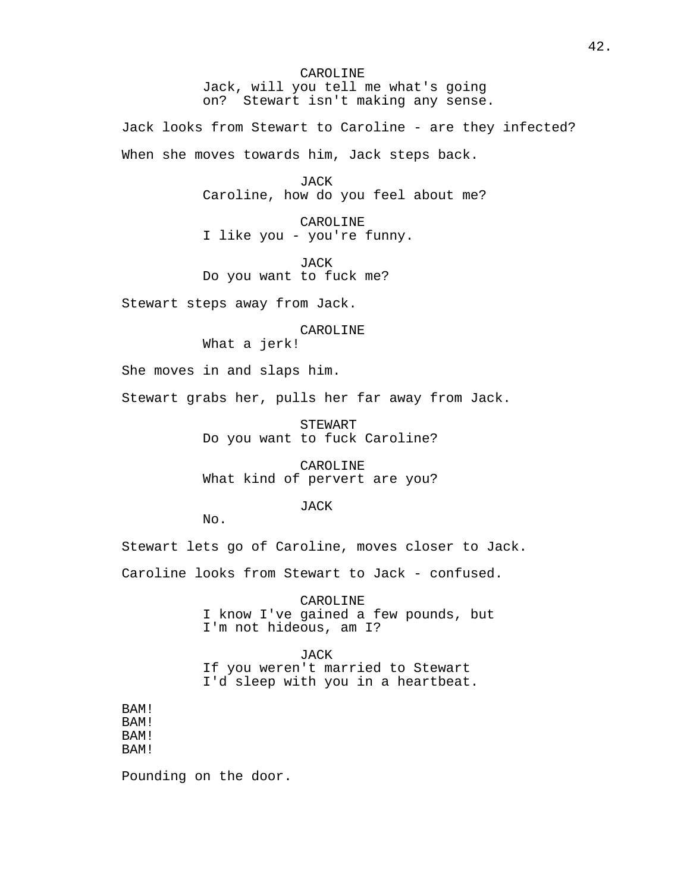CAROLINE
Jack, will you tell me what's going on? Stewart isn't making any sense.

Jack looks from Stewart to Caroline - are they infected?

When she moves towards him, Jack steps back.

JACK
Caroline, how do you feel about me?

CAROLINE
I like you - you're funny.

JACK
Do you want to fuck me?

Stewart steps away from Jack.

CAROLINE
What a jerk!

She moves in and slaps him.

Stewart grabs her, pulls her far away from Jack.

STEWART
Do you want to fuck Caroline?

CAROLINE
What kind of pervert are you?

JACK
No.

Stewart lets go of Caroline, moves closer to Jack.

Caroline looks from Stewart to Jack - confused.

CAROLINE
I know I've gained a few pounds, but I'm not hideous, am I?

JACK
If you weren't married to Stewart I'd sleep with you in a heartbeat.

BAM!
BAM!
BAM!
BAM!

Pounding on the door.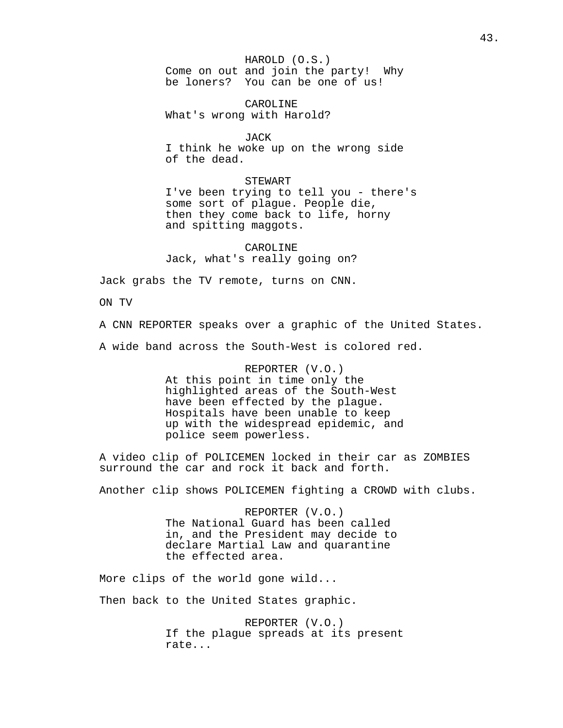HAROLD (O.S.)
Come on out and join the party! Why be loners? You can be one of us!

CAROLINE
What's wrong with Harold?

JACK
I think he woke up on the wrong side of the dead.

STEWART
I've been trying to tell you - there's some sort of plague. People die, then they come back to life, horny and spitting maggots.

CAROLINE
Jack, what's really going on?

Jack grabs the TV remote, turns on CNN.

ON TV

A CNN REPORTER speaks over a graphic of the United States.

A wide band across the South-West is colored red.

REPORTER (V.O.)
At this point in time only the highlighted areas of the South-West have been effected by the plague. Hospitals have been unable to keep up with the widespread epidemic, and police seem powerless.

A video clip of POLICEMEN locked in their car as ZOMBIES surround the car and rock it back and forth.

Another clip shows POLICEMEN fighting a CROWD with clubs.

REPORTER (V.O.)
The National Guard has been called in, and the President may decide to declare Martial Law and quarantine the effected area.

More clips of the world gone wild...

Then back to the United States graphic.

REPORTER (V.O.)
If the plague spreads at its present rate...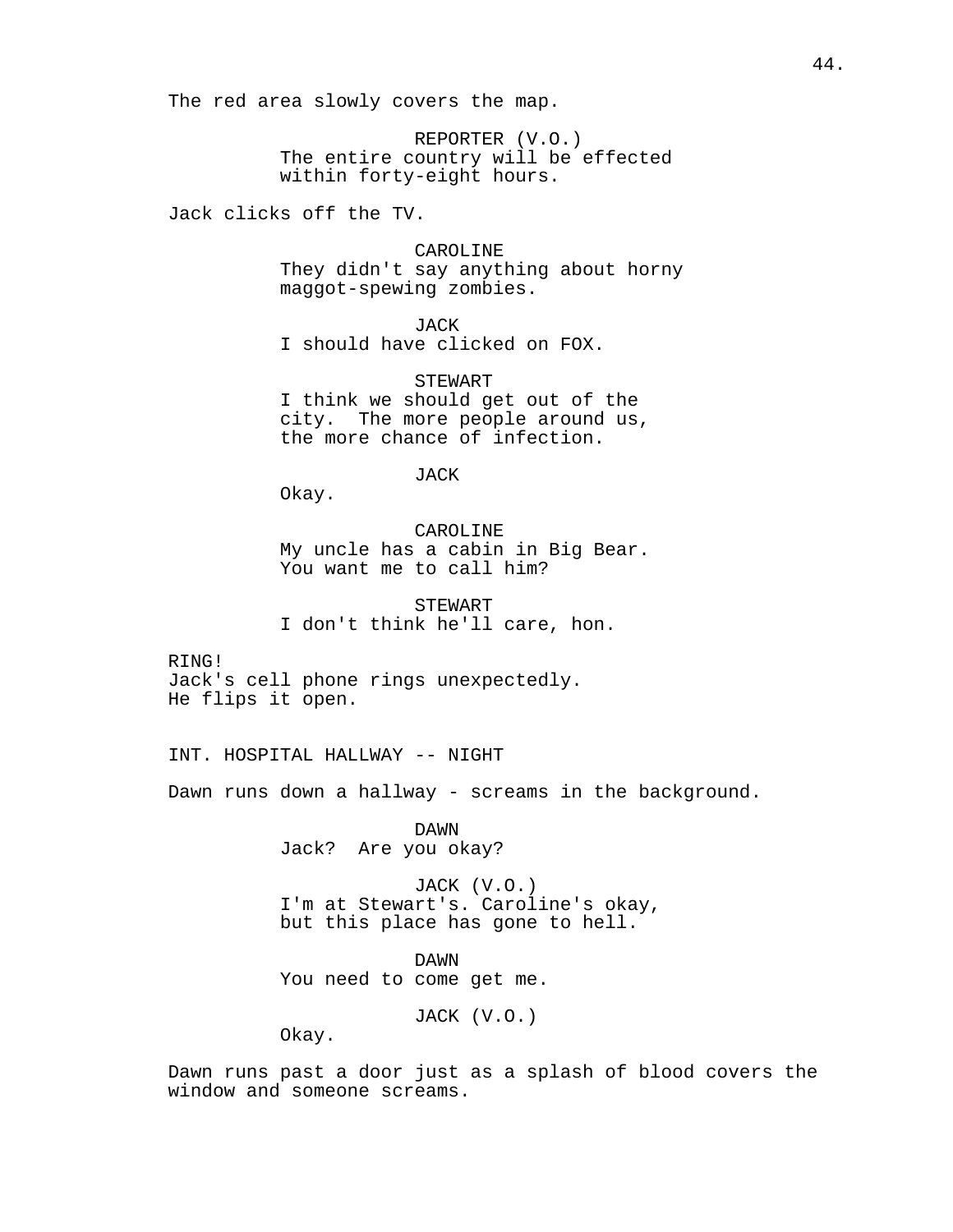The red area slowly covers the map.

REPORTER (V.O.)
The entire country will be effected within forty-eight hours.

Jack clicks off the TV.

CAROLINE
They didn't say anything about horny maggot-spewing zombies.

JACK
I should have clicked on FOX.

STEWART
I think we should get out of the city. The more people around us, the more chance of infection.

JACK
Okay.

CAROLINE
My uncle has a cabin in Big Bear. You want me to call him?

STEWART
I don't think he'll care, hon.

RING!
Jack's cell phone rings unexpectedly.
He flips it open.

INT. HOSPITAL HALLWAY -- NIGHT

Dawn runs down a hallway - screams in the background.

DAWN
Jack? Are you okay?

JACK (V.O.)
I'm at Stewart's. Caroline's okay, but this place has gone to hell.

DAWN
You need to come get me.

JACK (V.O.)
Okay.

Dawn runs past a door just as a splash of blood covers the window and someone screams.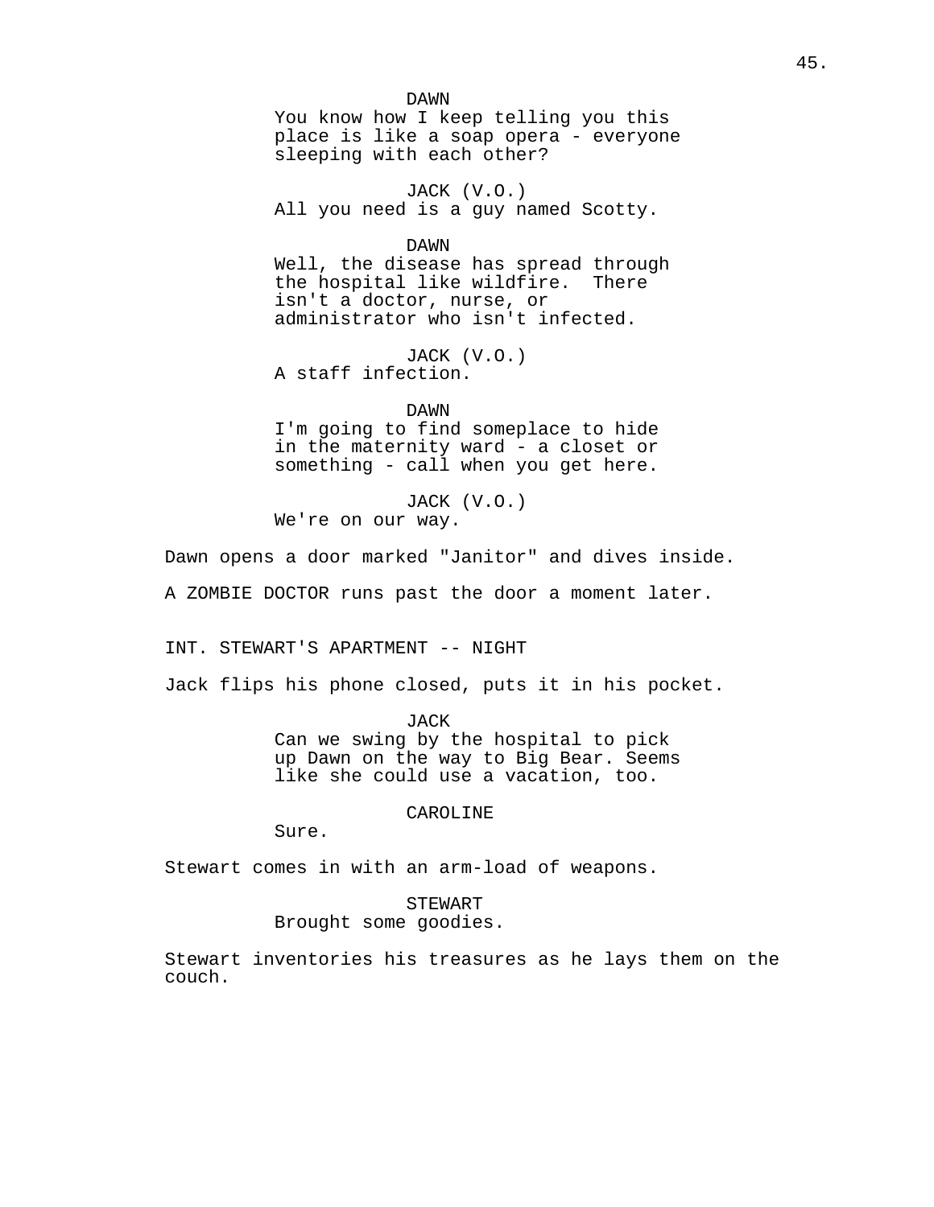DAWN
You know how I keep telling you this place is like a soap opera - everyone sleeping with each other?

JACK (V.O.)
All you need is a guy named Scotty.

DAWN
Well, the disease has spread through the hospital like wildfire. There isn't a doctor, nurse, or administrator who isn't infected.

JACK (V.O.)
A staff infection.

DAWN
I'm going to find someplace to hide in the maternity ward - a closet or something - call when you get here.

JACK (V.O.)
We're on our way.

Dawn opens a door marked "Janitor" and dives inside.

A ZOMBIE DOCTOR runs past the door a moment later.

INT. STEWART'S APARTMENT -- NIGHT

Jack flips his phone closed, puts it in his pocket.

JACK
Can we swing by the hospital to pick up Dawn on the way to Big Bear. Seems like she could use a vacation, too.

CAROLINE
Sure.

Stewart comes in with an arm-load of weapons.

STEWART
Brought some goodies.

Stewart inventories his treasures as he lays them on the couch.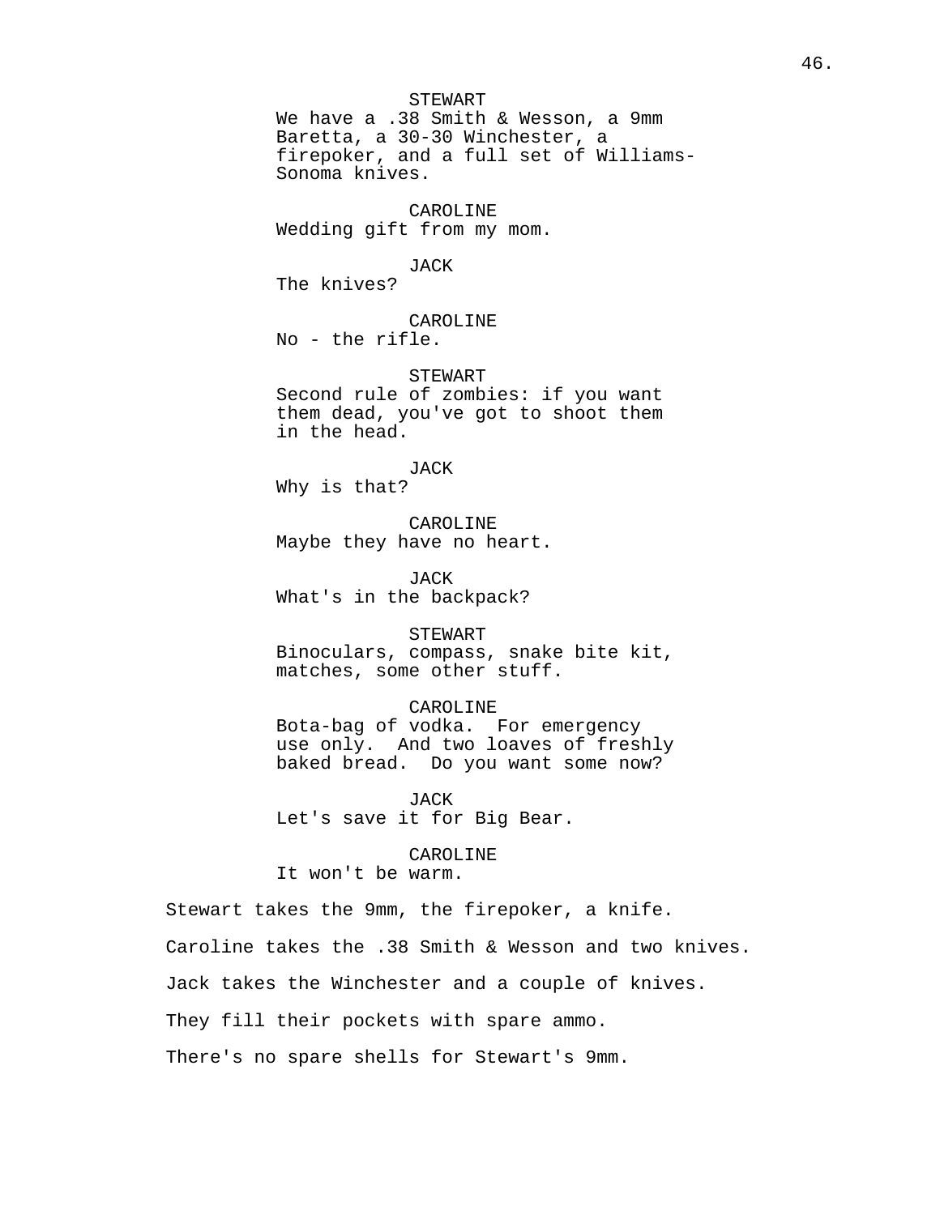STEWART
We have a .38 Smith & Wesson, a 9mm Baretta, a 30-30 Winchester, a firepoker, and a full set of Williams-Sonoma knives.

CAROLINE
Wedding gift from my mom.

JACK
The knives?

CAROLINE
No - the rifle.

STEWART
Second rule of zombies: if you want them dead, you've got to shoot them in the head.

JACK
Why is that?

CAROLINE
Maybe they have no heart.

JACK
What's in the backpack?

STEWART
Binoculars, compass, snake bite kit, matches, some other stuff.

CAROLINE
Bota-bag of vodka. For emergency use only. And two loaves of freshly baked bread. Do you want some now?

JACK
Let's save it for Big Bear.

CAROLINE
It won't be warm.

Stewart takes the 9mm, the firepoker, a knife.

Caroline takes the .38 Smith & Wesson and two knives.

Jack takes the Winchester and a couple of knives.

They fill their pockets with spare ammo.

There's no spare shells for Stewart's 9mm.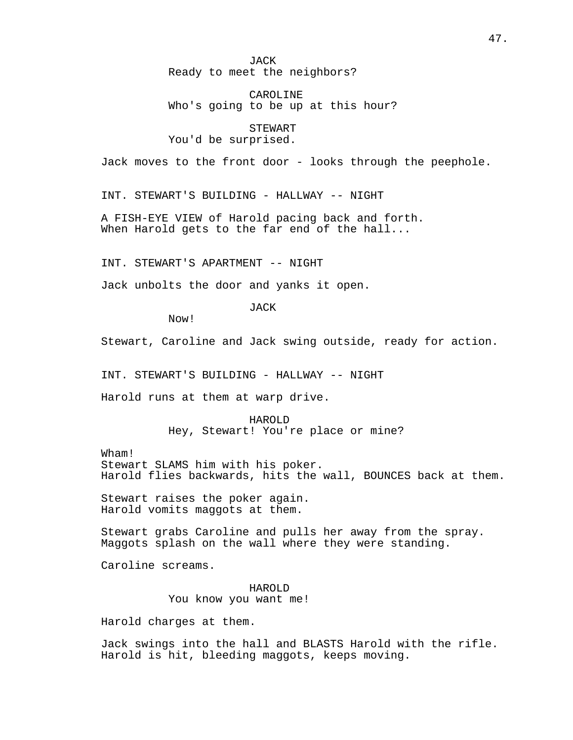JACK
Ready to meet the neighbors?

CAROLINE
Who's going to be up at this hour?

STEWART
You'd be surprised.

Jack moves to the front door - looks through the peephole.

INT. STEWART'S BUILDING - HALLWAY -- NIGHT

A FISH-EYE VIEW of Harold pacing back and forth.
When Harold gets to the far end of the hall...

INT. STEWART'S APARTMENT -- NIGHT

Jack unbolts the door and yanks it open.

JACK
Now!

Stewart, Caroline and Jack swing outside, ready for action.

INT. STEWART'S BUILDING - HALLWAY -- NIGHT

Harold runs at them at warp drive.

HAROLD
Hey, Stewart! You're place or mine?

Wham!
Stewart SLAMS him with his poker.
Harold flies backwards, hits the wall, BOUNCES back at them.

Stewart raises the poker again.
Harold vomits maggots at them.

Stewart grabs Caroline and pulls her away from the spray.
Maggots splash on the wall where they were standing.

Caroline screams.

HAROLD
You know you want me!

Harold charges at them.

Jack swings into the hall and BLASTS Harold with the rifle.
Harold is hit, bleeding maggots, keeps moving.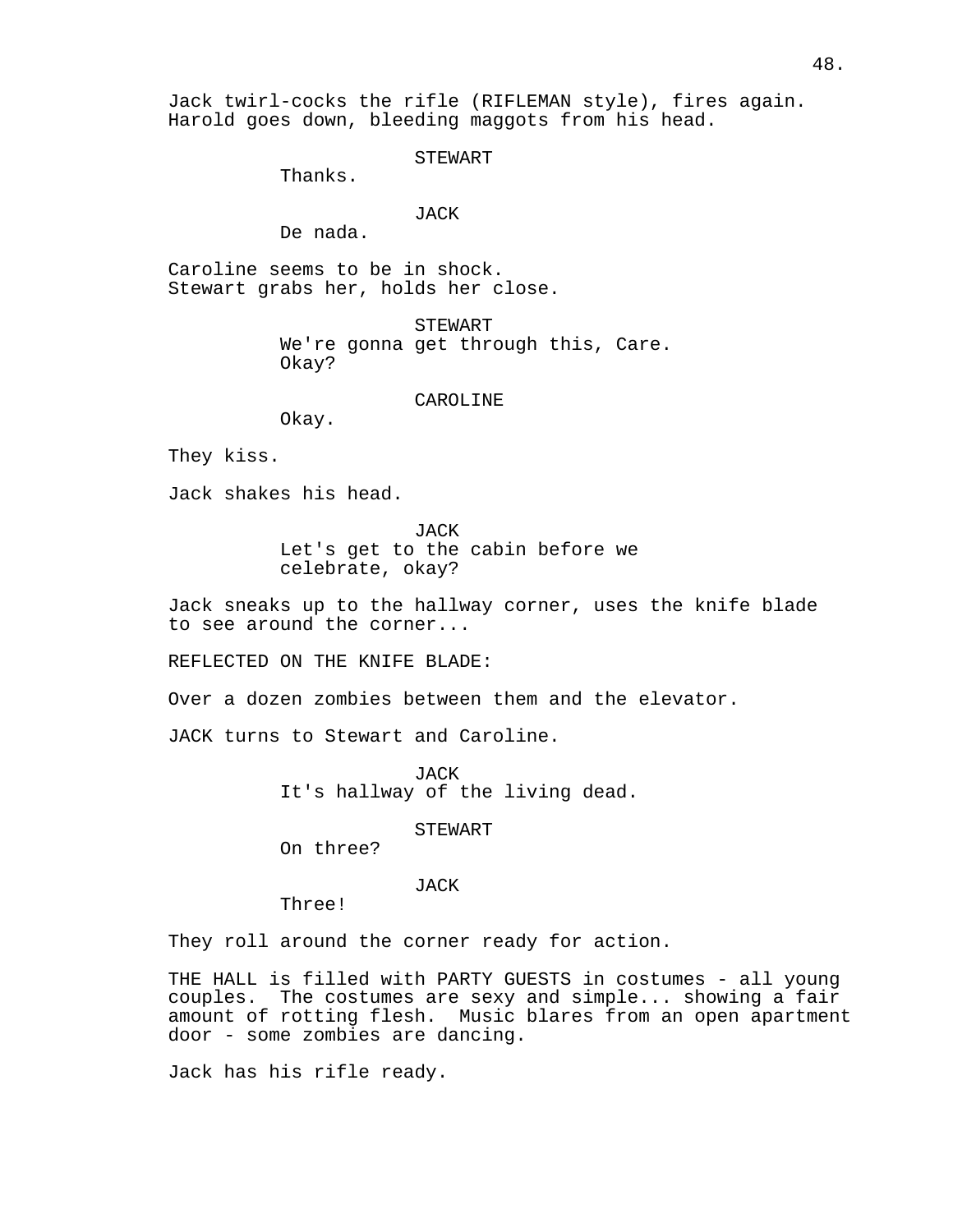Jack twirl-cocks the rifle (RIFLEMAN style), fires again. Harold goes down, bleeding maggots from his head.

STEWART
Thanks.

JACK
De nada.

Caroline seems to be in shock.
Stewart grabs her, holds her close.

STEWART
We're gonna get through this, Care.
Okay?

CAROLINE
Okay.

They kiss.

Jack shakes his head.

JACK
Let's get to the cabin before we celebrate, okay?

Jack sneaks up to the hallway corner, uses the knife blade to see around the corner...

REFLECTED ON THE KNIFE BLADE:

Over a dozen zombies between them and the elevator.

JACK turns to Stewart and Caroline.

JACK
It's hallway of the living dead.

STEWART
On three?

JACK
Three!

They roll around the corner ready for action.

THE HALL is filled with PARTY GUESTS in costumes - all young couples. The costumes are sexy and simple... showing a fair amount of rotting flesh. Music blares from an open apartment door - some zombies are dancing.

Jack has his rifle ready.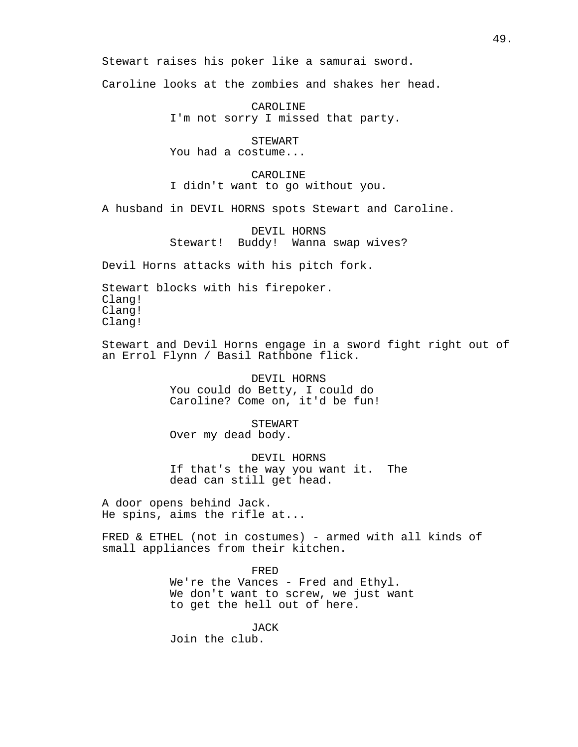Stewart raises his poker like a samurai sword.

Caroline looks at the zombies and shakes her head.

CAROLINE
I'm not sorry I missed that party.

STEWART
You had a costume...

CAROLINE
I didn't want to go without you.

A husband in DEVIL HORNS spots Stewart and Caroline.

DEVIL HORNS
Stewart! Buddy! Wanna swap wives?

Devil Horns attacks with his pitch fork.

Stewart blocks with his firepoker.
Clang!
Clang!
Clang!

Stewart and Devil Horns engage in a sword fight right out of an Errol Flynn / Basil Rathbone flick.

DEVIL HORNS
You could do Betty, I could do Caroline? Come on, it'd be fun!

STEWART
Over my dead body.

DEVIL HORNS
If that's the way you want it. The dead can still get head.

A door opens behind Jack.
He spins, aims the rifle at...

FRED & ETHEL (not in costumes) - armed with all kinds of small appliances from their kitchen.

FRED
We're the Vances - Fred and Ethyl. We don't want to screw, we just want to get the hell out of here.

JACK
Join the club.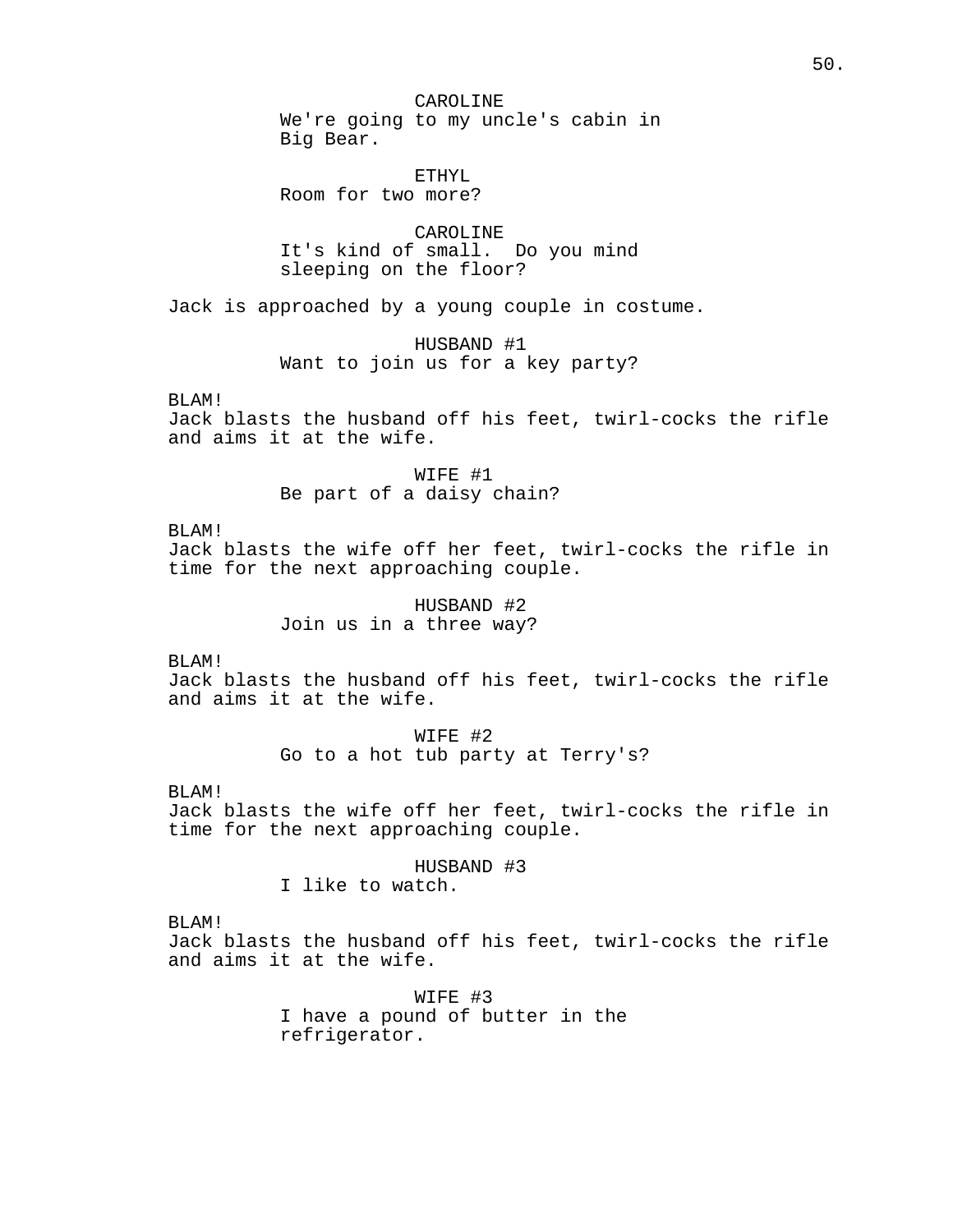CAROLINE
We're going to my uncle's cabin in Big Bear.

ETHYL
Room for two more?

CAROLINE
It's kind of small.  Do you mind sleeping on the floor?

Jack is approached by a young couple in costume.

HUSBAND #1
Want to join us for a key party?

BLAM!
Jack blasts the husband off his feet, twirl-cocks the rifle and aims it at the wife.

WIFE #1
Be part of a daisy chain?

BLAM!
Jack blasts the wife off her feet, twirl-cocks the rifle in time for the next approaching couple.

HUSBAND #2
Join us in a three way?

BLAM!
Jack blasts the husband off his feet, twirl-cocks the rifle and aims it at the wife.

WIFE #2
Go to a hot tub party at Terry's?

BLAM!
Jack blasts the wife off her feet, twirl-cocks the rifle in time for the next approaching couple.

HUSBAND #3
I like to watch.

BLAM!
Jack blasts the husband off his feet, twirl-cocks the rifle and aims it at the wife.

WIFE #3
I have a pound of butter in the refrigerator.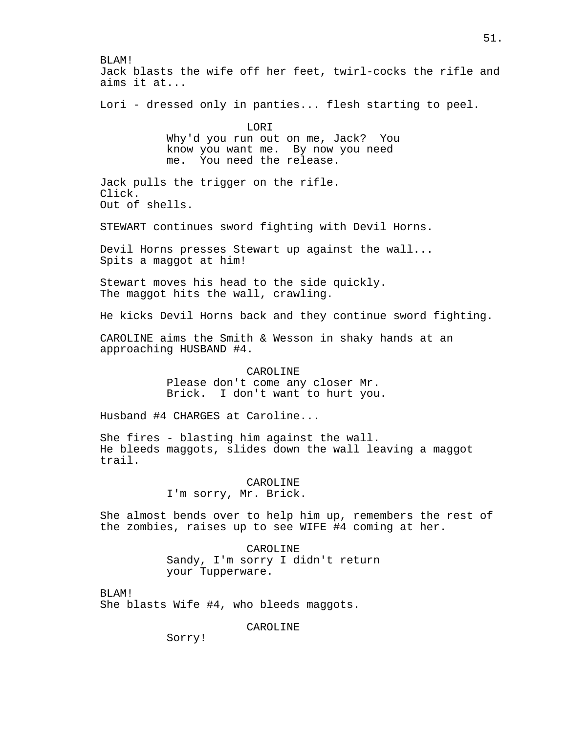BLAM!
Jack blasts the wife off her feet, twirl-cocks the rifle and aims it at...

Lori - dressed only in panties... flesh starting to peel.

LORI
Why'd you run out on me, Jack? You know you want me. By now you need me. You need the release.

Jack pulls the trigger on the rifle.
Click.
Out of shells.

STEWART continues sword fighting with Devil Horns.

Devil Horns presses Stewart up against the wall...
Spits a maggot at him!

Stewart moves his head to the side quickly.
The maggot hits the wall, crawling.

He kicks Devil Horns back and they continue sword fighting.

CAROLINE aims the Smith & Wesson in shaky hands at an approaching HUSBAND #4.

CAROLINE
Please don't come any closer Mr. Brick. I don't want to hurt you.

Husband #4 CHARGES at Caroline...

She fires - blasting him against the wall.
He bleeds maggots, slides down the wall leaving a maggot trail.

CAROLINE
I'm sorry, Mr. Brick.

She almost bends over to help him up, remembers the rest of the zombies, raises up to see WIFE #4 coming at her.

CAROLINE
Sandy, I'm sorry I didn't return your Tupperware.

BLAM!
She blasts Wife #4, who bleeds maggots.

CAROLINE
Sorry!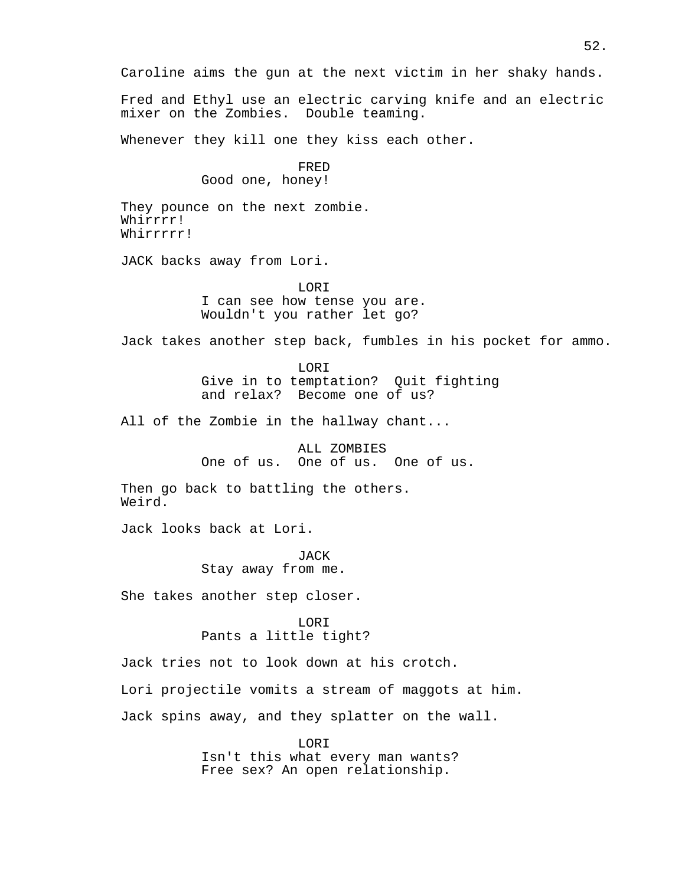Caroline aims the gun at the next victim in her shaky hands.

Fred and Ethyl use an electric carving knife and an electric mixer on the Zombies. Double teaming.

Whenever they kill one they kiss each other.

FRED
Good one, honey!

They pounce on the next zombie.
Whirrrr!
Whirrrrr!

JACK backs away from Lori.

LORI
I can see how tense you are.
Wouldn't you rather let go?

Jack takes another step back, fumbles in his pocket for ammo.

LORI
Give in to temptation? Quit fighting and relax? Become one of us?

All of the Zombie in the hallway chant...

ALL ZOMBIES
One of us. One of us. One of us.

Then go back to battling the others.
Weird.

Jack looks back at Lori.

JACK
Stay away from me.

She takes another step closer.

LORI
Pants a little tight?

Jack tries not to look down at his crotch.

Lori projectile vomits a stream of maggots at him.

Jack spins away, and they splatter on the wall.

LORI
Isn't this what every man wants?
Free sex? An open relationship.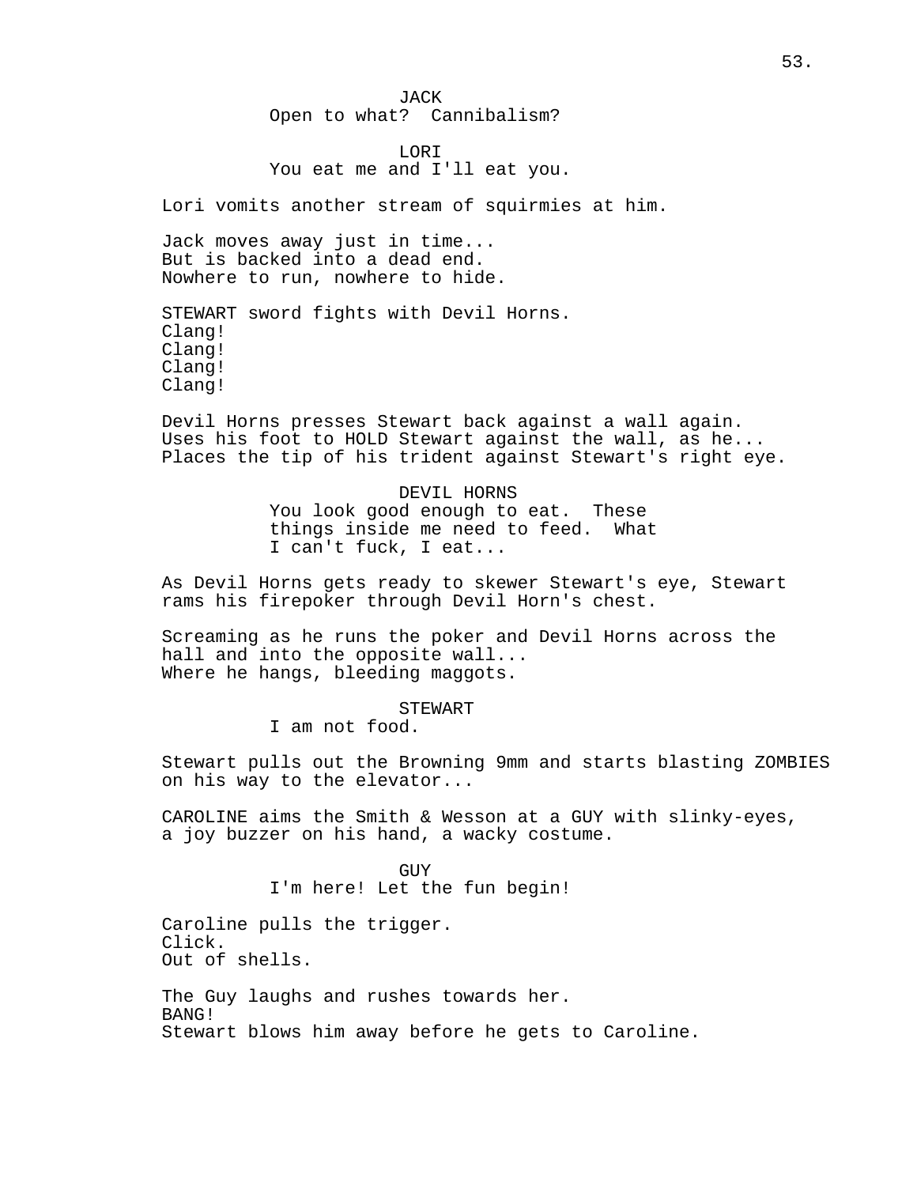JACK
Open to what?  Cannibalism?

LORI
You eat me and I'll eat you.

Lori vomits another stream of squirmies at him.

Jack moves away just in time...
But is backed into a dead end.
Nowhere to run, nowhere to hide.

STEWART sword fights with Devil Horns.
Clang!
Clang!
Clang!
Clang!

Devil Horns presses Stewart back against a wall again.
Uses his foot to HOLD Stewart against the wall, as he...
Places the tip of his trident against Stewart's right eye.

DEVIL HORNS
You look good enough to eat.  These things inside me need to feed.  What I can't fuck, I eat...

As Devil Horns gets ready to skewer Stewart's eye, Stewart rams his firepoker through Devil Horn's chest.

Screaming as he runs the poker and Devil Horns across the hall and into the opposite wall...
Where he hangs, bleeding maggots.

STEWART
I am not food.

Stewart pulls out the Browning 9mm and starts blasting ZOMBIES on his way to the elevator...

CAROLINE aims the Smith & Wesson at a GUY with slinky-eyes, a joy buzzer on his hand, a wacky costume.

GUY
I'm here! Let the fun begin!

Caroline pulls the trigger.
Click.
Out of shells.

The Guy laughs and rushes towards her.
BANG!
Stewart blows him away before he gets to Caroline.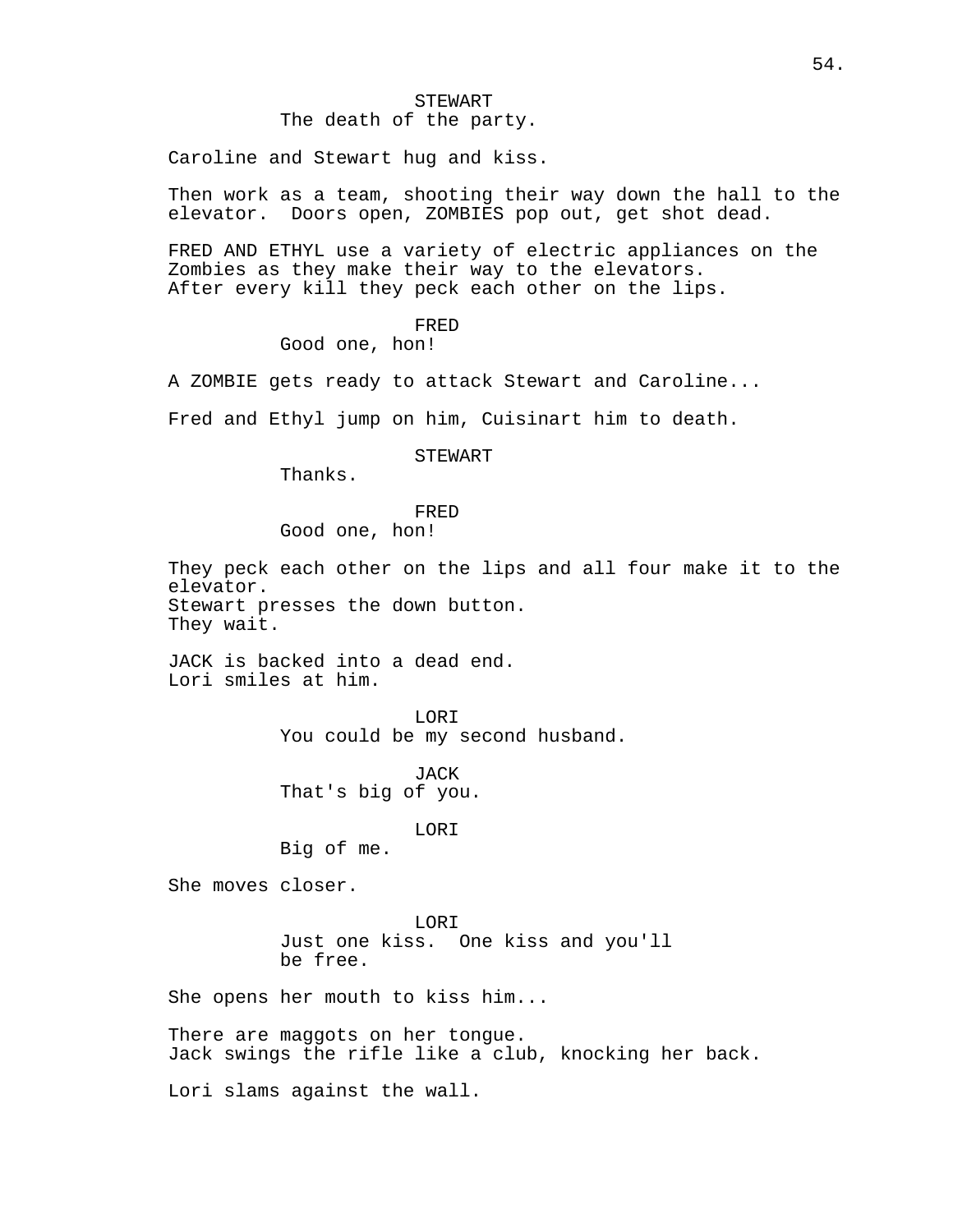STEWART
The death of the party.

Caroline and Stewart hug and kiss.

Then work as a team, shooting their way down the hall to the elevator. Doors open, ZOMBIES pop out, get shot dead.

FRED AND ETHYL use a variety of electric appliances on the Zombies as they make their way to the elevators.
After every kill they peck each other on the lips.

FRED
Good one, hon!

A ZOMBIE gets ready to attack Stewart and Caroline...

Fred and Ethyl jump on him, Cuisinart him to death.

STEWART
Thanks.

FRED
Good one, hon!

They peck each other on the lips and all four make it to the elevator.
Stewart presses the down button.
They wait.

JACK is backed into a dead end.
Lori smiles at him.

LORI
You could be my second husband.

JACK
That's big of you.

LORI
Big of me.

She moves closer.

LORI
Just one kiss. One kiss and you'll be free.

She opens her mouth to kiss him...

There are maggots on her tongue.
Jack swings the rifle like a club, knocking her back.

Lori slams against the wall.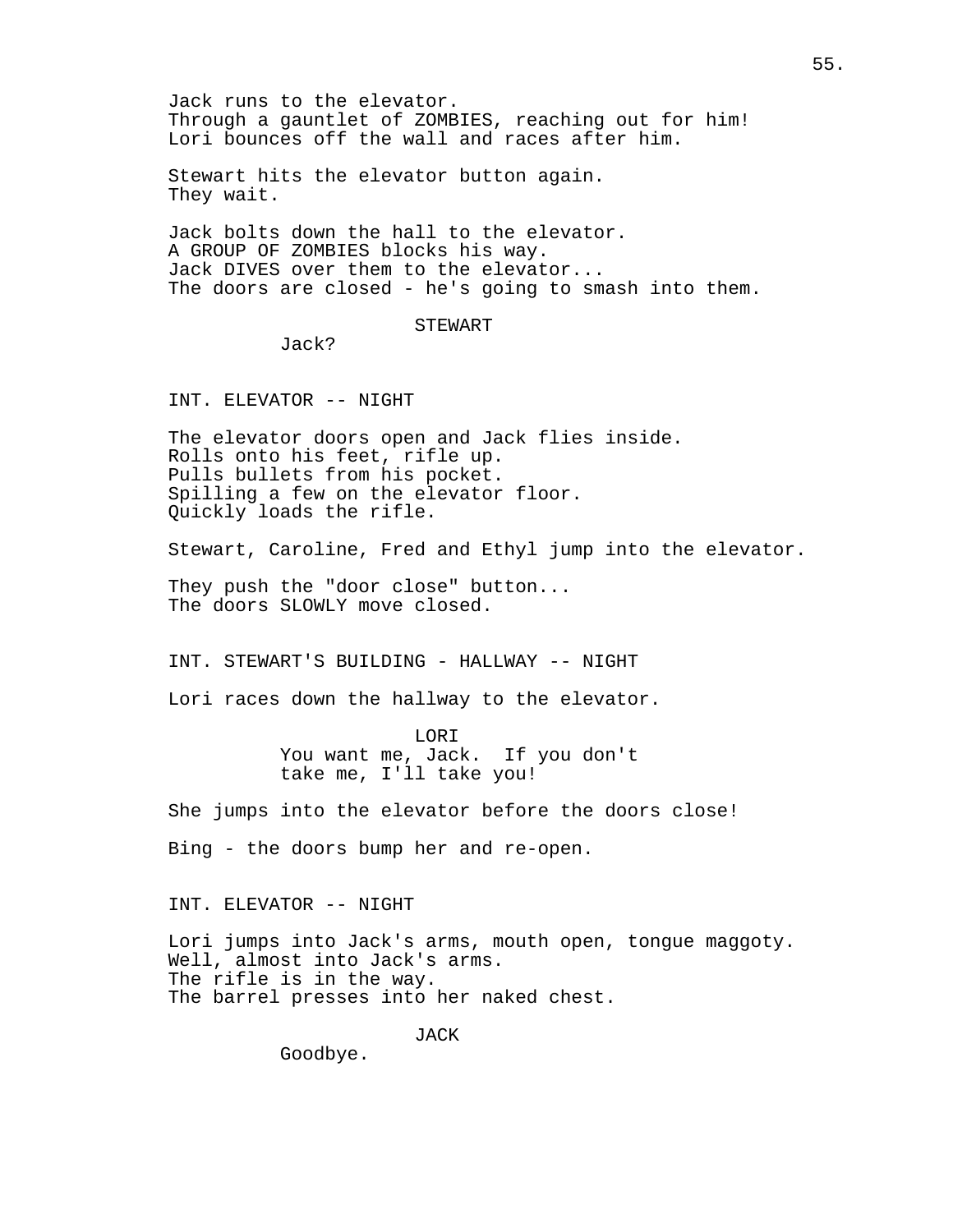Jack runs to the elevator.
Through a gauntlet of ZOMBIES, reaching out for him!
Lori bounces off the wall and races after him.

Stewart hits the elevator button again.
They wait.

Jack bolts down the hall to the elevator.
A GROUP OF ZOMBIES blocks his way.
Jack DIVES over them to the elevator...
The doors are closed - he's going to smash into them.

STEWART
Jack?

INT. ELEVATOR -- NIGHT

The elevator doors open and Jack flies inside.
Rolls onto his feet, rifle up.
Pulls bullets from his pocket.
Spilling a few on the elevator floor.
Quickly loads the rifle.

Stewart, Caroline, Fred and Ethyl jump into the elevator.

They push the "door close" button...
The doors SLOWLY move closed.

INT. STEWART'S BUILDING - HALLWAY -- NIGHT

Lori races down the hallway to the elevator.

LORI
You want me, Jack. If you don't
take me, I'll take you!

She jumps into the elevator before the doors close!

Bing - the doors bump her and re-open.

INT. ELEVATOR -- NIGHT

Lori jumps into Jack's arms, mouth open, tongue maggoty.
Well, almost into Jack's arms.
The rifle is in the way.
The barrel presses into her naked chest.

JACK
Goodbye.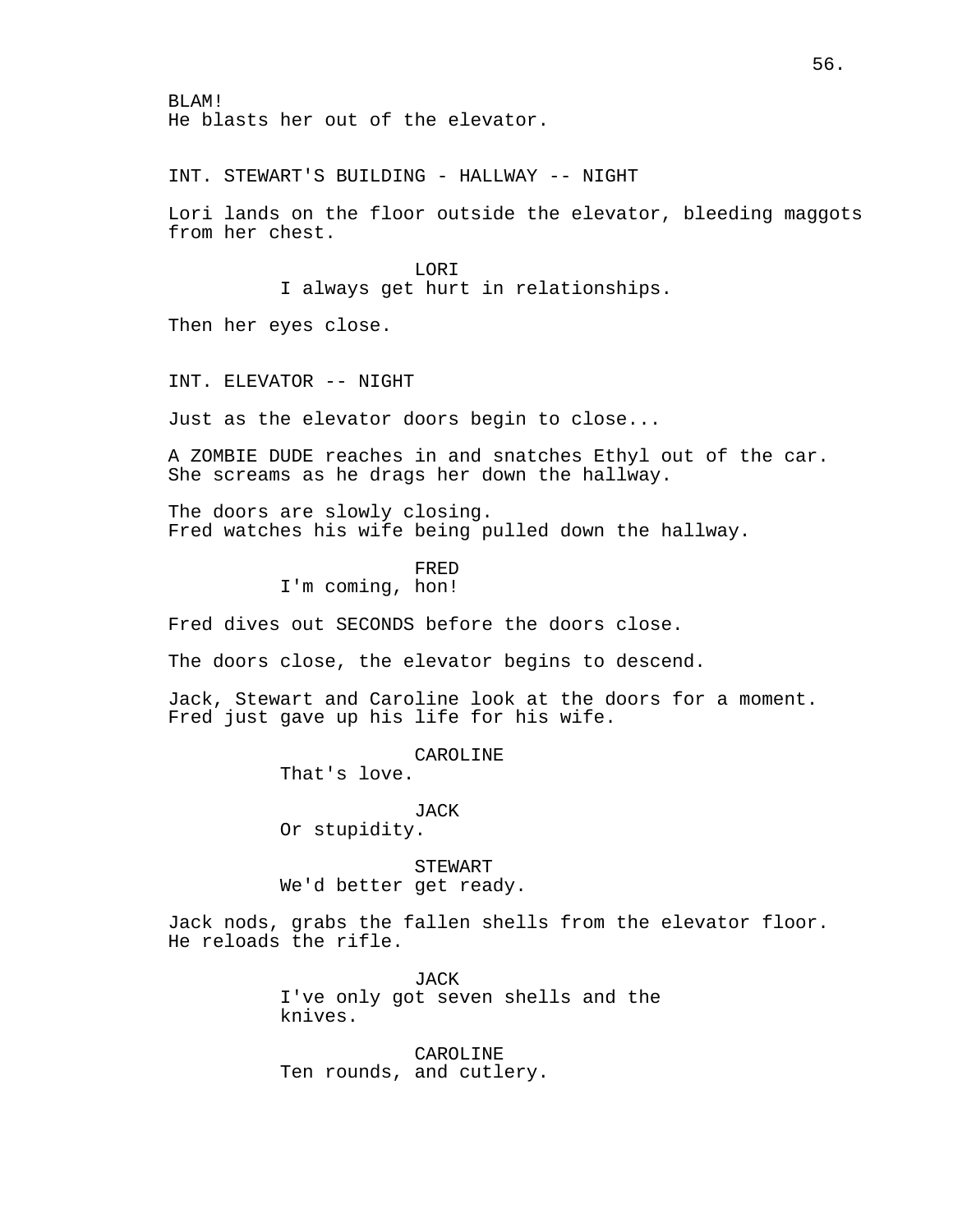BLAM!
He blasts her out of the elevator.

INT. STEWART'S BUILDING - HALLWAY -- NIGHT

Lori lands on the floor outside the elevator, bleeding maggots from her chest.

LORI
I always get hurt in relationships.

Then her eyes close.

INT. ELEVATOR -- NIGHT

Just as the elevator doors begin to close...

A ZOMBIE DUDE reaches in and snatches Ethyl out of the car. She screams as he drags her down the hallway.

The doors are slowly closing.
Fred watches his wife being pulled down the hallway.

FRED
I'm coming, hon!

Fred dives out SECONDS before the doors close.

The doors close, the elevator begins to descend.

Jack, Stewart and Caroline look at the doors for a moment. Fred just gave up his life for his wife.

CAROLINE
That's love.

JACK
Or stupidity.

STEWART
We'd better get ready.

Jack nods, grabs the fallen shells from the elevator floor. He reloads the rifle.

JACK
I've only got seven shells and the knives.

CAROLINE
Ten rounds, and cutlery.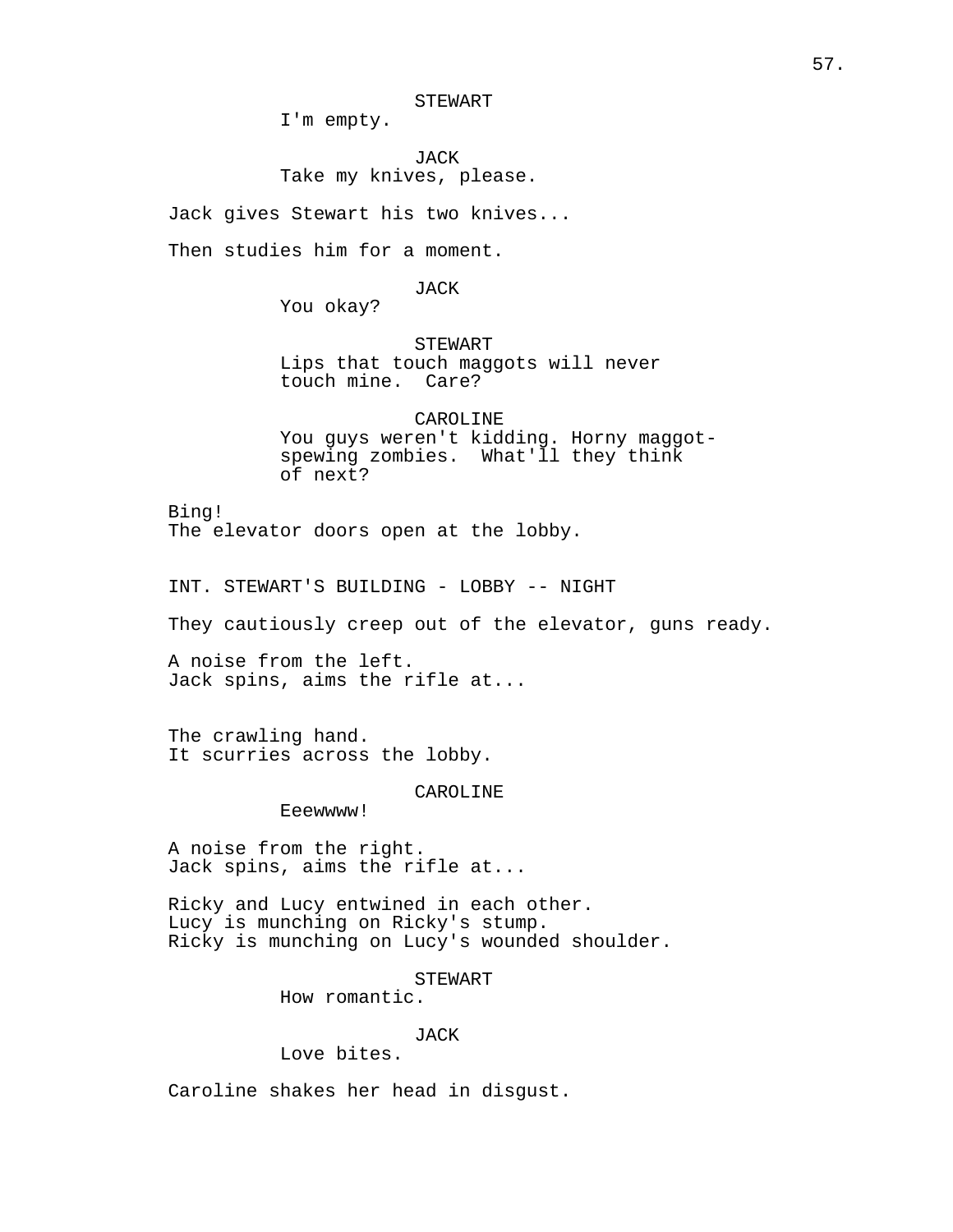STEWART
I'm empty.

JACK
Take my knives, please.

Jack gives Stewart his two knives...

Then studies him for a moment.

JACK
You okay?

STEWART
Lips that touch maggots will never touch mine.  Care?

CAROLINE
You guys weren't kidding. Horny maggot-spewing zombies.  What'll they think of next?

Bing!
The elevator doors open at the lobby.

INT. STEWART'S BUILDING - LOBBY -- NIGHT

They cautiously creep out of the elevator, guns ready.

A noise from the left.
Jack spins, aims the rifle at...

The crawling hand.
It scurries across the lobby.

CAROLINE
Eeewwww!

A noise from the right.
Jack spins, aims the rifle at...

Ricky and Lucy entwined in each other.
Lucy is munching on Ricky's stump.
Ricky is munching on Lucy's wounded shoulder.

STEWART
How romantic.

JACK
Love bites.

Caroline shakes her head in disgust.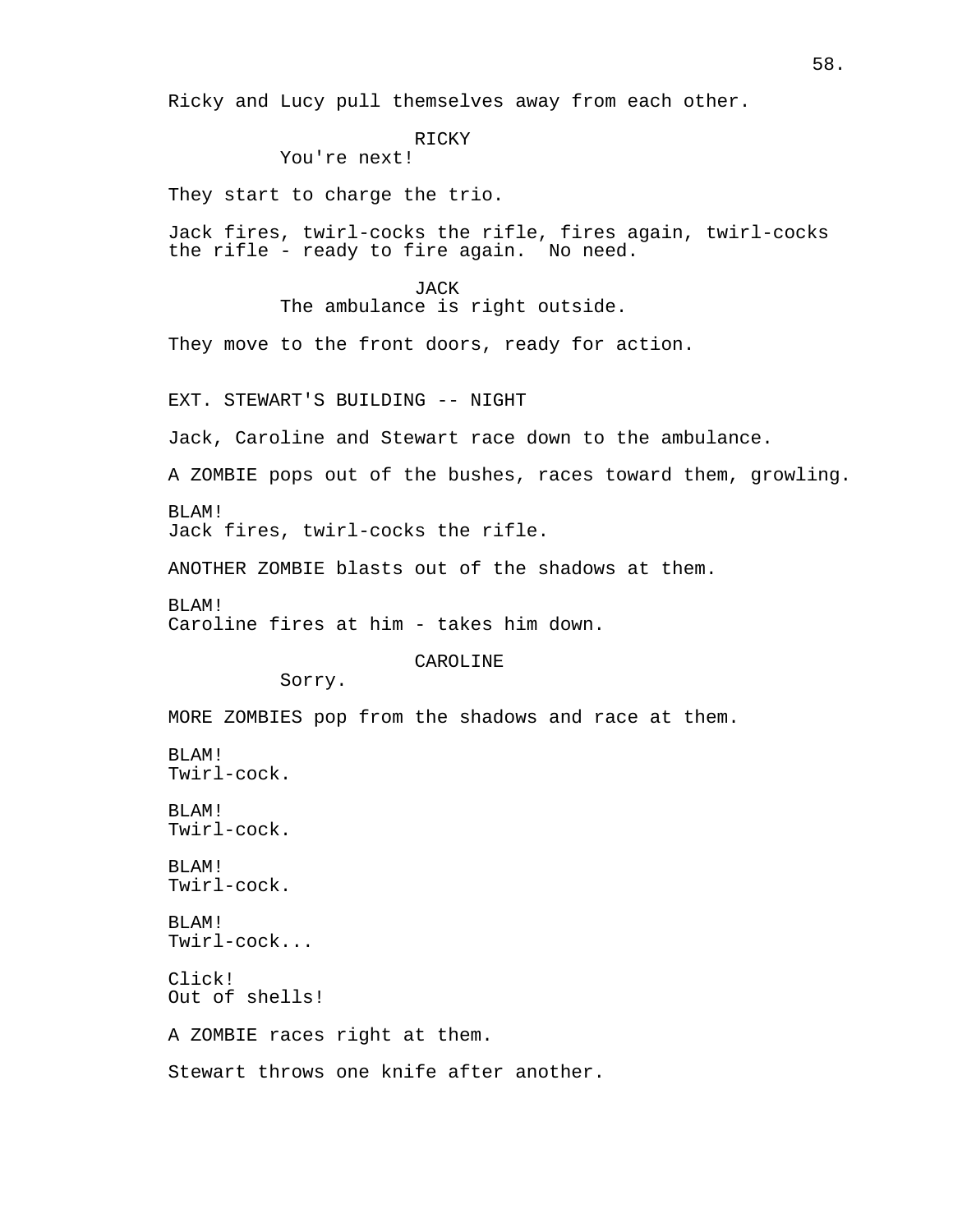Ricky and Lucy pull themselves away from each other.

RICKY
You're next!

They start to charge the trio.

Jack fires, twirl-cocks the rifle, fires again, twirl-cocks the rifle - ready to fire again.  No need.

JACK
The ambulance is right outside.

They move to the front doors, ready for action.

EXT. STEWART'S BUILDING -- NIGHT

Jack, Caroline and Stewart race down to the ambulance.

A ZOMBIE pops out of the bushes, races toward them, growling.

BLAM!
Jack fires, twirl-cocks the rifle.

ANOTHER ZOMBIE blasts out of the shadows at them.

BLAM!
Caroline fires at him - takes him down.

CAROLINE
Sorry.

MORE ZOMBIES pop from the shadows and race at them.

BLAM!
Twirl-cock.

BLAM!
Twirl-cock.

BLAM!
Twirl-cock.

BLAM!
Twirl-cock...

Click!
Out of shells!

A ZOMBIE races right at them.

Stewart throws one knife after another.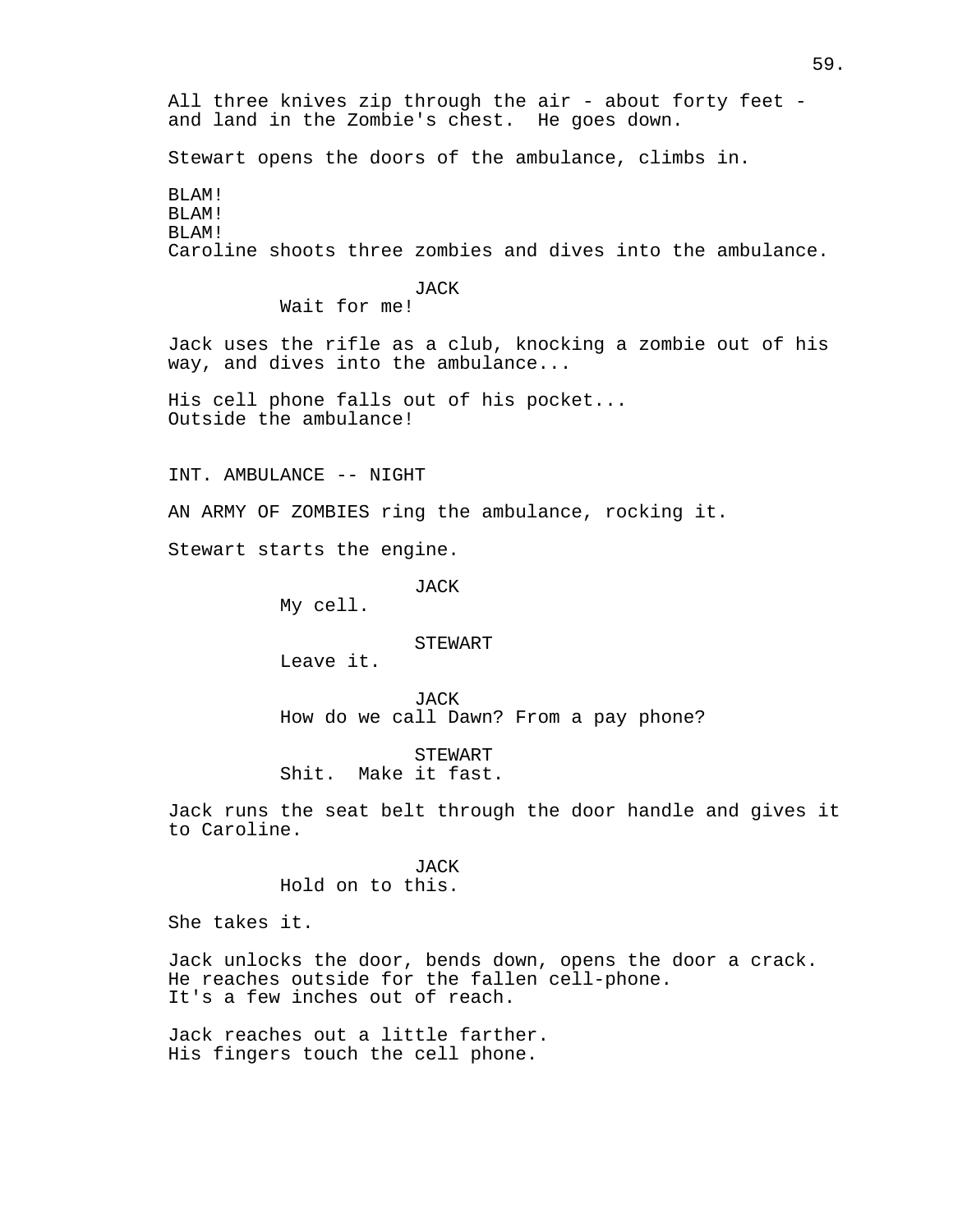All three knives zip through the air - about forty feet - and land in the Zombie's chest.  He goes down.

Stewart opens the doors of the ambulance, climbs in.

BLAM!
BLAM!
BLAM!
Caroline shoots three zombies and dives into the ambulance.

JACK
Wait for me!

Jack uses the rifle as a club, knocking a zombie out of his way, and dives into the ambulance...

His cell phone falls out of his pocket...
Outside the ambulance!

INT. AMBULANCE -- NIGHT

AN ARMY OF ZOMBIES ring the ambulance, rocking it.

Stewart starts the engine.

JACK
My cell.

STEWART
Leave it.

JACK
How do we call Dawn? From a pay phone?

STEWART
Shit.  Make it fast.

Jack runs the seat belt through the door handle and gives it to Caroline.

JACK
Hold on to this.

She takes it.

Jack unlocks the door, bends down, opens the door a crack.
He reaches outside for the fallen cell-phone.
It's a few inches out of reach.

Jack reaches out a little farther.
His fingers touch the cell phone.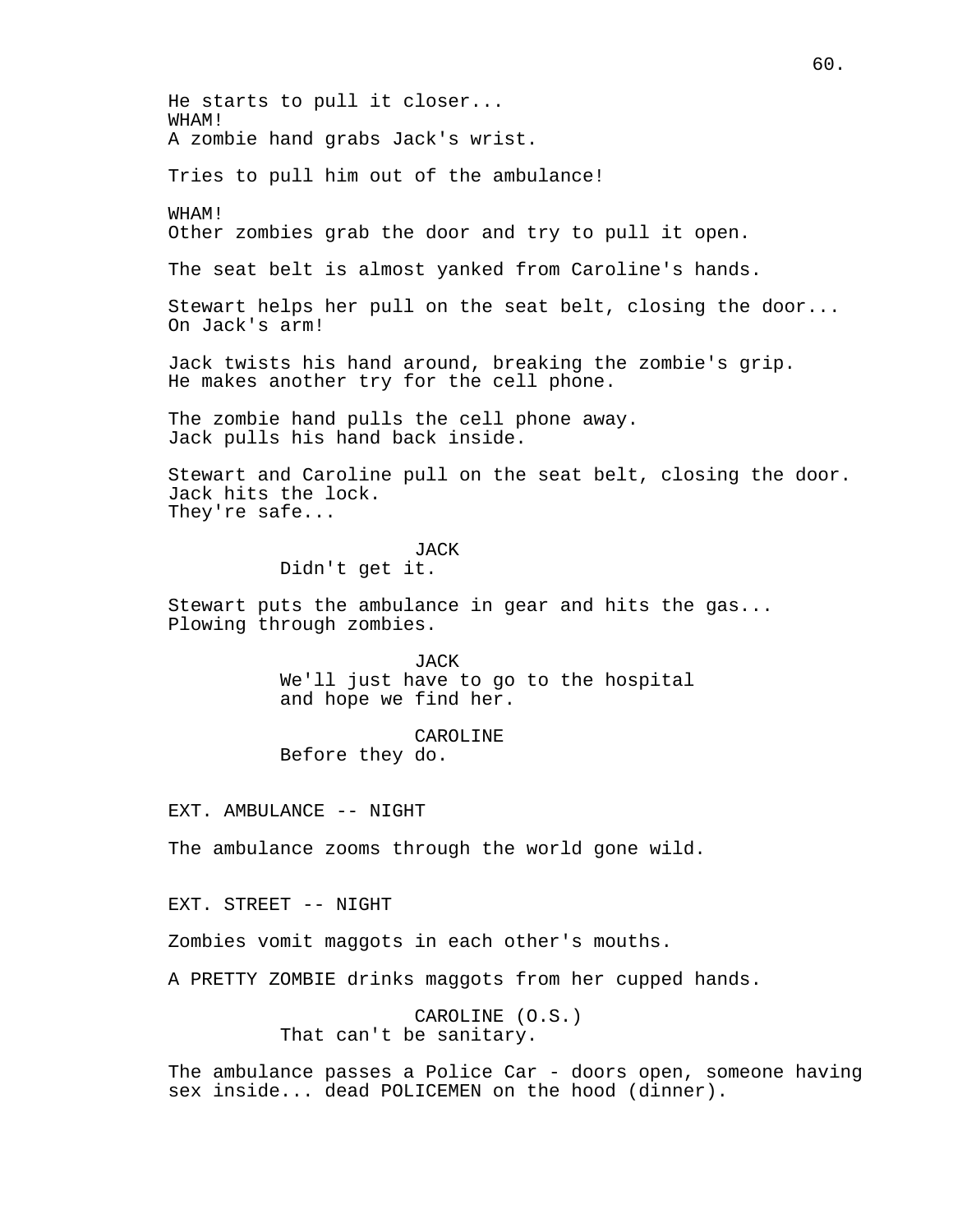He starts to pull it closer...
WHAM!
A zombie hand grabs Jack's wrist.

Tries to pull him out of the ambulance!

WHAM!
Other zombies grab the door and try to pull it open.

The seat belt is almost yanked from Caroline's hands.

Stewart helps her pull on the seat belt, closing the door...
On Jack's arm!

Jack twists his hand around, breaking the zombie's grip.
He makes another try for the cell phone.

The zombie hand pulls the cell phone away.
Jack pulls his hand back inside.

Stewart and Caroline pull on the seat belt, closing the door.
Jack hits the lock.
They're safe...

JACK
Didn't get it.

Stewart puts the ambulance in gear and hits the gas...
Plowing through zombies.

JACK
We'll just have to go to the hospital
and hope we find her.

CAROLINE
Before they do.

EXT. AMBULANCE -- NIGHT

The ambulance zooms through the world gone wild.

EXT. STREET -- NIGHT

Zombies vomit maggots in each other's mouths.

A PRETTY ZOMBIE drinks maggots from her cupped hands.

CAROLINE (O.S.)
That can't be sanitary.

The ambulance passes a Police Car - doors open, someone having
sex inside... dead POLICEMEN on the hood (dinner).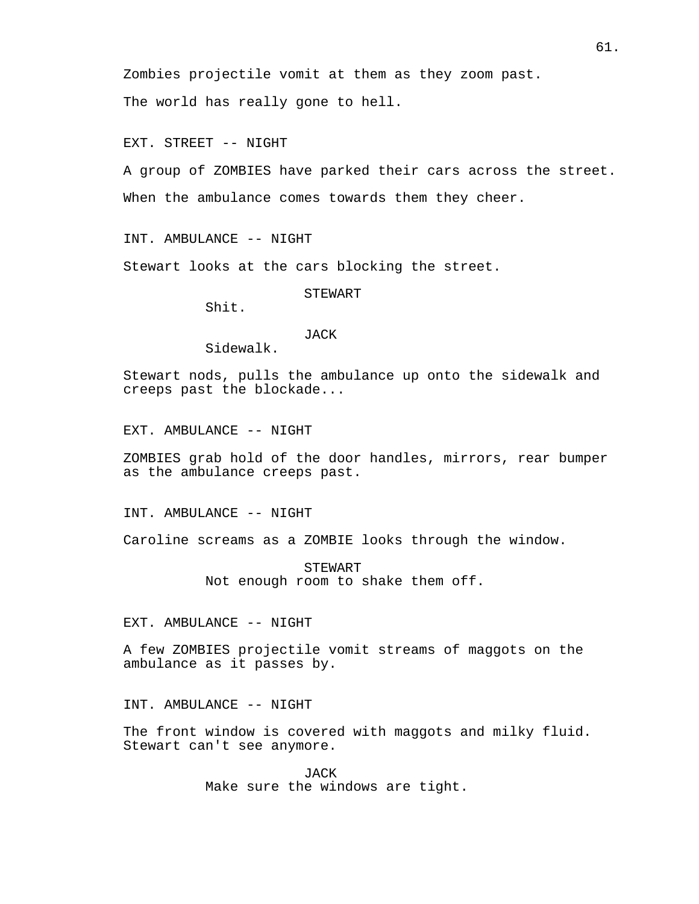Zombies projectile vomit at them as they zoom past.

The world has really gone to hell.

EXT. STREET -- NIGHT

A group of ZOMBIES have parked their cars across the street.

When the ambulance comes towards them they cheer.

INT. AMBULANCE -- NIGHT

Stewart looks at the cars blocking the street.

STEWART
Shit.

JACK
Sidewalk.

Stewart nods, pulls the ambulance up onto the sidewalk and creeps past the blockade...

EXT. AMBULANCE -- NIGHT

ZOMBIES grab hold of the door handles, mirrors, rear bumper as the ambulance creeps past.

INT. AMBULANCE -- NIGHT

Caroline screams as a ZOMBIE looks through the window.

STEWART
Not enough room to shake them off.

EXT. AMBULANCE -- NIGHT

A few ZOMBIES projectile vomit streams of maggots on the ambulance as it passes by.

INT. AMBULANCE -- NIGHT

The front window is covered with maggots and milky fluid. Stewart can't see anymore.

JACK
Make sure the windows are tight.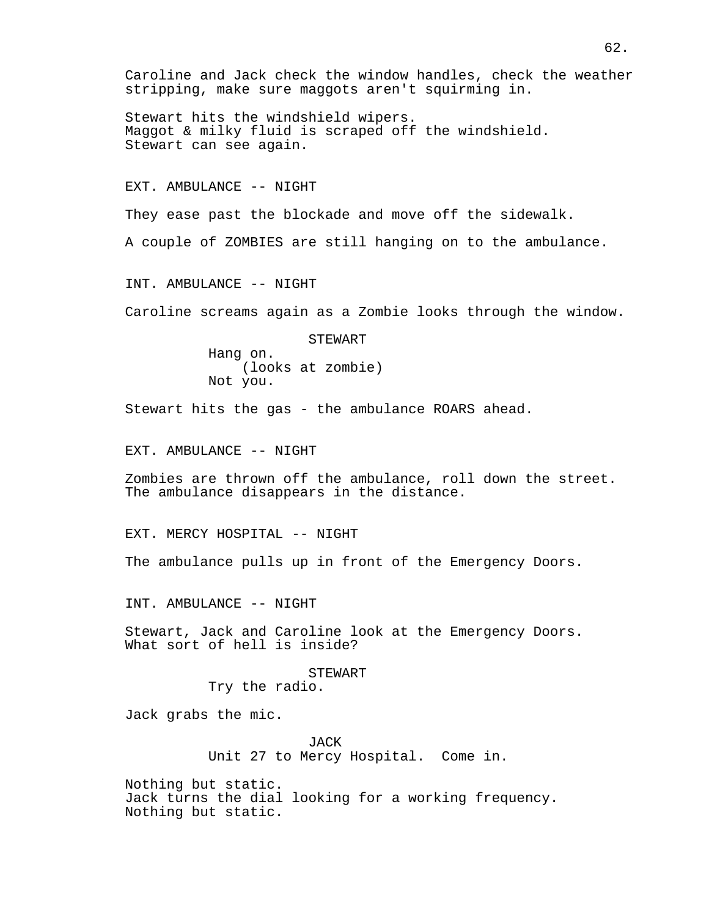Caroline and Jack check the window handles, check the weather stripping, make sure maggots aren't squirming in.

Stewart hits the windshield wipers.
Maggot & milky fluid is scraped off the windshield.
Stewart can see again.

EXT. AMBULANCE -- NIGHT

They ease past the blockade and move off the sidewalk.

A couple of ZOMBIES are still hanging on to the ambulance.

INT. AMBULANCE -- NIGHT

Caroline screams again as a Zombie looks through the window.

STEWART
Hang on.
(looks at zombie)
Not you.

Stewart hits the gas - the ambulance ROARS ahead.

EXT. AMBULANCE -- NIGHT

Zombies are thrown off the ambulance, roll down the street.
The ambulance disappears in the distance.

EXT. MERCY HOSPITAL -- NIGHT

The ambulance pulls up in front of the Emergency Doors.

INT. AMBULANCE -- NIGHT

Stewart, Jack and Caroline look at the Emergency Doors.
What sort of hell is inside?

STEWART
Try the radio.

Jack grabs the mic.

JACK
Unit 27 to Mercy Hospital. Come in.

Nothing but static.
Jack turns the dial looking for a working frequency.
Nothing but static.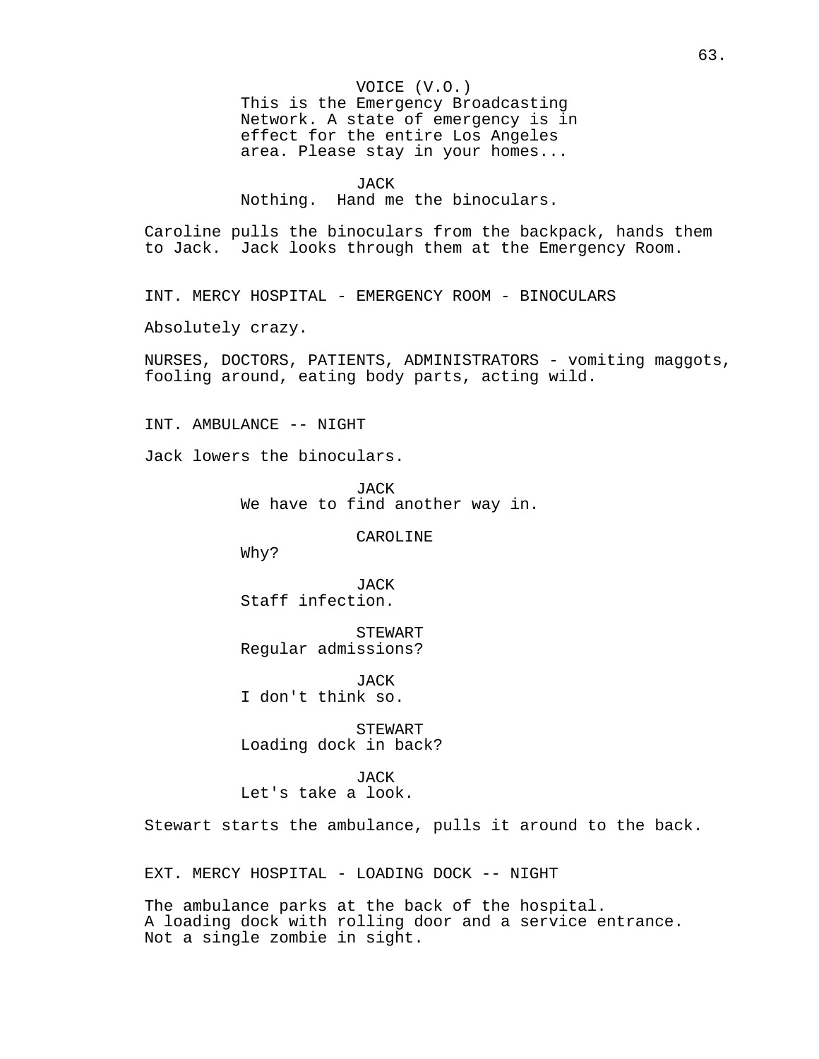VOICE (V.O.)
This is the Emergency Broadcasting Network. A state of emergency is in effect for the entire Los Angeles area. Please stay in your homes...

JACK
Nothing. Hand me the binoculars.

Caroline pulls the binoculars from the backpack, hands them to Jack. Jack looks through them at the Emergency Room.

INT. MERCY HOSPITAL - EMERGENCY ROOM - BINOCULARS

Absolutely crazy.

NURSES, DOCTORS, PATIENTS, ADMINISTRATORS - vomiting maggots, fooling around, eating body parts, acting wild.

INT. AMBULANCE -- NIGHT

Jack lowers the binoculars.

JACK
We have to find another way in.

CAROLINE
Why?

JACK
Staff infection.

STEWART
Regular admissions?

JACK
I don't think so.

STEWART
Loading dock in back?

JACK
Let's take a look.

Stewart starts the ambulance, pulls it around to the back.

EXT. MERCY HOSPITAL - LOADING DOCK -- NIGHT

The ambulance parks at the back of the hospital.
A loading dock with rolling door and a service entrance.
Not a single zombie in sight.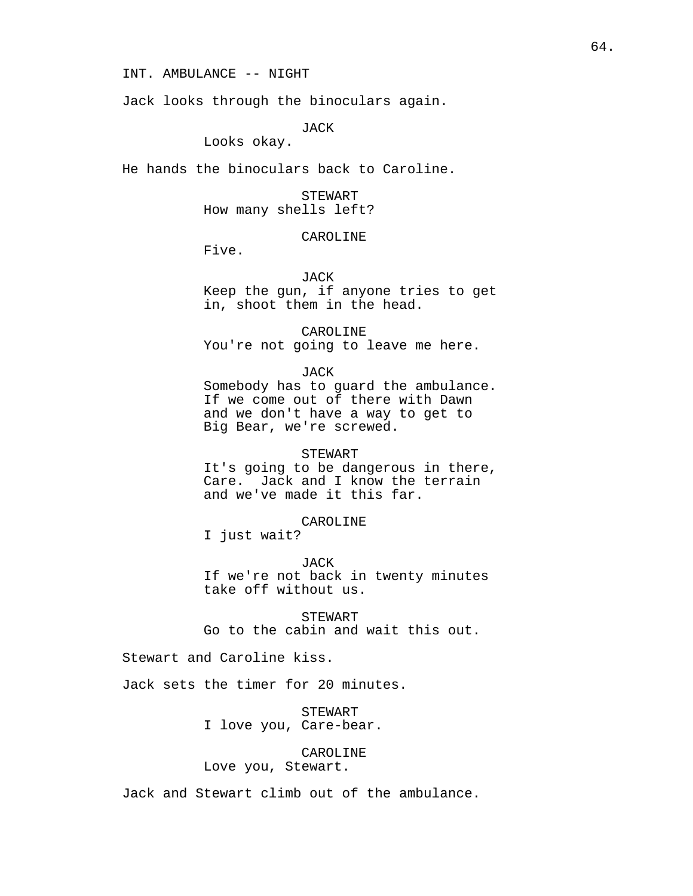INT. AMBULANCE -- NIGHT

Jack looks through the binoculars again.

JACK
Looks okay.

He hands the binoculars back to Caroline.

STEWART
How many shells left?

CAROLINE
Five.

JACK
Keep the gun, if anyone tries to get in, shoot them in the head.

CAROLINE
You're not going to leave me here.

JACK
Somebody has to guard the ambulance. If we come out of there with Dawn and we don't have a way to get to Big Bear, we're screwed.

STEWART
It's going to be dangerous in there, Care. Jack and I know the terrain and we've made it this far.

CAROLINE
I just wait?

JACK
If we're not back in twenty minutes take off without us.

STEWART
Go to the cabin and wait this out.

Stewart and Caroline kiss.

Jack sets the timer for 20 minutes.

STEWART
I love you, Care-bear.

CAROLINE
Love you, Stewart.

Jack and Stewart climb out of the ambulance.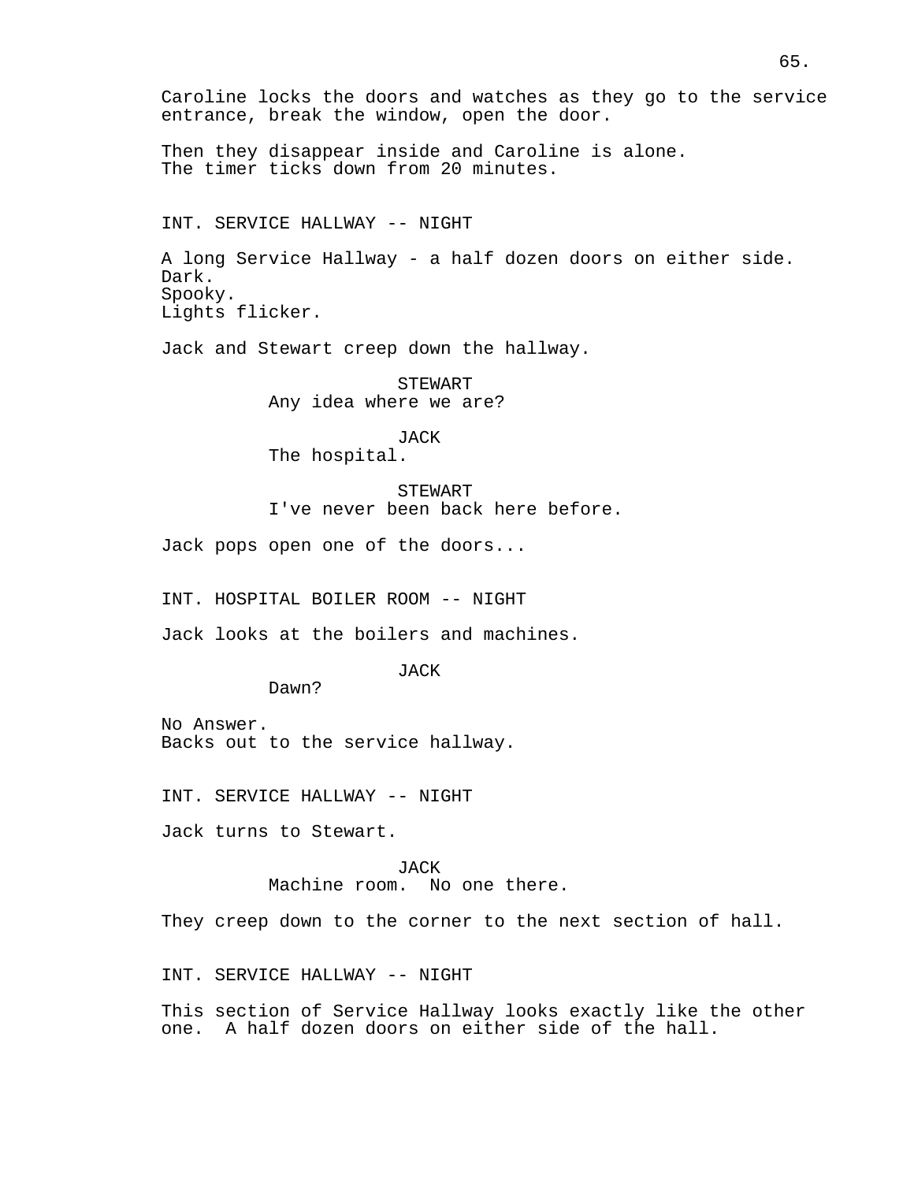Caroline locks the doors and watches as they go to the service entrance, break the window, open the door.

Then they disappear inside and Caroline is alone.
The timer ticks down from 20 minutes.

INT. SERVICE HALLWAY -- NIGHT

A long Service Hallway - a half dozen doors on either side.
Dark.
Spooky.
Lights flicker.

Jack and Stewart creep down the hallway.

STEWART
Any idea where we are?

JACK
The hospital.

STEWART
I've never been back here before.

Jack pops open one of the doors...

INT. HOSPITAL BOILER ROOM -- NIGHT

Jack looks at the boilers and machines.

JACK
Dawn?

No Answer.
Backs out to the service hallway.

INT. SERVICE HALLWAY -- NIGHT

Jack turns to Stewart.

JACK
Machine room.  No one there.

They creep down to the corner to the next section of hall.

INT. SERVICE HALLWAY -- NIGHT

This section of Service Hallway looks exactly like the other one.  A half dozen doors on either side of the hall.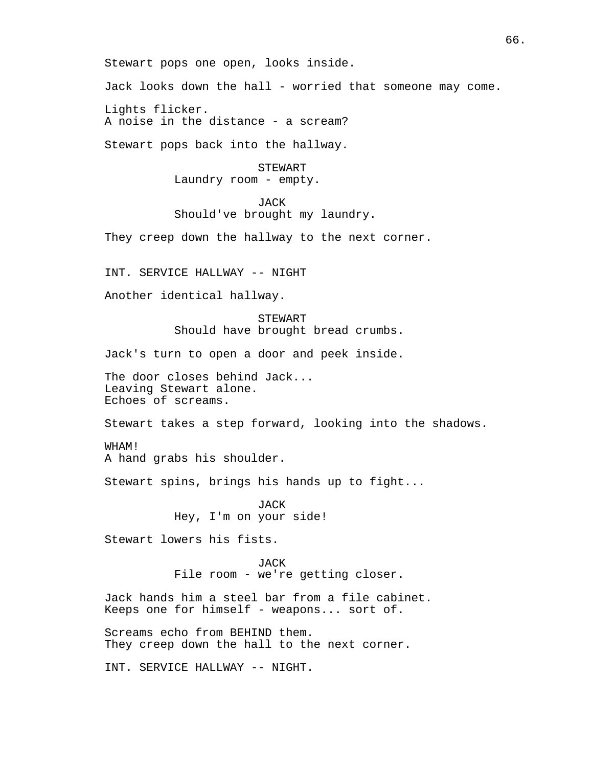Stewart pops one open, looks inside.

Jack looks down the hall - worried that someone may come.

Lights flicker.
A noise in the distance - a scream?

Stewart pops back into the hallway.

STEWART
Laundry room - empty.

JACK
Should've brought my laundry.

They creep down the hallway to the next corner.

INT. SERVICE HALLWAY -- NIGHT

Another identical hallway.

STEWART
Should have brought bread crumbs.

Jack's turn to open a door and peek inside.

The door closes behind Jack...
Leaving Stewart alone.
Echoes of screams.

Stewart takes a step forward, looking into the shadows.

WHAM!
A hand grabs his shoulder.

Stewart spins, brings his hands up to fight...

JACK
Hey, I'm on your side!

Stewart lowers his fists.

JACK
File room - we're getting closer.

Jack hands him a steel bar from a file cabinet.
Keeps one for himself - weapons... sort of.

Screams echo from BEHIND them.
They creep down the hall to the next corner.

INT. SERVICE HALLWAY -- NIGHT.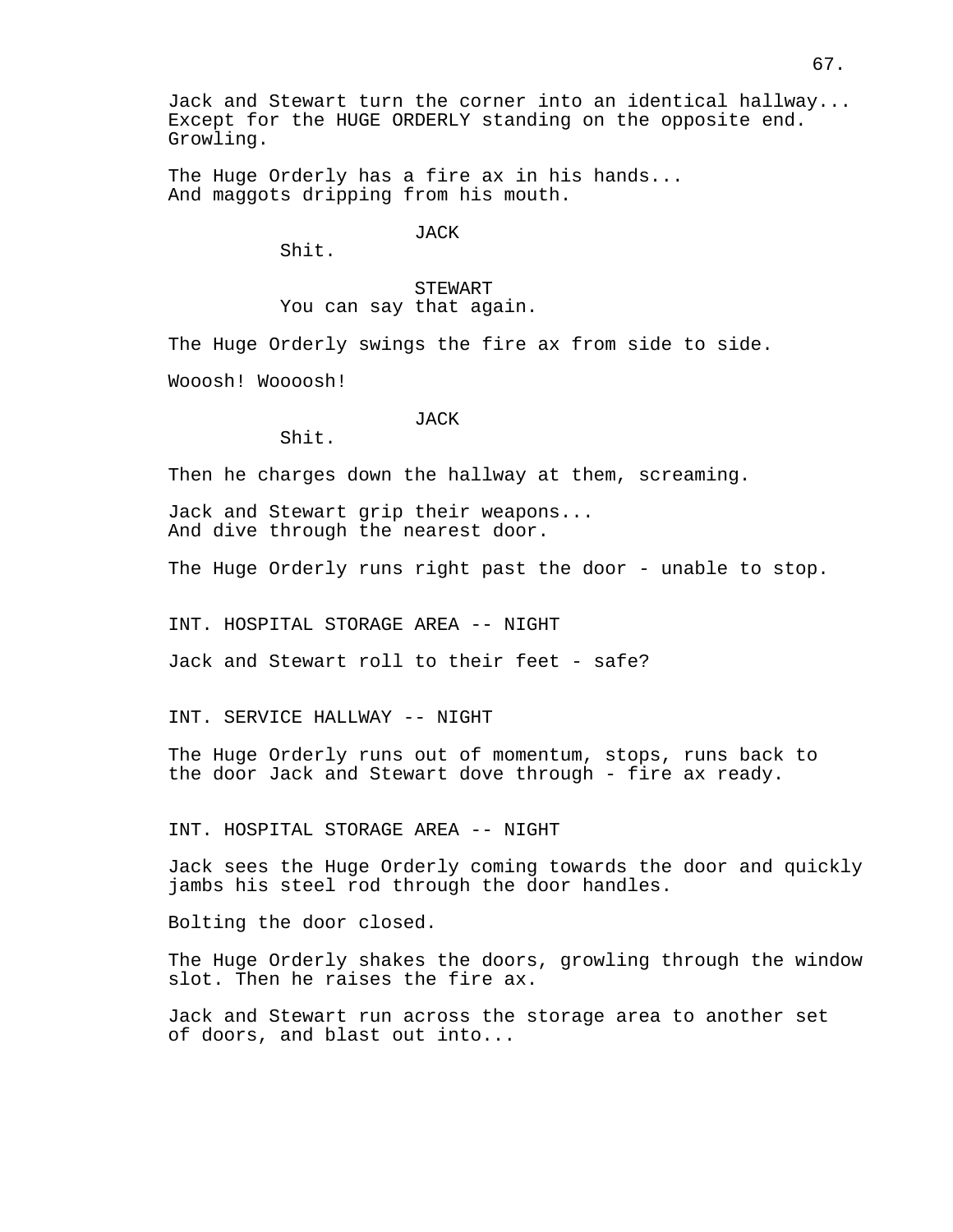Jack and Stewart turn the corner into an identical hallway... Except for the HUGE ORDERLY standing on the opposite end. Growling.

The Huge Orderly has a fire ax in his hands...
And maggots dripping from his mouth.

JACK
Shit.

STEWART
You can say that again.

The Huge Orderly swings the fire ax from side to side.

Wooosh! Woooosh!

JACK
Shit.

Then he charges down the hallway at them, screaming.

Jack and Stewart grip their weapons...
And dive through the nearest door.

The Huge Orderly runs right past the door - unable to stop.

INT. HOSPITAL STORAGE AREA -- NIGHT

Jack and Stewart roll to their feet - safe?

INT. SERVICE HALLWAY -- NIGHT

The Huge Orderly runs out of momentum, stops, runs back to the door Jack and Stewart dove through - fire ax ready.

INT. HOSPITAL STORAGE AREA -- NIGHT

Jack sees the Huge Orderly coming towards the door and quickly jambs his steel rod through the door handles.

Bolting the door closed.

The Huge Orderly shakes the doors, growling through the window slot. Then he raises the fire ax.

Jack and Stewart run across the storage area to another set of doors, and blast out into...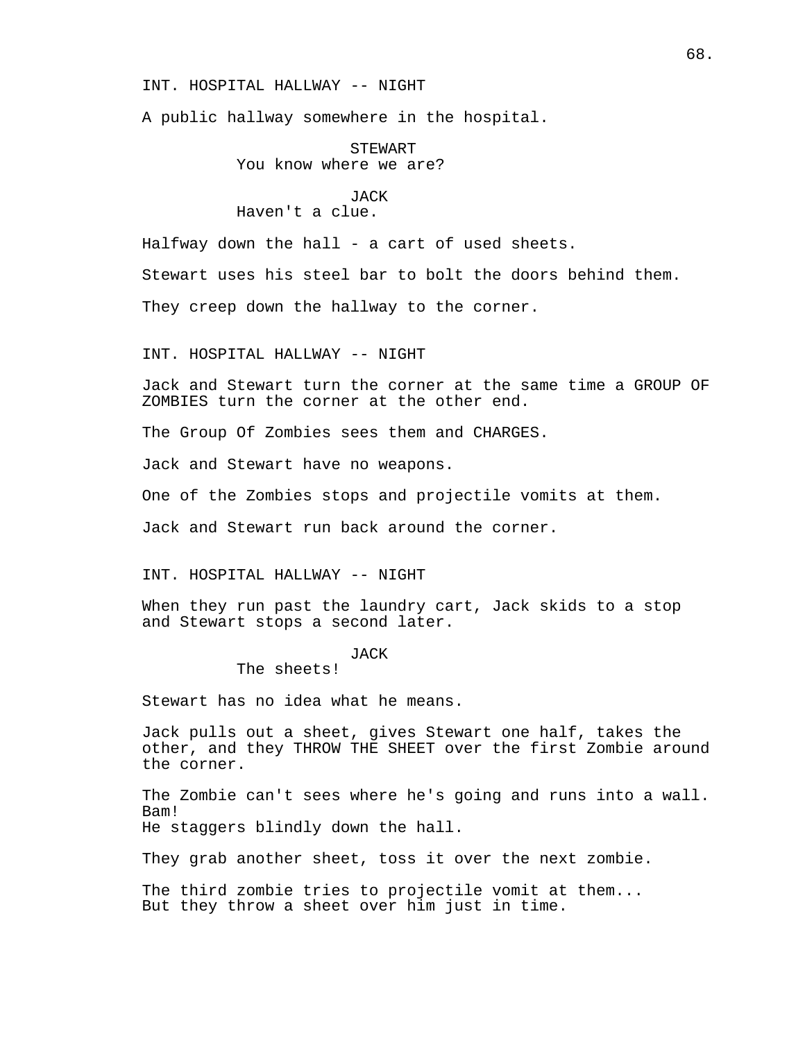INT. HOSPITAL HALLWAY -- NIGHT

A public hallway somewhere in the hospital.

STEWART
You know where we are?

JACK
Haven't a clue.

Halfway down the hall - a cart of used sheets.

Stewart uses his steel bar to bolt the doors behind them.

They creep down the hallway to the corner.

INT. HOSPITAL HALLWAY -- NIGHT

Jack and Stewart turn the corner at the same time a GROUP OF ZOMBIES turn the corner at the other end.

The Group Of Zombies sees them and CHARGES.

Jack and Stewart have no weapons.

One of the Zombies stops and projectile vomits at them.

Jack and Stewart run back around the corner.

INT. HOSPITAL HALLWAY -- NIGHT

When they run past the laundry cart, Jack skids to a stop and Stewart stops a second later.

JACK
The sheets!

Stewart has no idea what he means.

Jack pulls out a sheet, gives Stewart one half, takes the other, and they THROW THE SHEET over the first Zombie around the corner.

The Zombie can't sees where he's going and runs into a wall. Bam!
He staggers blindly down the hall.

They grab another sheet, toss it over the next zombie.

The third zombie tries to projectile vomit at them...
But they throw a sheet over him just in time.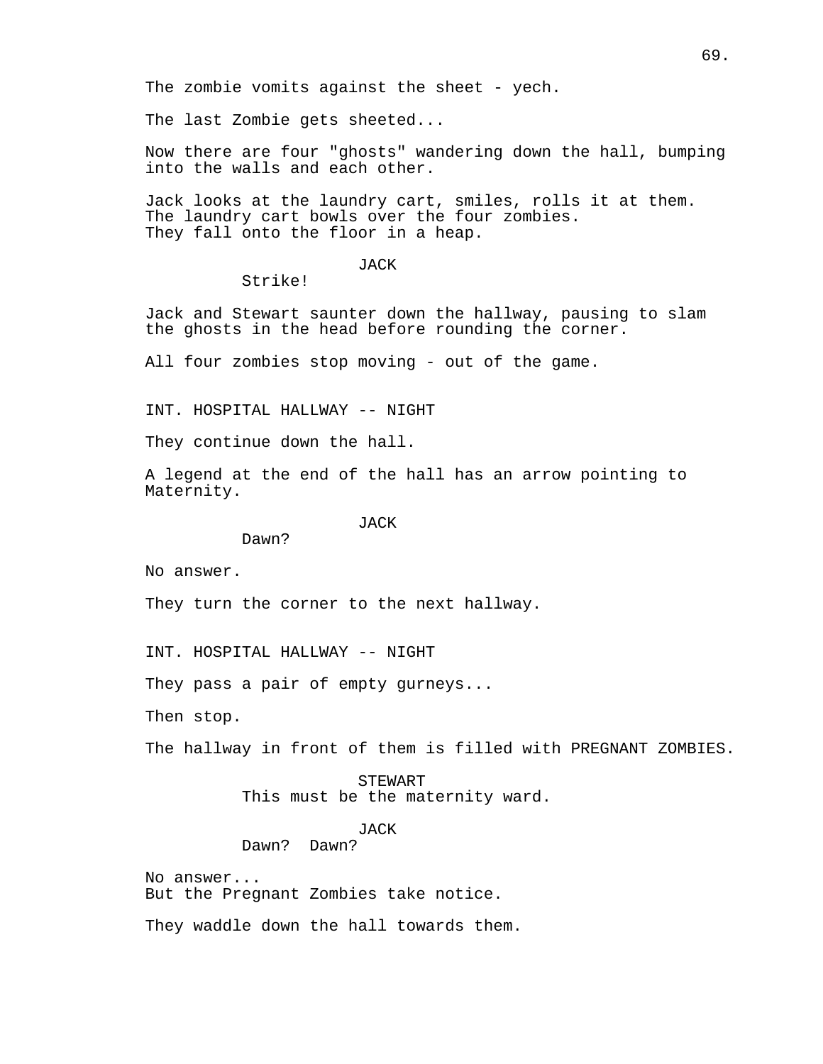The zombie vomits against the sheet - yech.

The last Zombie gets sheeted...

Now there are four "ghosts" wandering down the hall, bumping into the walls and each other.

Jack looks at the laundry cart, smiles, rolls it at them.
The laundry cart bowls over the four zombies.
They fall onto the floor in a heap.

JACK
Strike!

Jack and Stewart saunter down the hallway, pausing to slam the ghosts in the head before rounding the corner.

All four zombies stop moving - out of the game.

INT. HOSPITAL HALLWAY -- NIGHT

They continue down the hall.

A legend at the end of the hall has an arrow pointing to Maternity.

JACK
Dawn?

No answer.

They turn the corner to the next hallway.

INT. HOSPITAL HALLWAY -- NIGHT

They pass a pair of empty gurneys...

Then stop.

The hallway in front of them is filled with PREGNANT ZOMBIES.

STEWART
This must be the maternity ward.

JACK
Dawn? Dawn?

No answer...
But the Pregnant Zombies take notice.

They waddle down the hall towards them.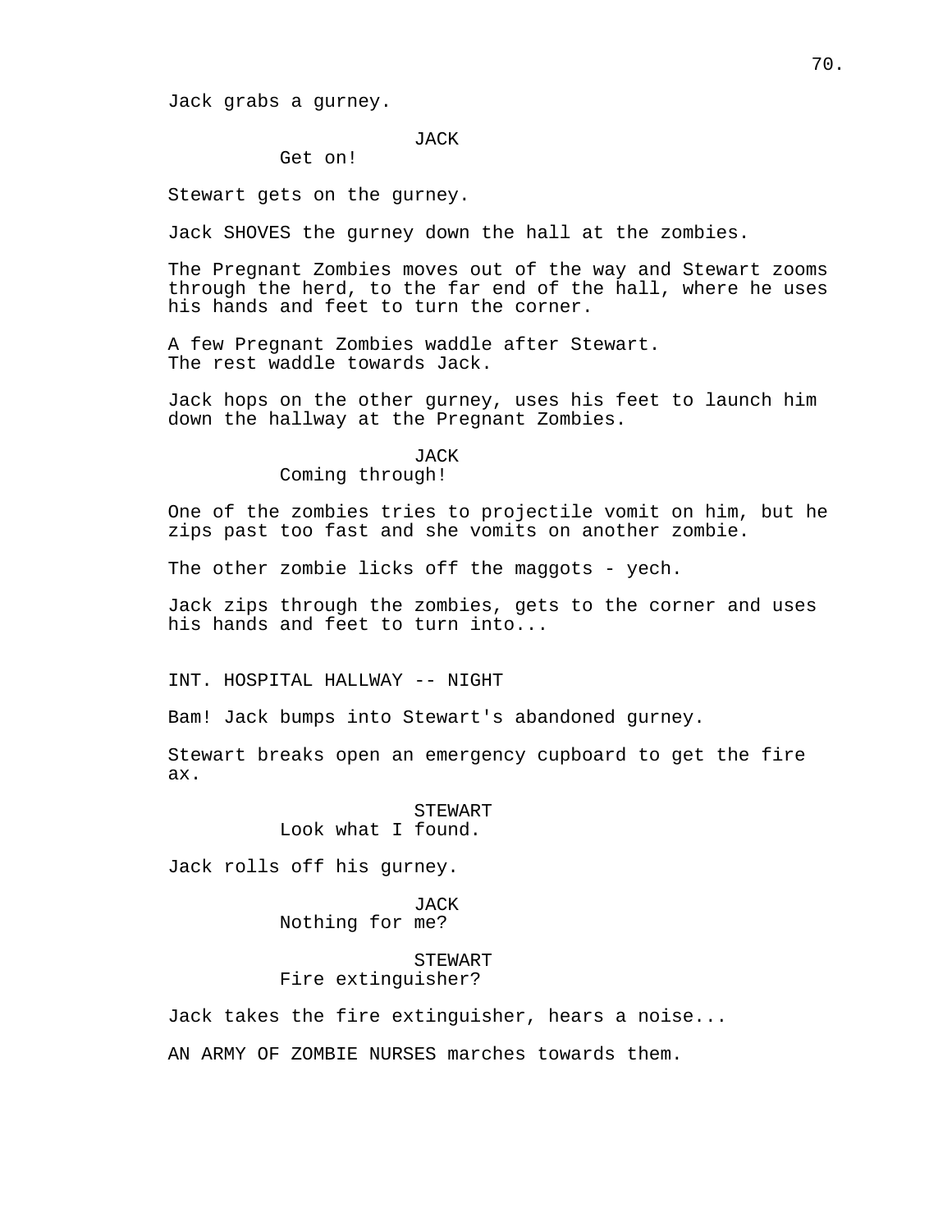Jack grabs a gurney.

JACK
Get on!

Stewart gets on the gurney.

Jack SHOVES the gurney down the hall at the zombies.

The Pregnant Zombies moves out of the way and Stewart zooms through the herd, to the far end of the hall, where he uses his hands and feet to turn the corner.

A few Pregnant Zombies waddle after Stewart.
The rest waddle towards Jack.

Jack hops on the other gurney, uses his feet to launch him down the hallway at the Pregnant Zombies.

JACK
Coming through!

One of the zombies tries to projectile vomit on him, but he zips past too fast and she vomits on another zombie.

The other zombie licks off the maggots - yech.

Jack zips through the zombies, gets to the corner and uses his hands and feet to turn into...

INT. HOSPITAL HALLWAY -- NIGHT

Bam! Jack bumps into Stewart's abandoned gurney.

Stewart breaks open an emergency cupboard to get the fire ax.

STEWART
Look what I found.

Jack rolls off his gurney.

JACK
Nothing for me?

STEWART
Fire extinguisher?

Jack takes the fire extinguisher, hears a noise...

AN ARMY OF ZOMBIE NURSES marches towards them.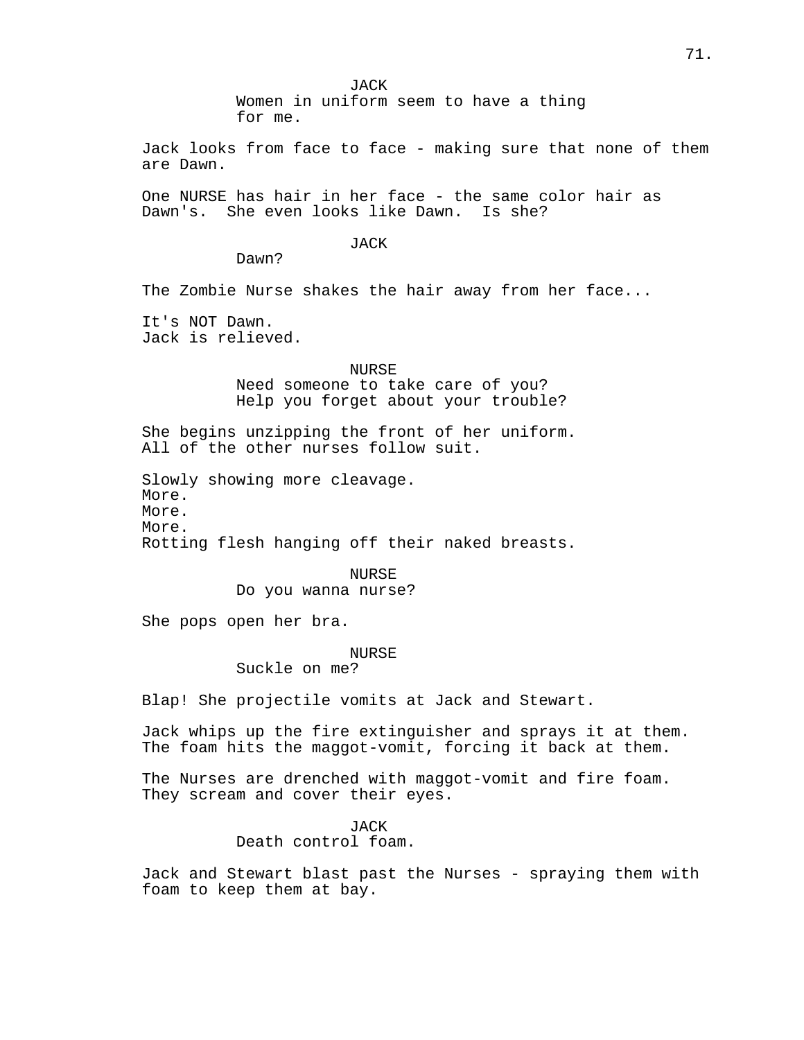JACK
Women in uniform seem to have a thing for me.

Jack looks from face to face - making sure that none of them are Dawn.

One NURSE has hair in her face - the same color hair as Dawn's. She even looks like Dawn. Is she?

JACK
Dawn?

The Zombie Nurse shakes the hair away from her face...

It's NOT Dawn.
Jack is relieved.

NURSE
Need someone to take care of you?
Help you forget about your trouble?

She begins unzipping the front of her uniform.
All of the other nurses follow suit.

Slowly showing more cleavage.
More.
More.
More.
Rotting flesh hanging off their naked breasts.

NURSE
Do you wanna nurse?

She pops open her bra.

NURSE
Suckle on me?

Blap! She projectile vomits at Jack and Stewart.

Jack whips up the fire extinguisher and sprays it at them.
The foam hits the maggot-vomit, forcing it back at them.

The Nurses are drenched with maggot-vomit and fire foam.
They scream and cover their eyes.

JACK
Death control foam.

Jack and Stewart blast past the Nurses - spraying them with foam to keep them at bay.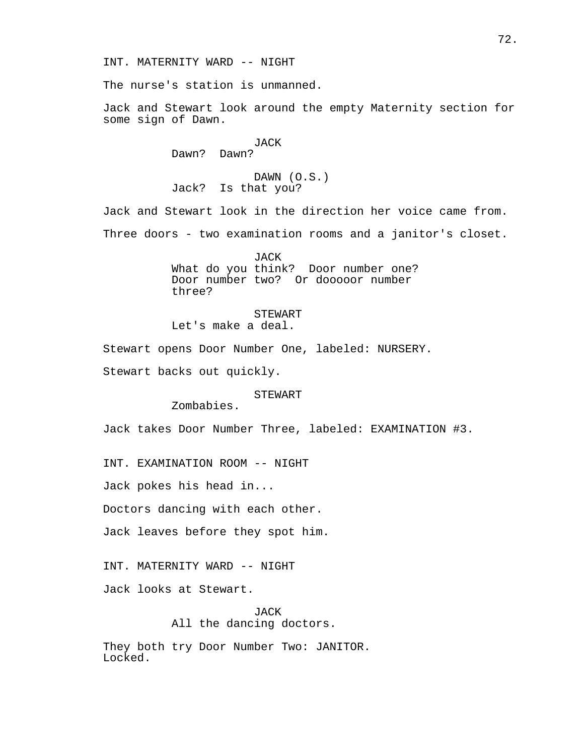INT. MATERNITY WARD -- NIGHT

The nurse's station is unmanned.

Jack and Stewart look around the empty Maternity section for some sign of Dawn.

JACK
Dawn? Dawn?

DAWN (O.S.)
Jack? Is that you?

Jack and Stewart look in the direction her voice came from.

Three doors - two examination rooms and a janitor's closet.

JACK
What do you think? Door number one? Door number two? Or dooooor number three?

STEWART
Let's make a deal.

Stewart opens Door Number One, labeled: NURSERY.

Stewart backs out quickly.

STEWART
Zombabies.

Jack takes Door Number Three, labeled: EXAMINATION #3.

INT. EXAMINATION ROOM -- NIGHT

Jack pokes his head in...

Doctors dancing with each other.

Jack leaves before they spot him.

INT. MATERNITY WARD -- NIGHT

Jack looks at Stewart.

JACK
All the dancing doctors.

They both try Door Number Two: JANITOR.
Locked.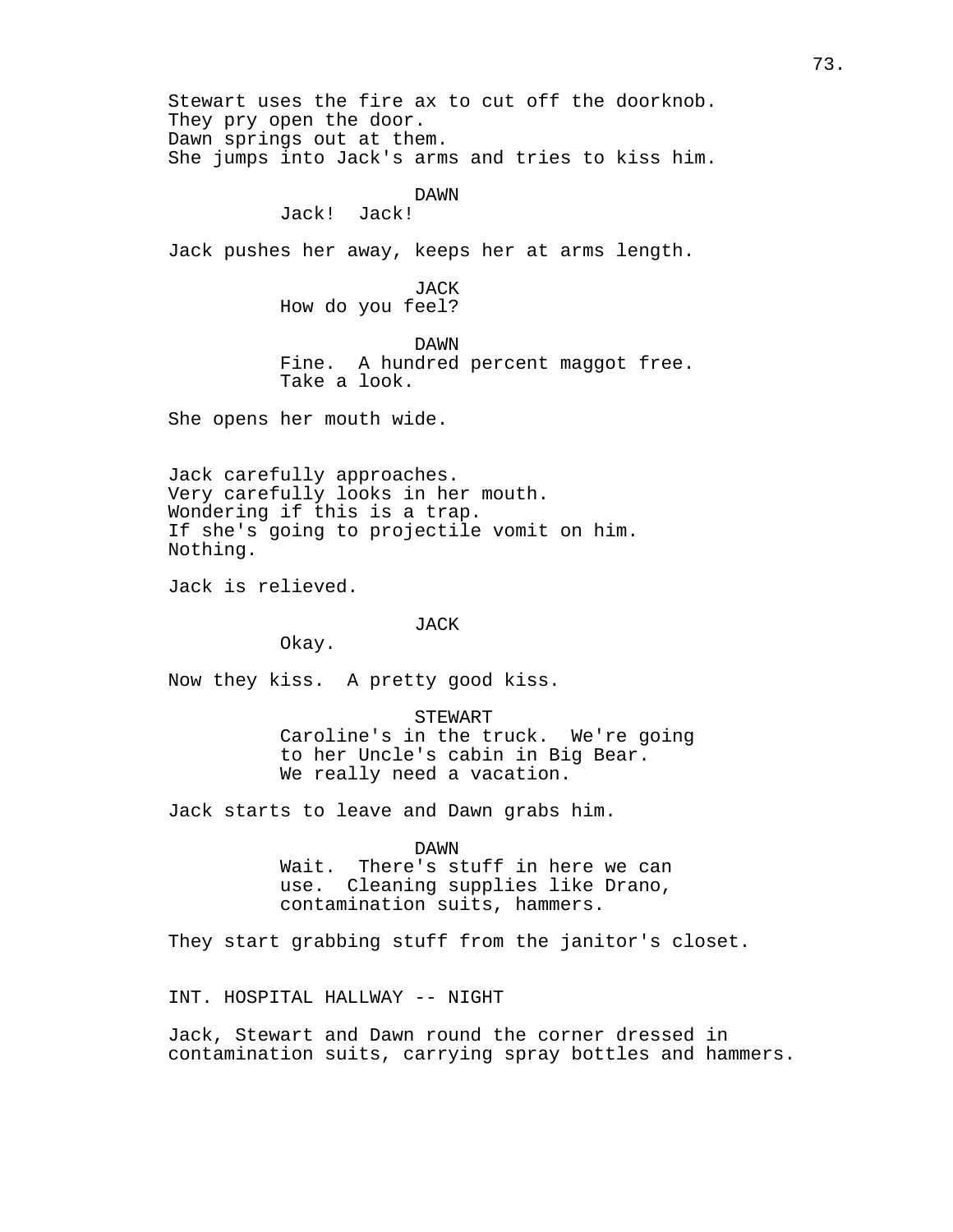Stewart uses the fire ax to cut off the doorknob.
They pry open the door.
Dawn springs out at them.
She jumps into Jack's arms and tries to kiss him.

DAWN
Jack!  Jack!

Jack pushes her away, keeps her at arms length.

JACK
How do you feel?

DAWN
Fine.  A hundred percent maggot free.
Take a look.

She opens her mouth wide.

Jack carefully approaches.
Very carefully looks in her mouth.
Wondering if this is a trap.
If she's going to projectile vomit on him.
Nothing.

Jack is relieved.

JACK
Okay.

Now they kiss.  A pretty good kiss.

STEWART
Caroline's in the truck.  We're going
to her Uncle's cabin in Big Bear.
We really need a vacation.

Jack starts to leave and Dawn grabs him.

DAWN
Wait.  There's stuff in here we can
use.  Cleaning supplies like Drano,
contamination suits, hammers.

They start grabbing stuff from the janitor's closet.

INT. HOSPITAL HALLWAY -- NIGHT

Jack, Stewart and Dawn round the corner dressed in
contamination suits, carrying spray bottles and hammers.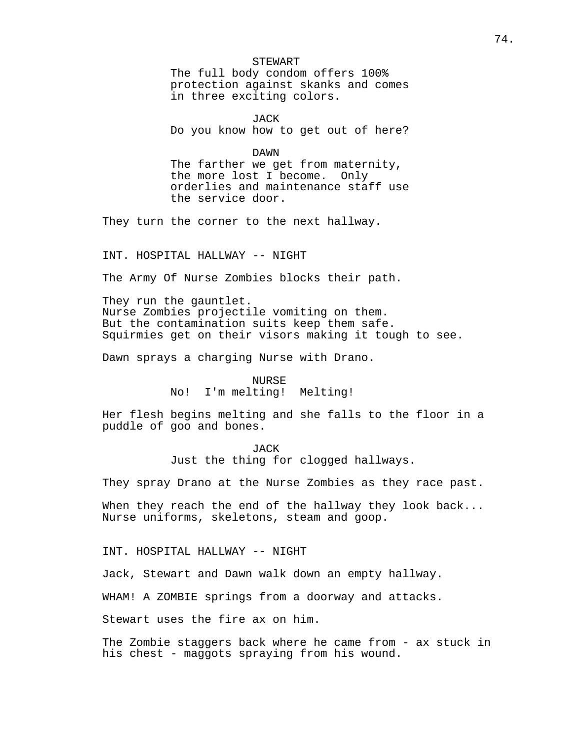STEWART
The full body condom offers 100% protection against skanks and comes in three exciting colors.

JACK
Do you know how to get out of here?

DAWN
The farther we get from maternity, the more lost I become. Only orderlies and maintenance staff use the service door.

They turn the corner to the next hallway.

INT. HOSPITAL HALLWAY -- NIGHT

The Army Of Nurse Zombies blocks their path.

They run the gauntlet.
Nurse Zombies projectile vomiting on them.
But the contamination suits keep them safe.
Squirmies get on their visors making it tough to see.

Dawn sprays a charging Nurse with Drano.

NURSE
No! I'm melting! Melting!

Her flesh begins melting and she falls to the floor in a puddle of goo and bones.

JACK
Just the thing for clogged hallways.

They spray Drano at the Nurse Zombies as they race past.

When they reach the end of the hallway they look back...
Nurse uniforms, skeletons, steam and goop.

INT. HOSPITAL HALLWAY -- NIGHT

Jack, Stewart and Dawn walk down an empty hallway.

WHAM! A ZOMBIE springs from a doorway and attacks.

Stewart uses the fire ax on him.

The Zombie staggers back where he came from - ax stuck in his chest - maggots spraying from his wound.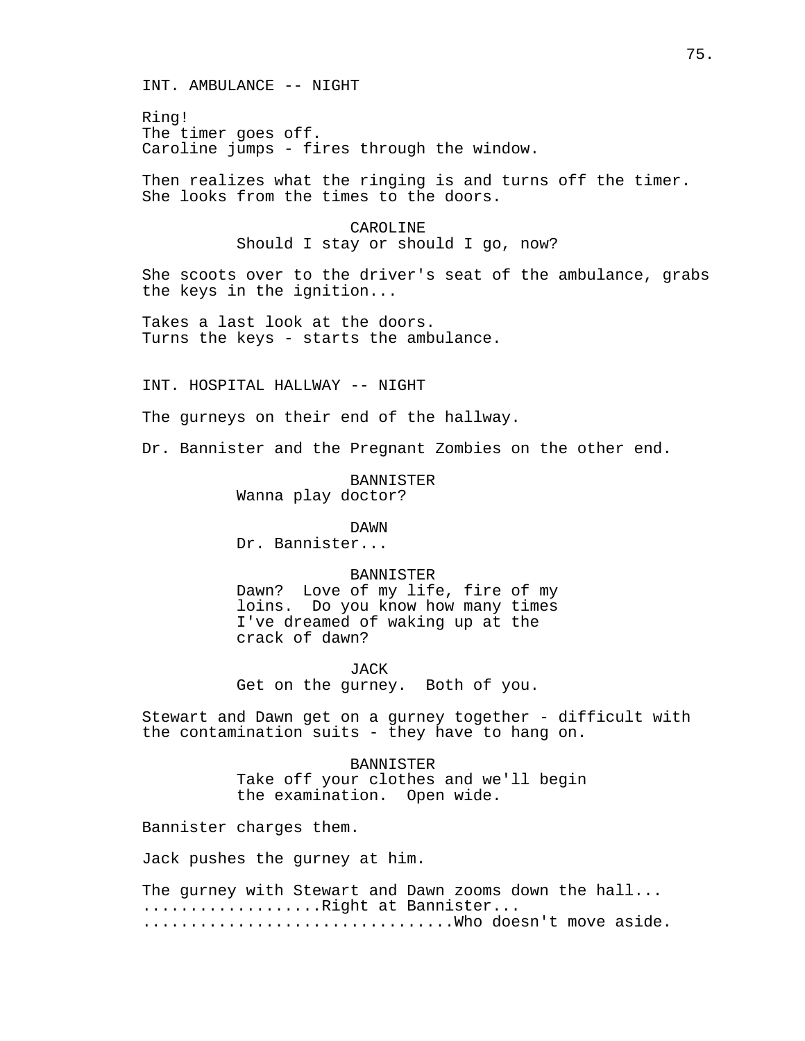INT. AMBULANCE -- NIGHT

Ring!
The timer goes off.
Caroline jumps - fires through the window.

Then realizes what the ringing is and turns off the timer.
She looks from the times to the doors.

CAROLINE
Should I stay or should I go, now?

She scoots over to the driver's seat of the ambulance, grabs the keys in the ignition...

Takes a last look at the doors.
Turns the keys - starts the ambulance.

INT. HOSPITAL HALLWAY -- NIGHT

The gurneys on their end of the hallway.

Dr. Bannister and the Pregnant Zombies on the other end.

BANNISTER
Wanna play doctor?

DAWN
Dr. Bannister...

BANNISTER
Dawn? Love of my life, fire of my loins. Do you know how many times I've dreamed of waking up at the crack of dawn?

JACK
Get on the gurney. Both of you.

Stewart and Dawn get on a gurney together - difficult with the contamination suits - they have to hang on.

BANNISTER
Take off your clothes and we'll begin the examination. Open wide.

Bannister charges them.

Jack pushes the gurney at him.

The gurney with Stewart and Dawn zooms down the hall...
...................Right at Bannister...
.................................Who doesn't move aside.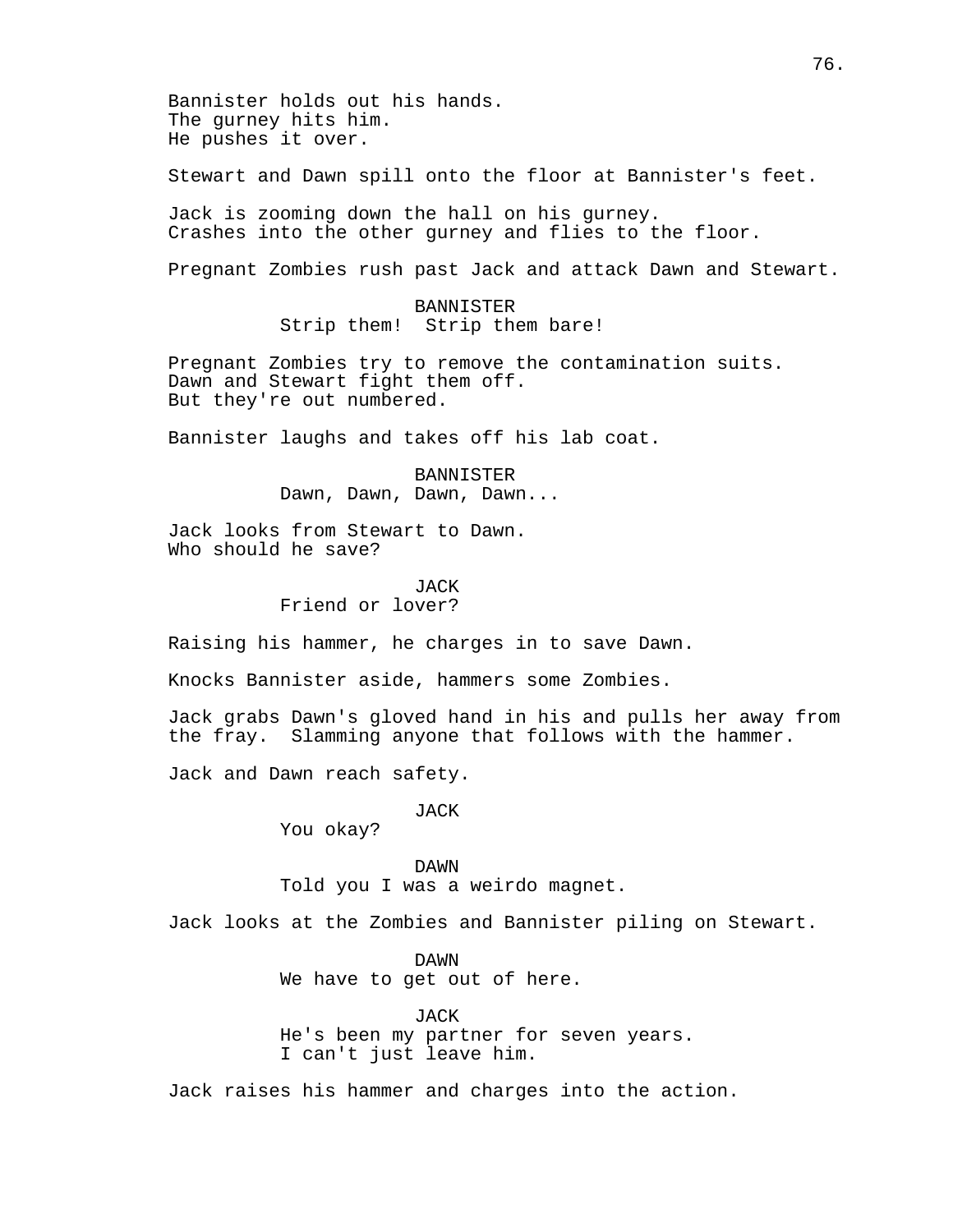Bannister holds out his hands.
The gurney hits him.
He pushes it over.

Stewart and Dawn spill onto the floor at Bannister's feet.

Jack is zooming down the hall on his gurney.
Crashes into the other gurney and flies to the floor.

Pregnant Zombies rush past Jack and attack Dawn and Stewart.

BANNISTER
Strip them! Strip them bare!

Pregnant Zombies try to remove the contamination suits.
Dawn and Stewart fight them off.
But they're out numbered.

Bannister laughs and takes off his lab coat.

BANNISTER
Dawn, Dawn, Dawn, Dawn...

Jack looks from Stewart to Dawn.
Who should he save?

JACK
Friend or lover?

Raising his hammer, he charges in to save Dawn.

Knocks Bannister aside, hammers some Zombies.

Jack grabs Dawn's gloved hand in his and pulls her away from the fray. Slamming anyone that follows with the hammer.

Jack and Dawn reach safety.

JACK
You okay?

DAWN
Told you I was a weirdo magnet.

Jack looks at the Zombies and Bannister piling on Stewart.

DAWN
We have to get out of here.

JACK
He's been my partner for seven years.
I can't just leave him.

Jack raises his hammer and charges into the action.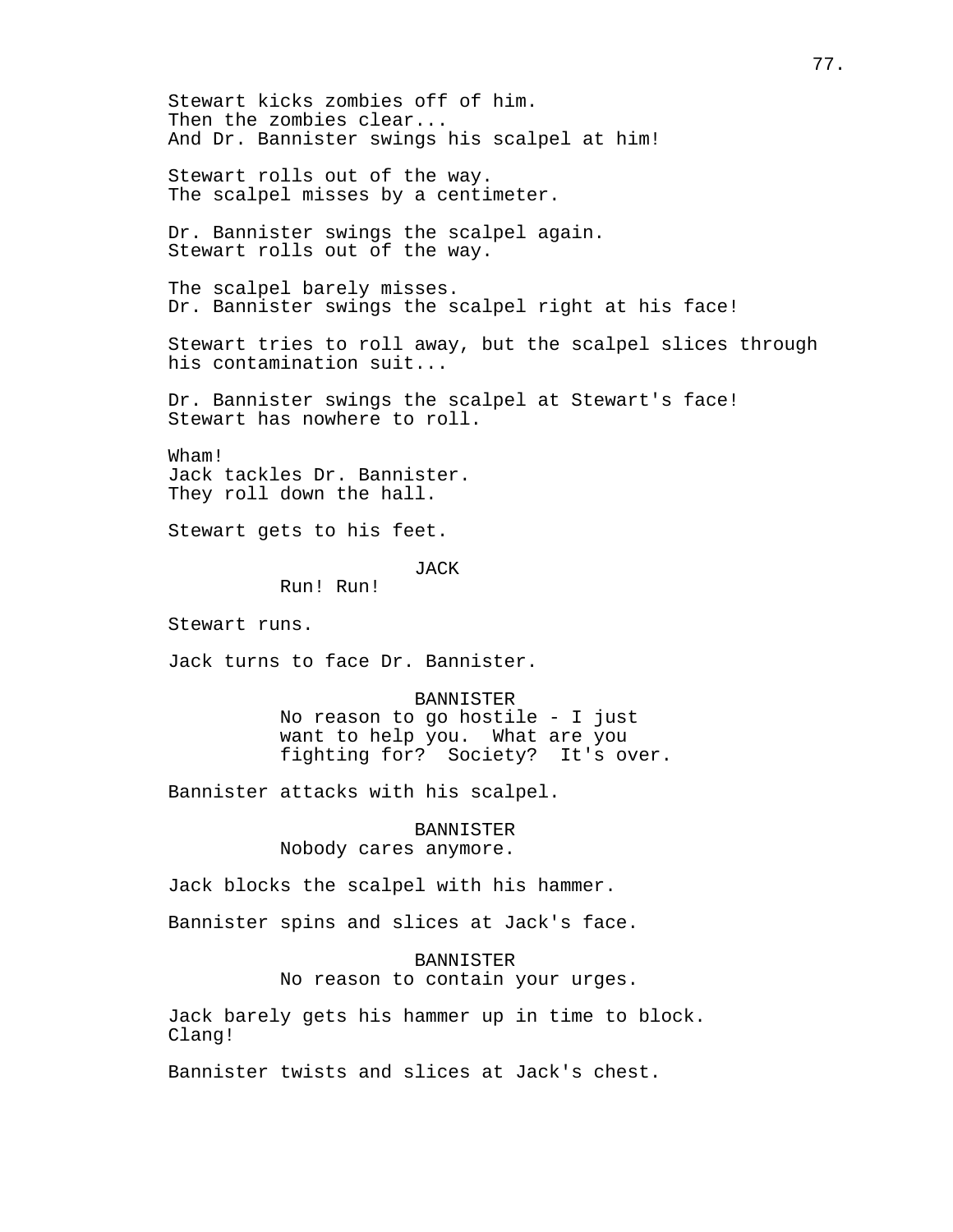Stewart kicks zombies off of him.
Then the zombies clear...
And Dr. Bannister swings his scalpel at him!

Stewart rolls out of the way.
The scalpel misses by a centimeter.

Dr. Bannister swings the scalpel again.
Stewart rolls out of the way.

The scalpel barely misses.
Dr. Bannister swings the scalpel right at his face!

Stewart tries to roll away, but the scalpel slices through his contamination suit...

Dr. Bannister swings the scalpel at Stewart's face!
Stewart has nowhere to roll.

Wham!
Jack tackles Dr. Bannister.
They roll down the hall.

Stewart gets to his feet.

JACK
Run! Run!

Stewart runs.

Jack turns to face Dr. Bannister.

BANNISTER
No reason to go hostile - I just want to help you. What are you fighting for? Society? It's over.

Bannister attacks with his scalpel.

BANNISTER
Nobody cares anymore.

Jack blocks the scalpel with his hammer.

Bannister spins and slices at Jack's face.

BANNISTER
No reason to contain your urges.

Jack barely gets his hammer up in time to block.
Clang!

Bannister twists and slices at Jack's chest.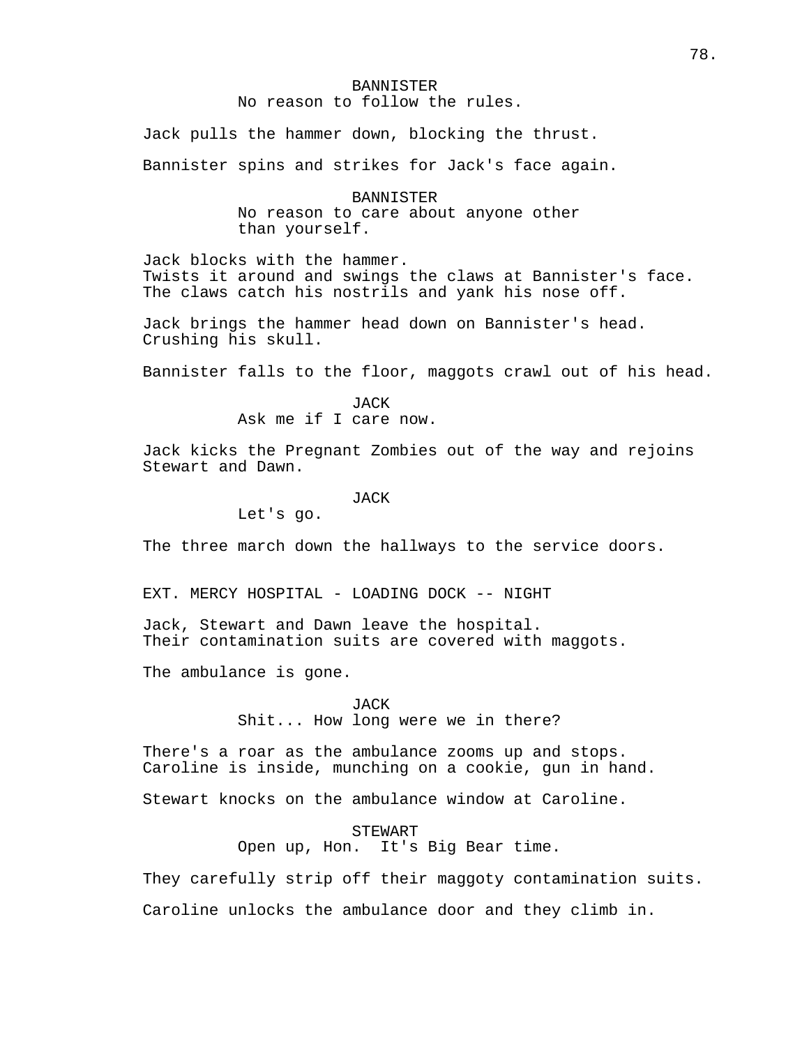BANNISTER
No reason to follow the rules.

Jack pulls the hammer down, blocking the thrust.

Bannister spins and strikes for Jack's face again.

BANNISTER
No reason to care about anyone other than yourself.

Jack blocks with the hammer.
Twists it around and swings the claws at Bannister's face.
The claws catch his nostrils and yank his nose off.

Jack brings the hammer head down on Bannister's head.
Crushing his skull.

Bannister falls to the floor, maggots crawl out of his head.

JACK
Ask me if I care now.

Jack kicks the Pregnant Zombies out of the way and rejoins Stewart and Dawn.

JACK
Let's go.

The three march down the hallways to the service doors.

EXT. MERCY HOSPITAL - LOADING DOCK -- NIGHT

Jack, Stewart and Dawn leave the hospital.
Their contamination suits are covered with maggots.

The ambulance is gone.

JACK
Shit... How long were we in there?

There's a roar as the ambulance zooms up and stops.
Caroline is inside, munching on a cookie, gun in hand.

Stewart knocks on the ambulance window at Caroline.

STEWART
Open up, Hon. It's Big Bear time.

They carefully strip off their maggoty contamination suits.

Caroline unlocks the ambulance door and they climb in.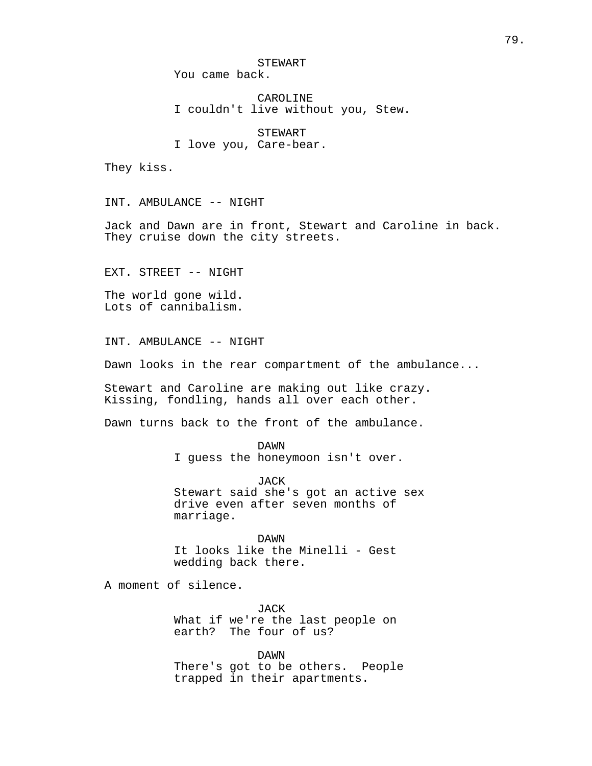STEWART
You came back.

CAROLINE
I couldn't live without you, Stew.

STEWART
I love you, Care-bear.

They kiss.

INT. AMBULANCE -- NIGHT

Jack and Dawn are in front, Stewart and Caroline in back. They cruise down the city streets.

EXT. STREET -- NIGHT

The world gone wild.
Lots of cannibalism.

INT. AMBULANCE -- NIGHT

Dawn looks in the rear compartment of the ambulance...

Stewart and Caroline are making out like crazy. Kissing, fondling, hands all over each other.

Dawn turns back to the front of the ambulance.

DAWN
I guess the honeymoon isn't over.

JACK
Stewart said she's got an active sex drive even after seven months of marriage.

DAWN
It looks like the Minelli - Gest wedding back there.

A moment of silence.

JACK
What if we're the last people on earth? The four of us?

DAWN
There's got to be others. People trapped in their apartments.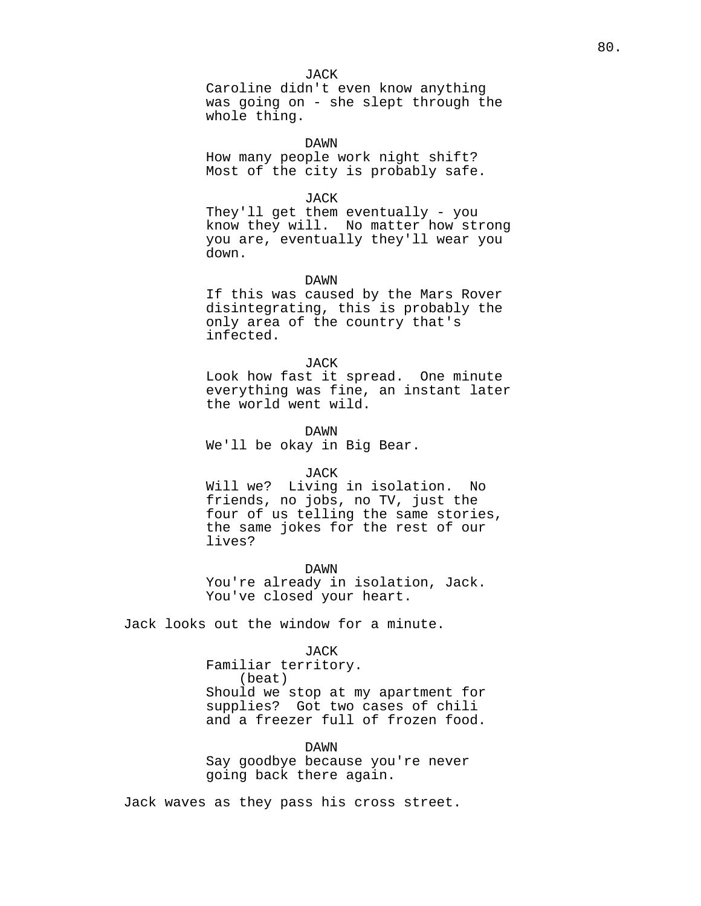JACK
Caroline didn't even know anything was going on - she slept through the whole thing.

DAWN
How many people work night shift? Most of the city is probably safe.

JACK
They'll get them eventually - you know they will. No matter how strong you are, eventually they'll wear you down.

DAWN
If this was caused by the Mars Rover disintegrating, this is probably the only area of the country that's infected.

JACK
Look how fast it spread. One minute everything was fine, an instant later the world went wild.

DAWN
We'll be okay in Big Bear.

JACK
Will we? Living in isolation. No friends, no jobs, no TV, just the four of us telling the same stories, the same jokes for the rest of our lives?

DAWN
You're already in isolation, Jack. You've closed your heart.

Jack looks out the window for a minute.

JACK
Familiar territory.
(beat)
Should we stop at my apartment for supplies? Got two cases of chili and a freezer full of frozen food.

DAWN
Say goodbye because you're never going back there again.

Jack waves as they pass his cross street.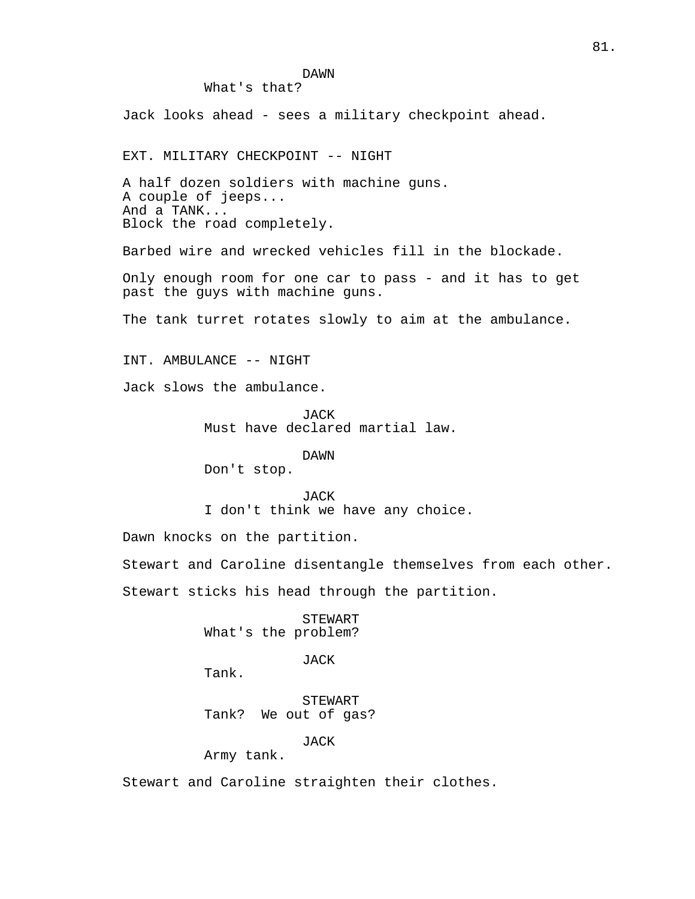DAWN
What's that?

Jack looks ahead - sees a military checkpoint ahead.

EXT. MILITARY CHECKPOINT -- NIGHT

A half dozen soldiers with machine guns.
A couple of jeeps...
And a TANK...
Block the road completely.

Barbed wire and wrecked vehicles fill in the blockade.

Only enough room for one car to pass - and it has to get past the guys with machine guns.

The tank turret rotates slowly to aim at the ambulance.

INT. AMBULANCE -- NIGHT

Jack slows the ambulance.

JACK
Must have declared martial law.

DAWN
Don't stop.

JACK
I don't think we have any choice.

Dawn knocks on the partition.

Stewart and Caroline disentangle themselves from each other.

Stewart sticks his head through the partition.

STEWART
What's the problem?

JACK
Tank.

STEWART
Tank? We out of gas?

JACK
Army tank.

Stewart and Caroline straighten their clothes.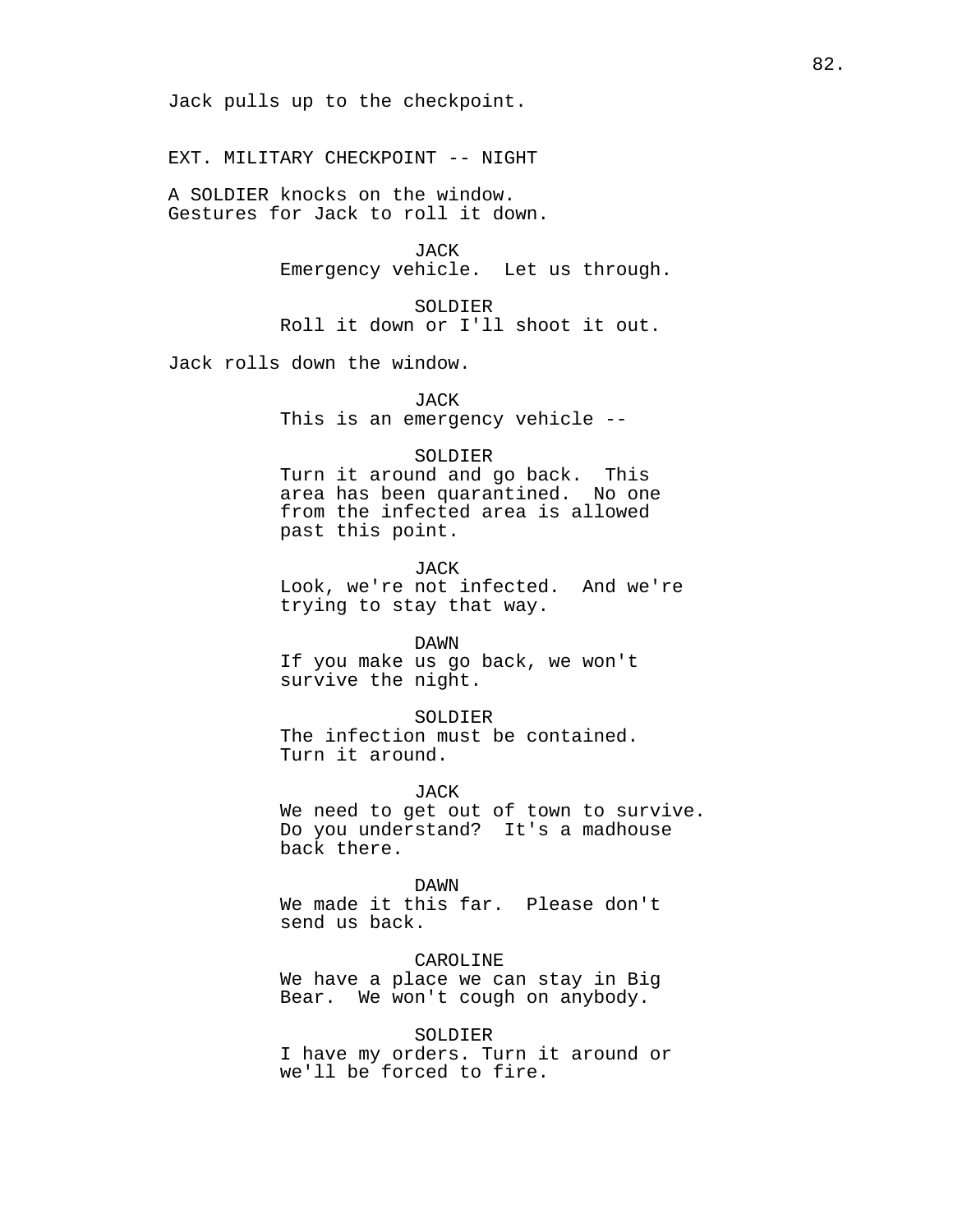Jack pulls up to the checkpoint.

EXT. MILITARY CHECKPOINT -- NIGHT

A SOLDIER knocks on the window.
Gestures for Jack to roll it down.

JACK
Emergency vehicle. Let us through.

SOLDIER
Roll it down or I'll shoot it out.

Jack rolls down the window.

JACK
This is an emergency vehicle --

SOLDIER
Turn it around and go back. This area has been quarantined. No one from the infected area is allowed past this point.

JACK
Look, we're not infected. And we're trying to stay that way.

DAWN
If you make us go back, we won't survive the night.

SOLDIER
The infection must be contained. Turn it around.

JACK
We need to get out of town to survive. Do you understand? It's a madhouse back there.

DAWN
We made it this far. Please don't send us back.

CAROLINE
We have a place we can stay in Big Bear. We won't cough on anybody.

SOLDIER
I have my orders. Turn it around or we'll be forced to fire.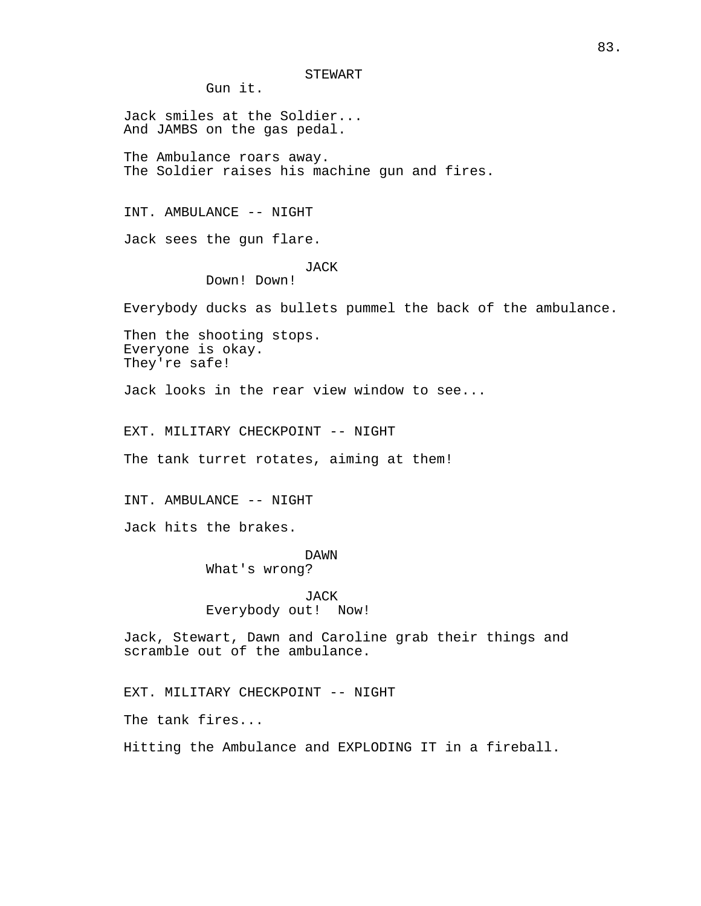STEWART

Gun it.

Jack smiles at the Soldier...
And JAMBS on the gas pedal.

The Ambulance roars away.
The Soldier raises his machine gun and fires.

INT. AMBULANCE -- NIGHT

Jack sees the gun flare.

JACK

Down! Down!

Everybody ducks as bullets pummel the back of the ambulance.

Then the shooting stops.
Everyone is okay.
They're safe!

Jack looks in the rear view window to see...

EXT. MILITARY CHECKPOINT -- NIGHT

The tank turret rotates, aiming at them!

INT. AMBULANCE -- NIGHT

Jack hits the brakes.

DAWN

What's wrong?

JACK

Everybody out!  Now!

Jack, Stewart, Dawn and Caroline grab their things and scramble out of the ambulance.

EXT. MILITARY CHECKPOINT -- NIGHT

The tank fires...

Hitting the Ambulance and EXPLODING IT in a fireball.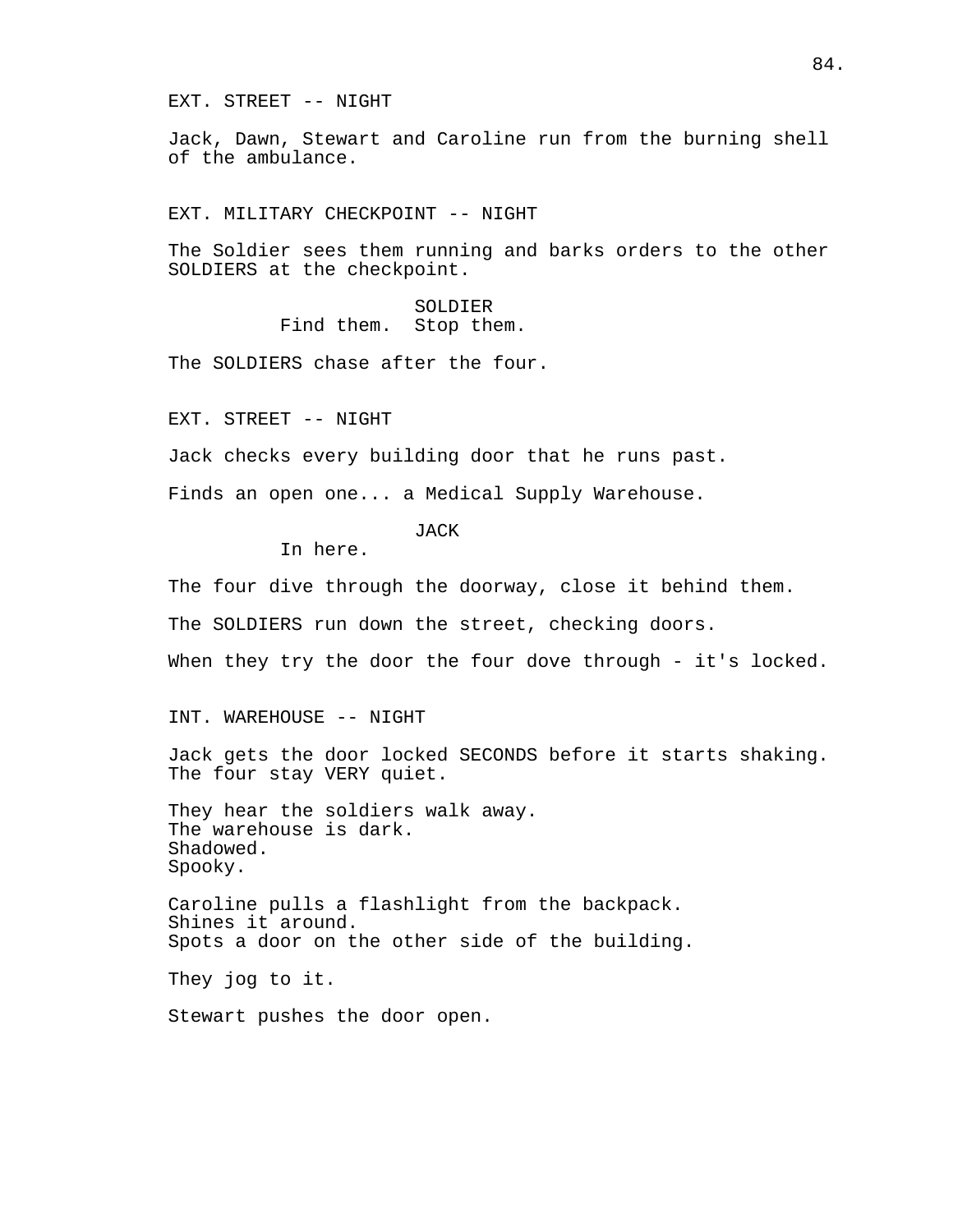EXT. STREET -- NIGHT

Jack, Dawn, Stewart and Caroline run from the burning shell of the ambulance.

EXT. MILITARY CHECKPOINT -- NIGHT

The Soldier sees them running and barks orders to the other SOLDIERS at the checkpoint.

SOLDIER
Find them.  Stop them.

The SOLDIERS chase after the four.

EXT. STREET -- NIGHT

Jack checks every building door that he runs past.

Finds an open one... a Medical Supply Warehouse.

JACK
In here.

The four dive through the doorway, close it behind them.

The SOLDIERS run down the street, checking doors.

When they try the door the four dove through - it's locked.

INT. WAREHOUSE -- NIGHT

Jack gets the door locked SECONDS before it starts shaking.
The four stay VERY quiet.

They hear the soldiers walk away.
The warehouse is dark.
Shadowed.
Spooky.

Caroline pulls a flashlight from the backpack.
Shines it around.
Spots a door on the other side of the building.

They jog to it.

Stewart pushes the door open.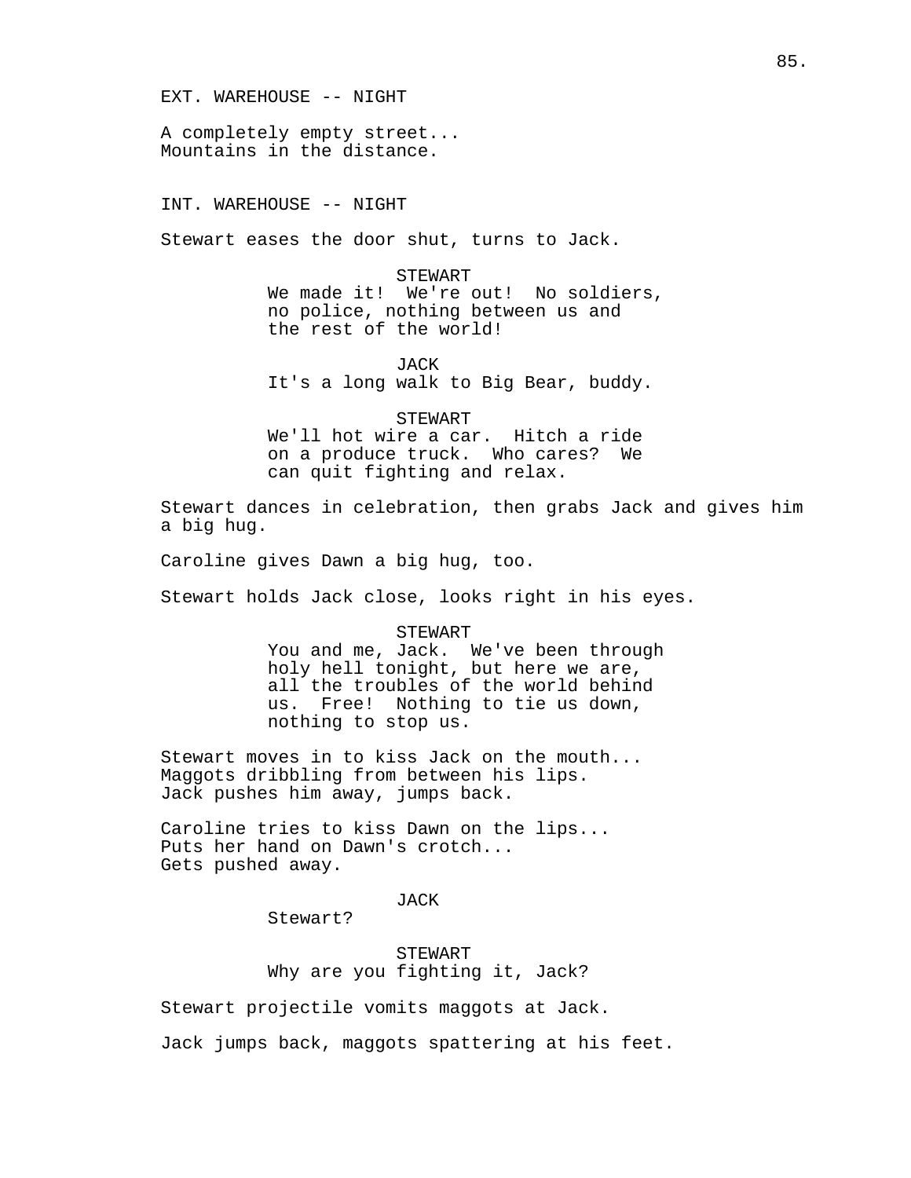EXT. WAREHOUSE -- NIGHT

A completely empty street...
Mountains in the distance.

INT. WAREHOUSE -- NIGHT

Stewart eases the door shut, turns to Jack.

STEWART
We made it! We're out! No soldiers, no police, nothing between us and the rest of the world!

JACK
It's a long walk to Big Bear, buddy.

STEWART
We'll hot wire a car. Hitch a ride on a produce truck. Who cares? We can quit fighting and relax.

Stewart dances in celebration, then grabs Jack and gives him a big hug.

Caroline gives Dawn a big hug, too.

Stewart holds Jack close, looks right in his eyes.

STEWART
You and me, Jack. We've been through holy hell tonight, but here we are, all the troubles of the world behind us. Free! Nothing to tie us down, nothing to stop us.

Stewart moves in to kiss Jack on the mouth...
Maggots dribbling from between his lips.
Jack pushes him away, jumps back.

Caroline tries to kiss Dawn on the lips...
Puts her hand on Dawn's crotch...
Gets pushed away.

JACK
Stewart?

STEWART
Why are you fighting it, Jack?

Stewart projectile vomits maggots at Jack.

Jack jumps back, maggots spattering at his feet.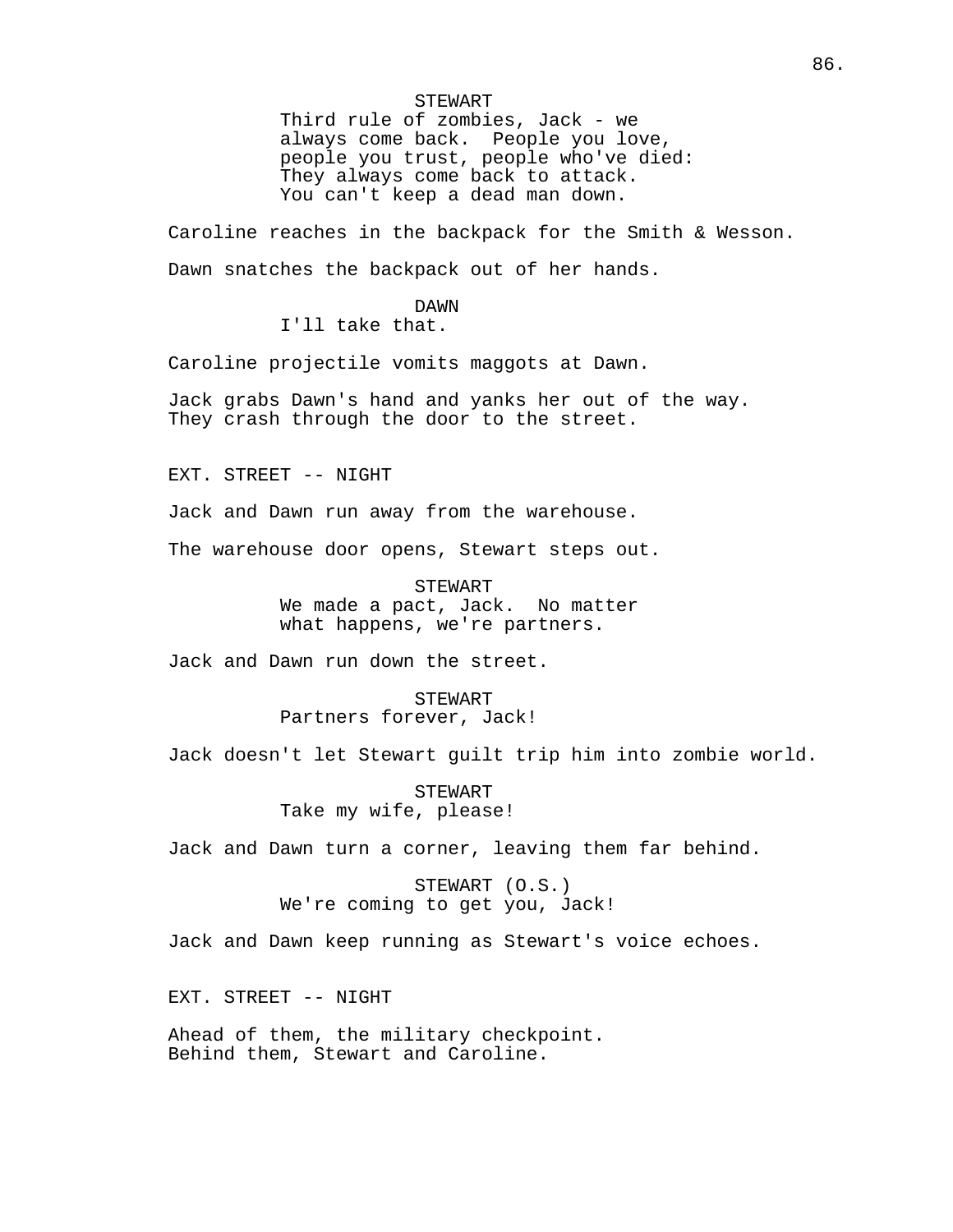STEWART
Third rule of zombies, Jack - we always come back. People you love, people you trust, people who've died: They always come back to attack. You can't keep a dead man down.

Caroline reaches in the backpack for the Smith & Wesson.

Dawn snatches the backpack out of her hands.

DAWN
I'll take that.

Caroline projectile vomits maggots at Dawn.

Jack grabs Dawn's hand and yanks her out of the way. They crash through the door to the street.

EXT. STREET -- NIGHT

Jack and Dawn run away from the warehouse.

The warehouse door opens, Stewart steps out.

STEWART
We made a pact, Jack. No matter what happens, we're partners.

Jack and Dawn run down the street.

STEWART
Partners forever, Jack!

Jack doesn't let Stewart guilt trip him into zombie world.

STEWART
Take my wife, please!

Jack and Dawn turn a corner, leaving them far behind.

STEWART (O.S.)
We're coming to get you, Jack!

Jack and Dawn keep running as Stewart's voice echoes.

EXT. STREET -- NIGHT

Ahead of them, the military checkpoint.
Behind them, Stewart and Caroline.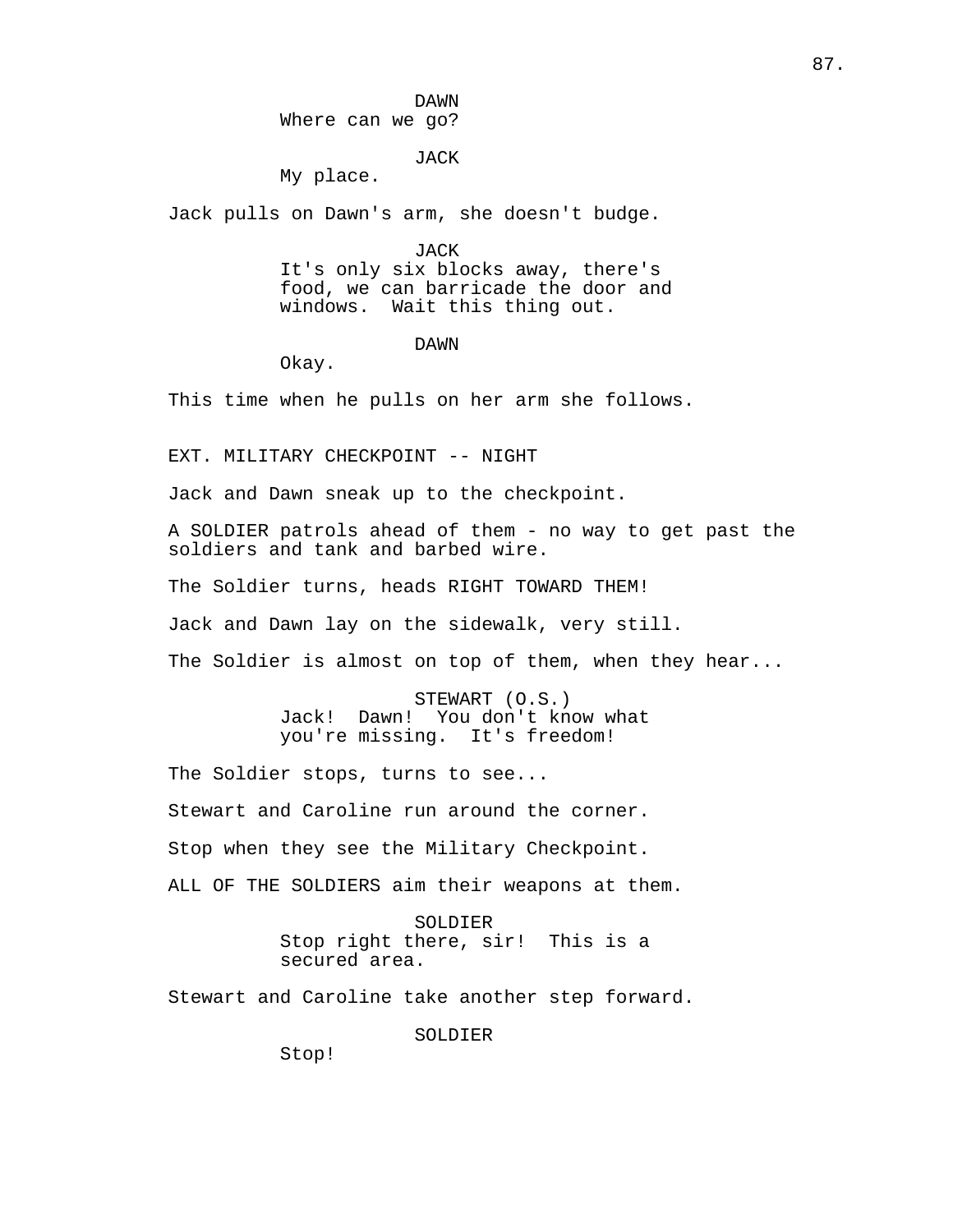DAWN
Where can we go?

JACK
My place.

Jack pulls on Dawn's arm, she doesn't budge.

JACK
It's only six blocks away, there's food, we can barricade the door and windows.  Wait this thing out.

DAWN
Okay.

This time when he pulls on her arm she follows.

EXT. MILITARY CHECKPOINT -- NIGHT

Jack and Dawn sneak up to the checkpoint.

A SOLDIER patrols ahead of them - no way to get past the soldiers and tank and barbed wire.

The Soldier turns, heads RIGHT TOWARD THEM!

Jack and Dawn lay on the sidewalk, very still.

The Soldier is almost on top of them, when they hear...

STEWART (O.S.)
Jack!  Dawn!  You don't know what you're missing.  It's freedom!

The Soldier stops, turns to see...

Stewart and Caroline run around the corner.

Stop when they see the Military Checkpoint.

ALL OF THE SOLDIERS aim their weapons at them.

SOLDIER
Stop right there, sir!  This is a secured area.

Stewart and Caroline take another step forward.

SOLDIER
Stop!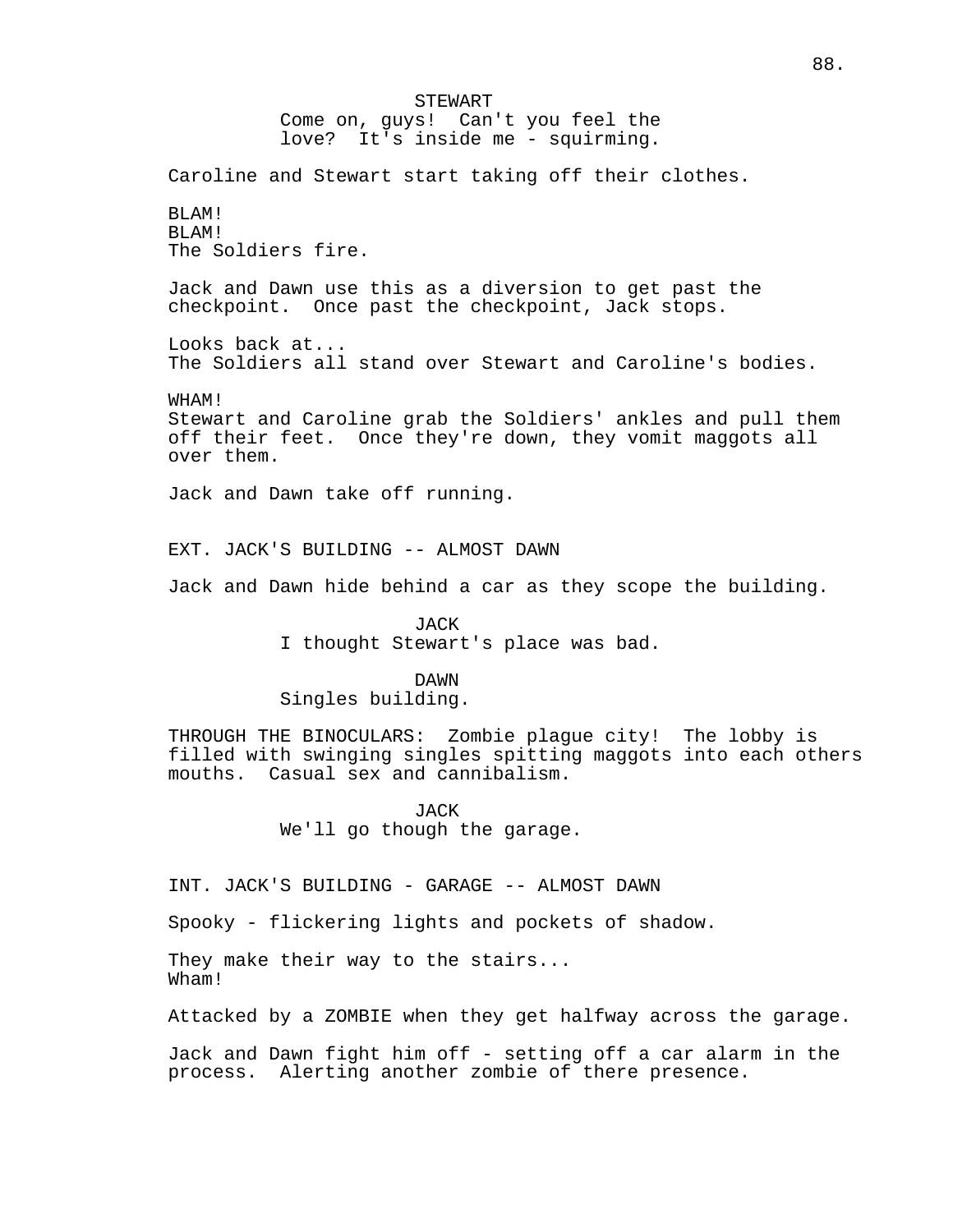STEWART
Come on, guys! Can't you feel the love? It's inside me - squirming.

Caroline and Stewart start taking off their clothes.

BLAM!
BLAM!
The Soldiers fire.

Jack and Dawn use this as a diversion to get past the checkpoint. Once past the checkpoint, Jack stops.

Looks back at...
The Soldiers all stand over Stewart and Caroline's bodies.

WHAM!
Stewart and Caroline grab the Soldiers' ankles and pull them off their feet. Once they're down, they vomit maggots all over them.

Jack and Dawn take off running.

EXT. JACK'S BUILDING -- ALMOST DAWN

Jack and Dawn hide behind a car as they scope the building.

JACK
I thought Stewart's place was bad.

DAWN
Singles building.

THROUGH THE BINOCULARS: Zombie plague city! The lobby is filled with swinging singles spitting maggots into each others mouths. Casual sex and cannibalism.

JACK
We'll go though the garage.

INT. JACK'S BUILDING - GARAGE -- ALMOST DAWN

Spooky - flickering lights and pockets of shadow.

They make their way to the stairs...
Wham!

Attacked by a ZOMBIE when they get halfway across the garage.

Jack and Dawn fight him off - setting off a car alarm in the process. Alerting another zombie of there presence.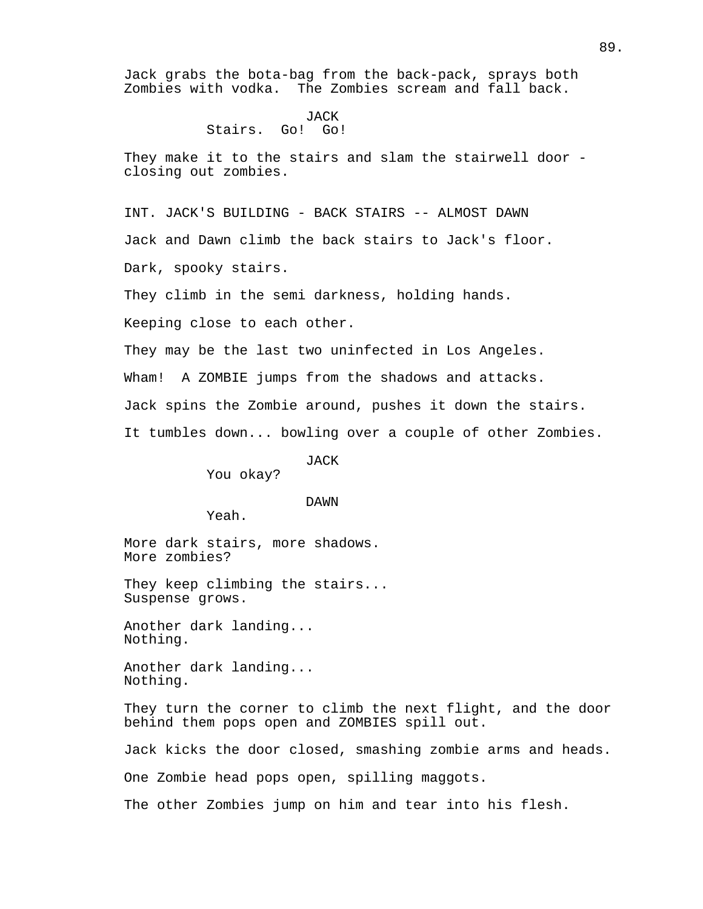Jack grabs the bota-bag from the back-pack, sprays both Zombies with vodka. The Zombies scream and fall back.

JACK
Stairs. Go! Go!

They make it to the stairs and slam the stairwell door - closing out zombies.

INT. JACK'S BUILDING - BACK STAIRS -- ALMOST DAWN

Jack and Dawn climb the back stairs to Jack's floor.

Dark, spooky stairs.

They climb in the semi darkness, holding hands.

Keeping close to each other.

They may be the last two uninfected in Los Angeles.

Wham! A ZOMBIE jumps from the shadows and attacks.

Jack spins the Zombie around, pushes it down the stairs.

It tumbles down... bowling over a couple of other Zombies.

JACK
You okay?

DAWN
Yeah.

More dark stairs, more shadows.
More zombies?

They keep climbing the stairs...
Suspense grows.

Another dark landing...
Nothing.

Another dark landing...
Nothing.

They turn the corner to climb the next flight, and the door behind them pops open and ZOMBIES spill out.

Jack kicks the door closed, smashing zombie arms and heads.

One Zombie head pops open, spilling maggots.

The other Zombies jump on him and tear into his flesh.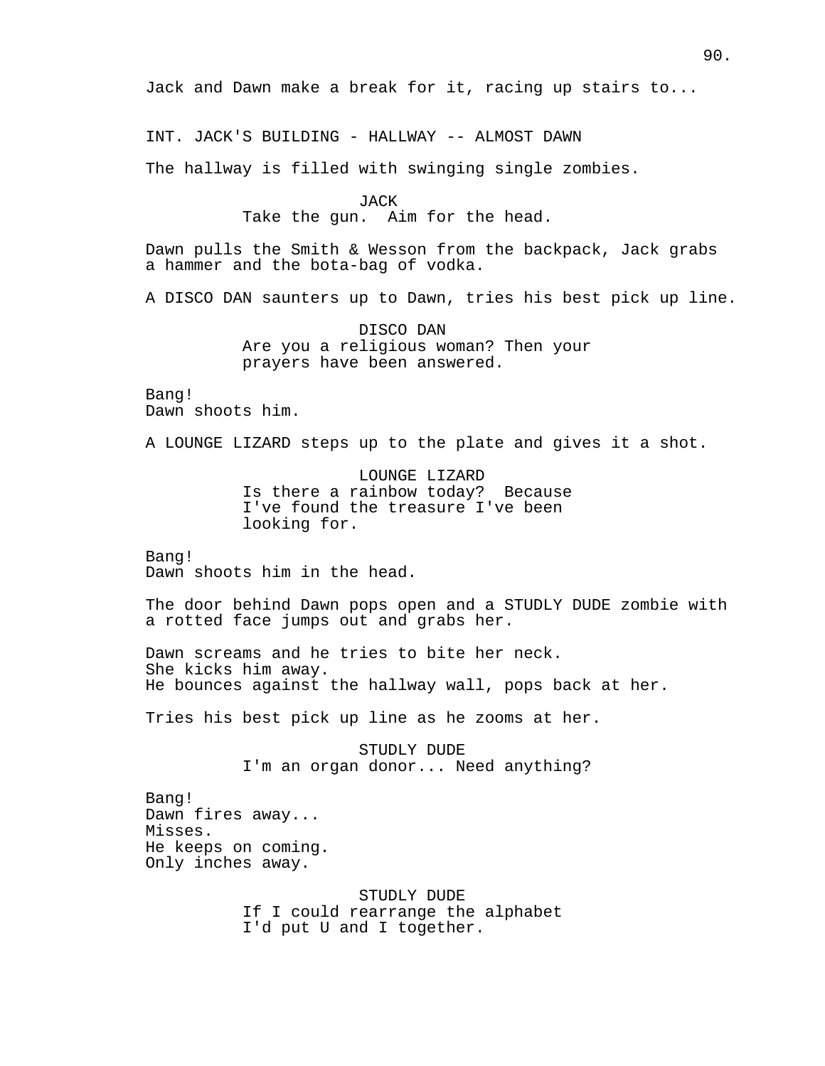Jack and Dawn make a break for it, racing up stairs to...

INT. JACK'S BUILDING - HALLWAY -- ALMOST DAWN

The hallway is filled with swinging single zombies.

JACK
Take the gun.  Aim for the head.

Dawn pulls the Smith & Wesson from the backpack, Jack grabs a hammer and the bota-bag of vodka.

A DISCO DAN saunters up to Dawn, tries his best pick up line.

DISCO DAN
Are you a religious woman? Then your prayers have been answered.

Bang!
Dawn shoots him.

A LOUNGE LIZARD steps up to the plate and gives it a shot.

LOUNGE LIZARD
Is there a rainbow today?  Because I've found the treasure I've been looking for.

Bang!
Dawn shoots him in the head.

The door behind Dawn pops open and a STUDLY DUDE zombie with a rotted face jumps out and grabs her.

Dawn screams and he tries to bite her neck.
She kicks him away.
He bounces against the hallway wall, pops back at her.

Tries his best pick up line as he zooms at her.

STUDLY DUDE
I'm an organ donor... Need anything?

Bang!
Dawn fires away...
Misses.
He keeps on coming.
Only inches away.

STUDLY DUDE
If I could rearrange the alphabet I'd put U and I together.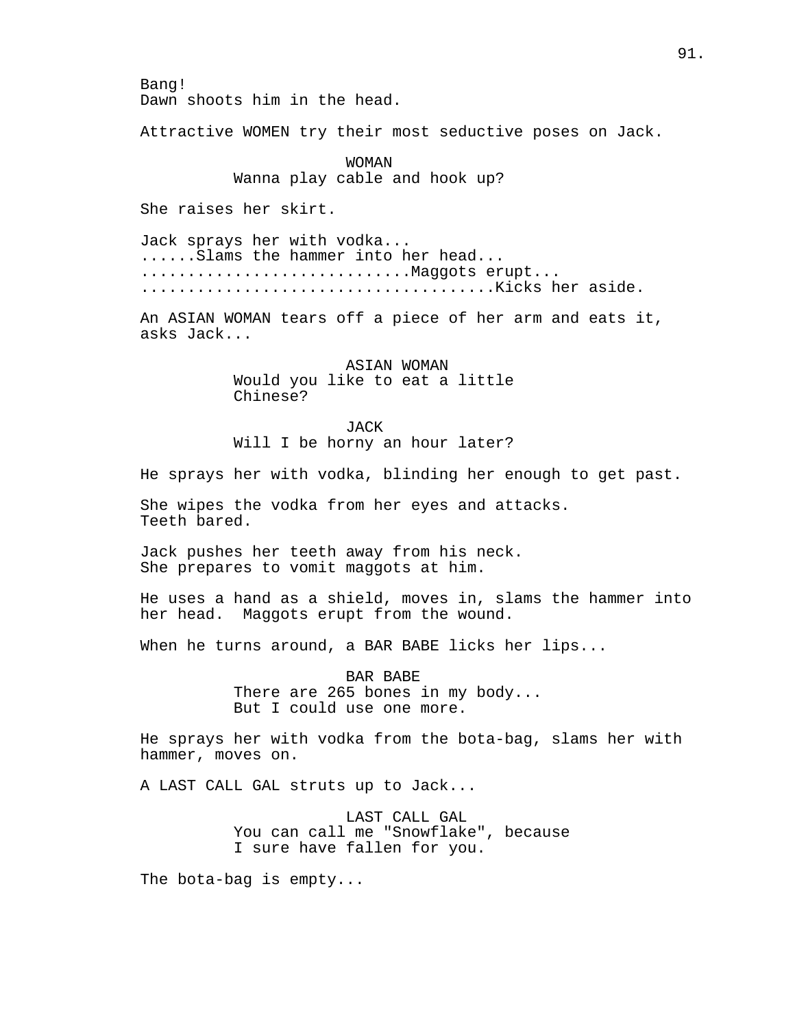Bang!
Dawn shoots him in the head.

Attractive WOMEN try their most seductive poses on Jack.

WOMAN
Wanna play cable and hook up?

She raises her skirt.

Jack sprays her with vodka...
......Slams the hammer into her head...
............................Maggots erupt...
....................................Kicks her aside.

An ASIAN WOMAN tears off a piece of her arm and eats it, asks Jack...

ASIAN WOMAN
Would you like to eat a little Chinese?

JACK
Will I be horny an hour later?

He sprays her with vodka, blinding her enough to get past.

She wipes the vodka from her eyes and attacks.
Teeth bared.

Jack pushes her teeth away from his neck.
She prepares to vomit maggots at him.

He uses a hand as a shield, moves in, slams the hammer into her head. Maggots erupt from the wound.

When he turns around, a BAR BABE licks her lips...

BAR BABE
There are 265 bones in my body...
But I could use one more.

He sprays her with vodka from the bota-bag, slams her with hammer, moves on.

A LAST CALL GAL struts up to Jack...

LAST CALL GAL
You can call me "Snowflake", because I sure have fallen for you.

The bota-bag is empty...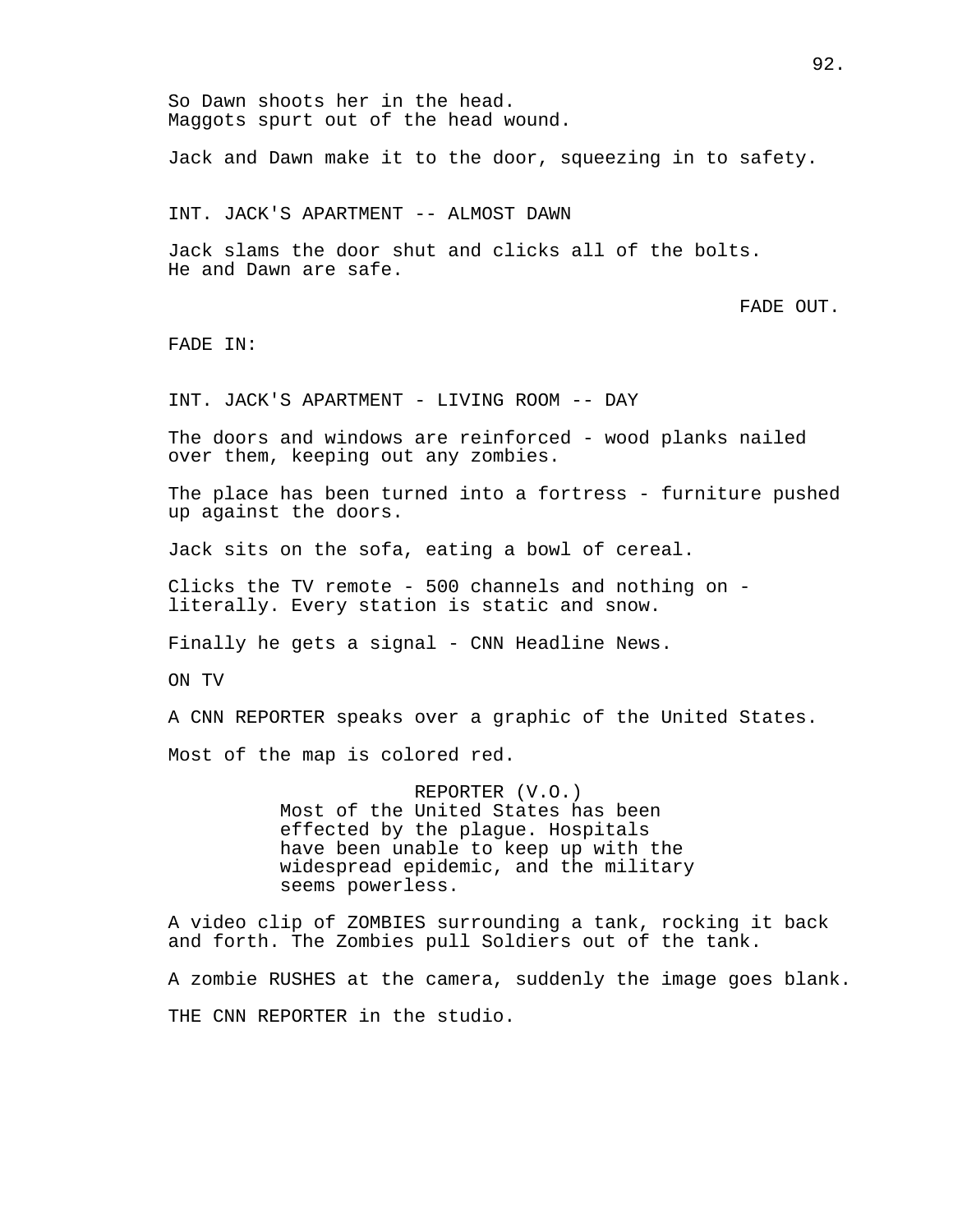So Dawn shoots her in the head.
Maggots spurt out of the head wound.

Jack and Dawn make it to the door, squeezing in to safety.

INT. JACK'S APARTMENT -- ALMOST DAWN

Jack slams the door shut and clicks all of the bolts.
He and Dawn are safe.

FADE OUT.

FADE IN:

INT. JACK'S APARTMENT - LIVING ROOM -- DAY

The doors and windows are reinforced - wood planks nailed over them, keeping out any zombies.

The place has been turned into a fortress - furniture pushed up against the doors.

Jack sits on the sofa, eating a bowl of cereal.

Clicks the TV remote - 500 channels and nothing on - literally. Every station is static and snow.

Finally he gets a signal - CNN Headline News.

ON TV

A CNN REPORTER speaks over a graphic of the United States.

Most of the map is colored red.

REPORTER (V.O.)
Most of the United States has been effected by the plague. Hospitals have been unable to keep up with the widespread epidemic, and the military seems powerless.

A video clip of ZOMBIES surrounding a tank, rocking it back and forth. The Zombies pull Soldiers out of the tank.

A zombie RUSHES at the camera, suddenly the image goes blank.

THE CNN REPORTER in the studio.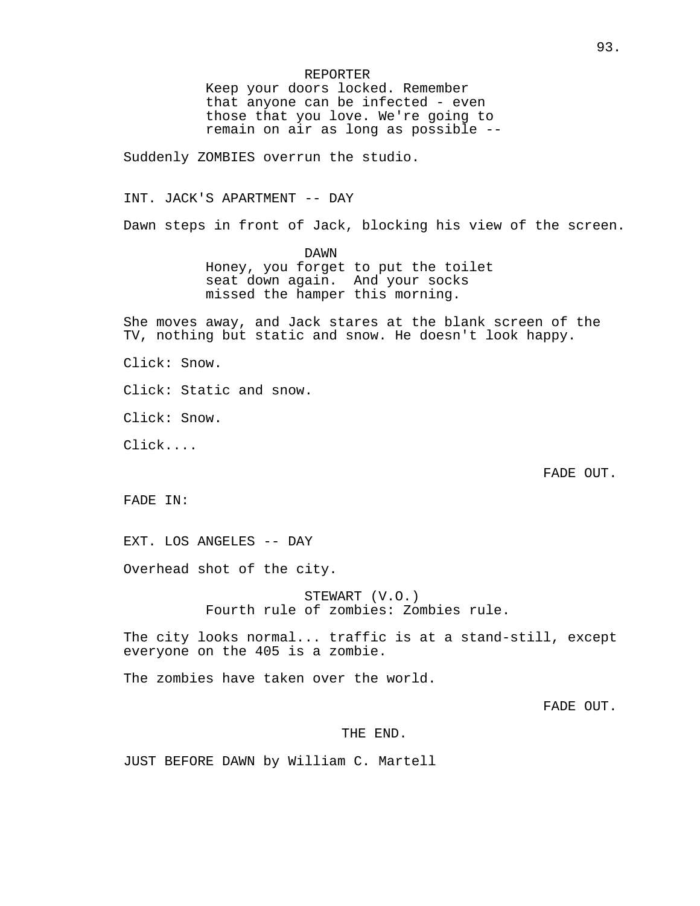REPORTER
Keep your doors locked. Remember that anyone can be infected - even those that you love. We're going to remain on air as long as possible --

Suddenly ZOMBIES overrun the studio.

INT. JACK'S APARTMENT -- DAY

Dawn steps in front of Jack, blocking his view of the screen.

DAWN
Honey, you forget to put the toilet seat down again. And your socks missed the hamper this morning.

She moves away, and Jack stares at the blank screen of the TV, nothing but static and snow. He doesn't look happy.

Click: Snow.

Click: Static and snow.

Click: Snow.

Click....

FADE OUT.

FADE IN:

EXT. LOS ANGELES -- DAY

Overhead shot of the city.

STEWART (V.O.)
Fourth rule of zombies: Zombies rule.

The city looks normal... traffic is at a stand-still, except everyone on the 405 is a zombie.

The zombies have taken over the world.

FADE OUT.

THE END.

JUST BEFORE DAWN by William C. Martell